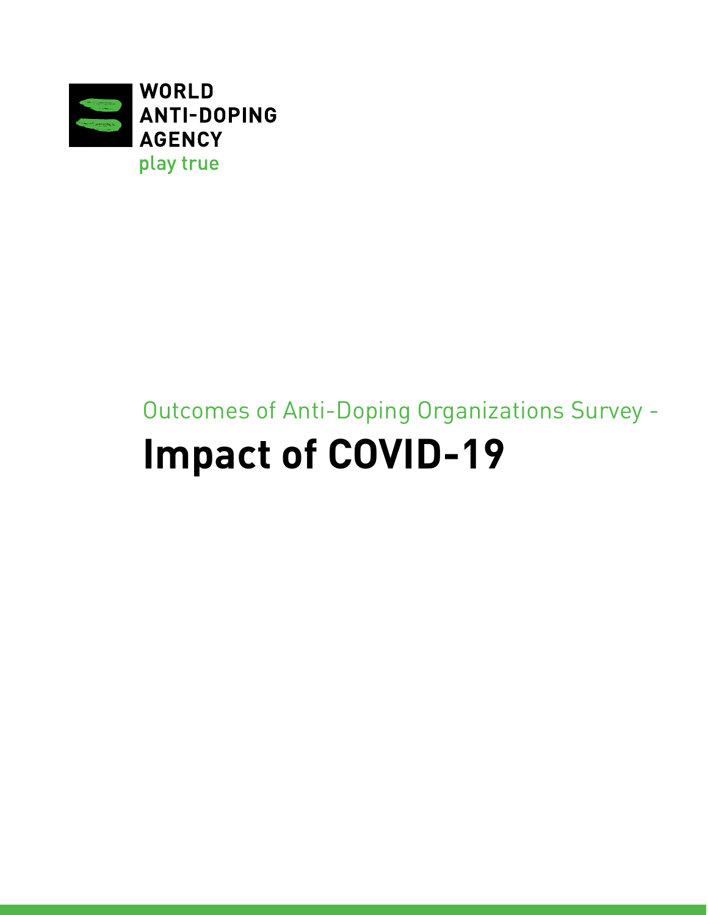WORLD ANTI-DOPING AGENCY

play true

Outcomes of Anti-Doping Organizations Survey -

# Impact of COVID-19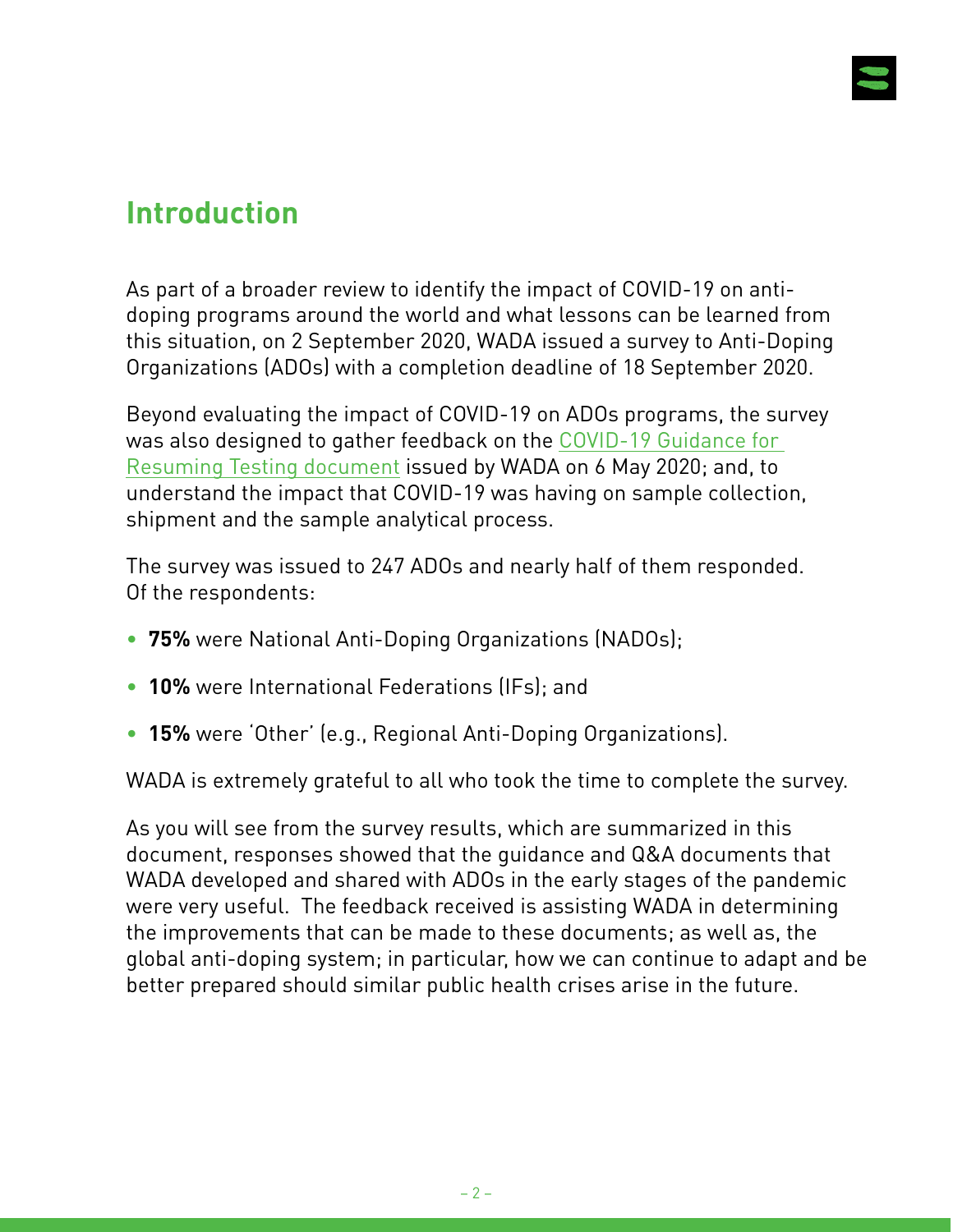## Introduction

As part of a broader review to identify the impact of COVID-19 on anti-doping programs around the world and what lessons can be learned from this situation, on 2 September 2020, WADA issued a survey to Anti-Doping Organizations (ADOs) with a completion deadline of 18 September 2020.

Beyond evaluating the impact of COVID-19 on ADOs programs, the survey was also designed to gather feedback on the COVID-19 Guidance for Resuming Testing document issued by WADA on 6 May 2020; and, to understand the impact that COVID-19 was having on sample collection, shipment and the sample analytical process.

The survey was issued to 247 ADOs and nearly half of them responded. Of the respondents:

- **75%** were National Anti-Doping Organizations (NADOs);
- **10%** were International Federations (IFs); and
- **15%** were 'Other' (e.g., Regional Anti-Doping Organizations).

WADA is extremely grateful to all who took the time to complete the survey.

As you will see from the survey results, which are summarized in this document, responses showed that the guidance and Q&A documents that WADA developed and shared with ADOs in the early stages of the pandemic were very useful. The feedback received is assisting WADA in determining the improvements that can be made to these documents; as well as, the global anti-doping system; in particular, how we can continue to adapt and be better prepared should similar public health crises arise in the future.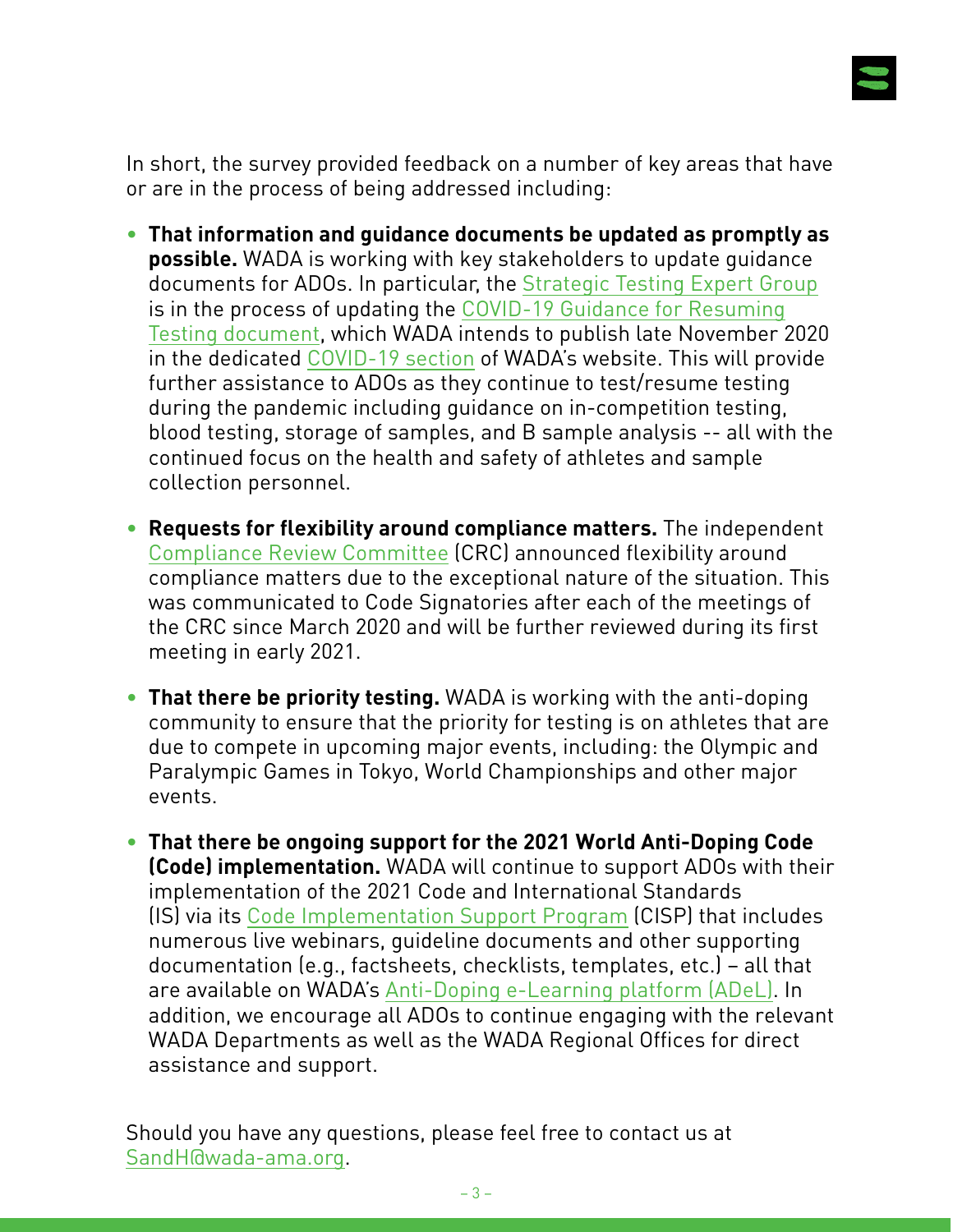In short, the survey provided feedback on a number of key areas that have or are in the process of being addressed including:

- **That information and guidance documents be updated as promptly as possible.** WADA is working with key stakeholders to update guidance documents for ADOs. In particular, the Strategic Testing Expert Group is in the process of updating the COVID-19 Guidance for Resuming Testing document, which WADA intends to publish late November 2020 in the dedicated COVID-19 section of WADA's website. This will provide further assistance to ADOs as they continue to test/resume testing during the pandemic including guidance on in-competition testing, blood testing, storage of samples, and B sample analysis -- all with the continued focus on the health and safety of athletes and sample collection personnel.

- **Requests for flexibility around compliance matters.** The independent Compliance Review Committee (CRC) announced flexibility around compliance matters due to the exceptional nature of the situation. This was communicated to Code Signatories after each of the meetings of the CRC since March 2020 and will be further reviewed during its first meeting in early 2021.

- **That there be priority testing.** WADA is working with the anti-doping community to ensure that the priority for testing is on athletes that are due to compete in upcoming major events, including: the Olympic and Paralympic Games in Tokyo, World Championships and other major events.

- **That there be ongoing support for the 2021 World Anti-Doping Code (Code) implementation.** WADA will continue to support ADOs with their implementation of the 2021 Code and International Standards (IS) via its Code Implementation Support Program (CISP) that includes numerous live webinars, guideline documents and other supporting documentation (e.g., factsheets, checklists, templates, etc.) – all that are available on WADA's Anti-Doping e-Learning platform (ADeL). In addition, we encourage all ADOs to continue engaging with the relevant WADA Departments as well as the WADA Regional Offices for direct assistance and support.

Should you have any questions, please feel free to contact us at SandH@wada-ama.org.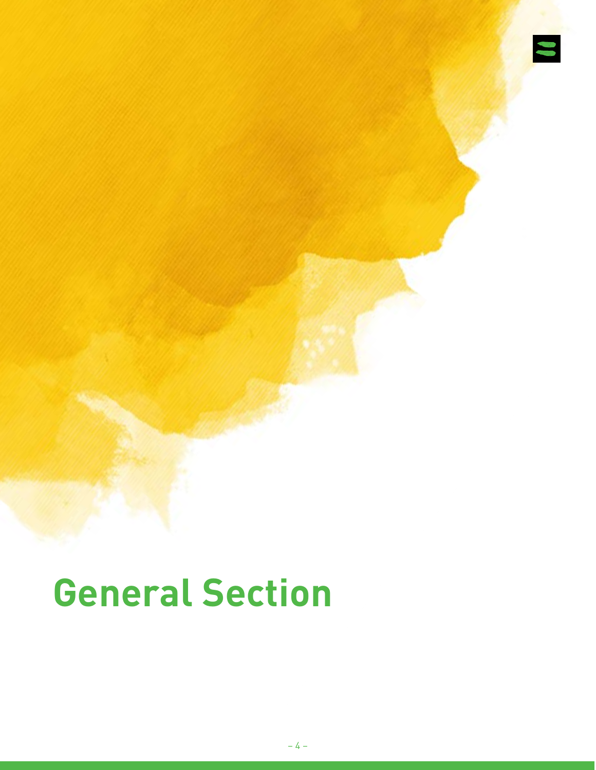# General Section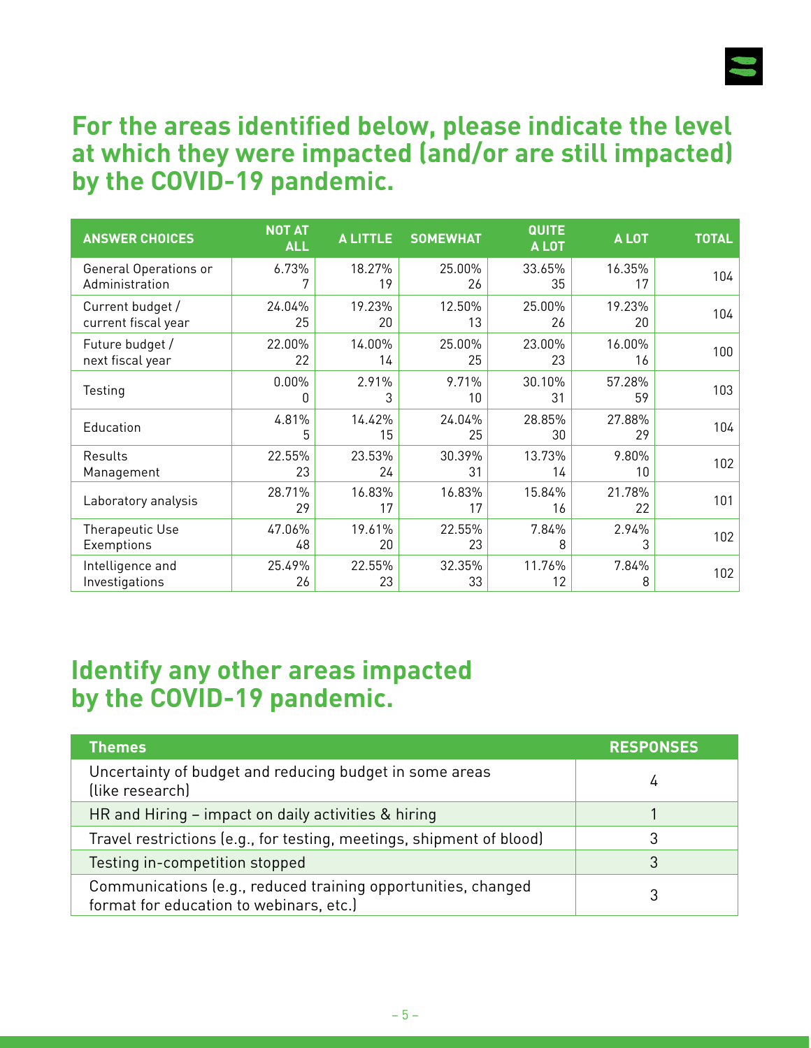## For the areas identified below, please indicate the level at which they were impacted (and/or are still impacted) by the COVID-19 pandemic.

| ANSWER CHOICES | NOT AT ALL | A LITTLE | SOMEWHAT | QUITE A LOT | A LOT | TOTAL |
|---|---|---|---|---|---|---|
| General Operations or Administration | 6.73% 7 | 18.27% 19 | 25.00% 26 | 33.65% 35 | 16.35% 17 | 104 |
| Current budget / current fiscal year | 24.04% 25 | 19.23% 20 | 12.50% 13 | 25.00% 26 | 19.23% 20 | 104 |
| Future budget / next fiscal year | 22.00% 22 | 14.00% 14 | 25.00% 25 | 23.00% 23 | 16.00% 16 | 100 |
| Testing | 0.00% 0 | 2.91% 3 | 9.71% 10 | 30.10% 31 | 57.28% 59 | 103 |
| Education | 4.81% 5 | 14.42% 15 | 24.04% 25 | 28.85% 30 | 27.88% 29 | 104 |
| Results Management | 22.55% 23 | 23.53% 24 | 30.39% 31 | 13.73% 14 | 9.80% 10 | 102 |
| Laboratory analysis | 28.71% 29 | 16.83% 17 | 16.83% 17 | 15.84% 16 | 21.78% 22 | 101 |
| Therapeutic Use Exemptions | 47.06% 48 | 19.61% 20 | 22.55% 23 | 7.84% 8 | 2.94% 3 | 102 |
| Intelligence and Investigations | 25.49% 26 | 22.55% 23 | 32.35% 33 | 11.76% 12 | 7.84% 8 | 102 |

## Identify any other areas impacted by the COVID-19 pandemic.

| Themes | RESPONSES |
|---|---|
| Uncertainty of budget and reducing budget in some areas (like research) | 4 |
| HR and Hiring – impact on daily activities & hiring | 1 |
| Travel restrictions (e.g., for testing, meetings, shipment of blood) | 3 |
| Testing in-competition stopped | 3 |
| Communications (e.g., reduced training opportunities, changed format for education to webinars, etc.) | 3 |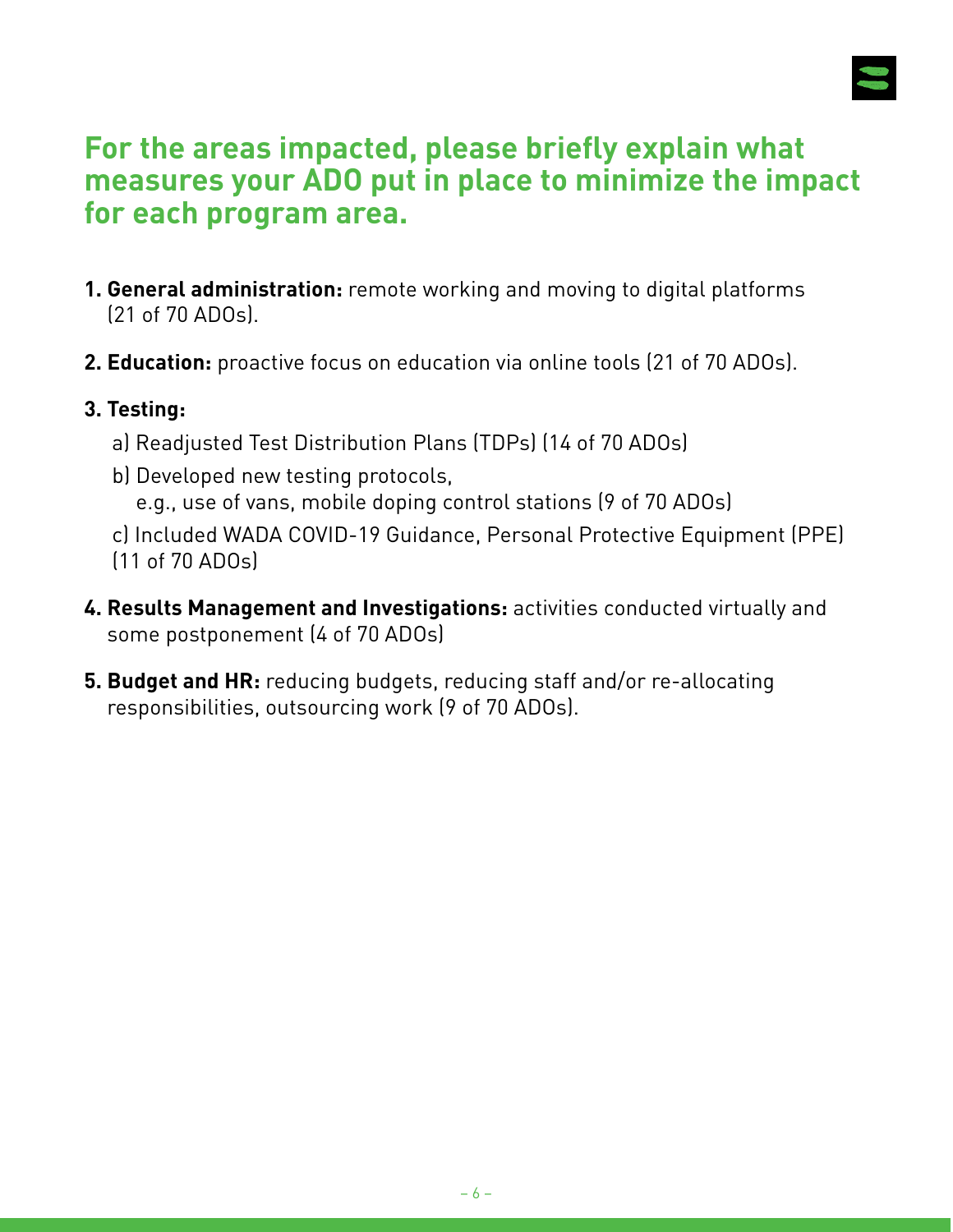## For the areas impacted, please briefly explain what measures your ADO put in place to minimize the impact for each program area.

1. **General administration:** remote working and moving to digital platforms (21 of 70 ADOs).
2. **Education:** proactive focus on education via online tools (21 of 70 ADOs).
3. **Testing:**
   a) Readjusted Test Distribution Plans (TDPs) (14 of 70 ADOs)
   b) Developed new testing protocols, e.g., use of vans, mobile doping control stations (9 of 70 ADOs)
   c) Included WADA COVID-19 Guidance, Personal Protective Equipment (PPE) (11 of 70 ADOs)
4. **Results Management and Investigations:** activities conducted virtually and some postponement (4 of 70 ADOs)
5. **Budget and HR:** reducing budgets, reducing staff and/or re-allocating responsibilities, outsourcing work (9 of 70 ADOs).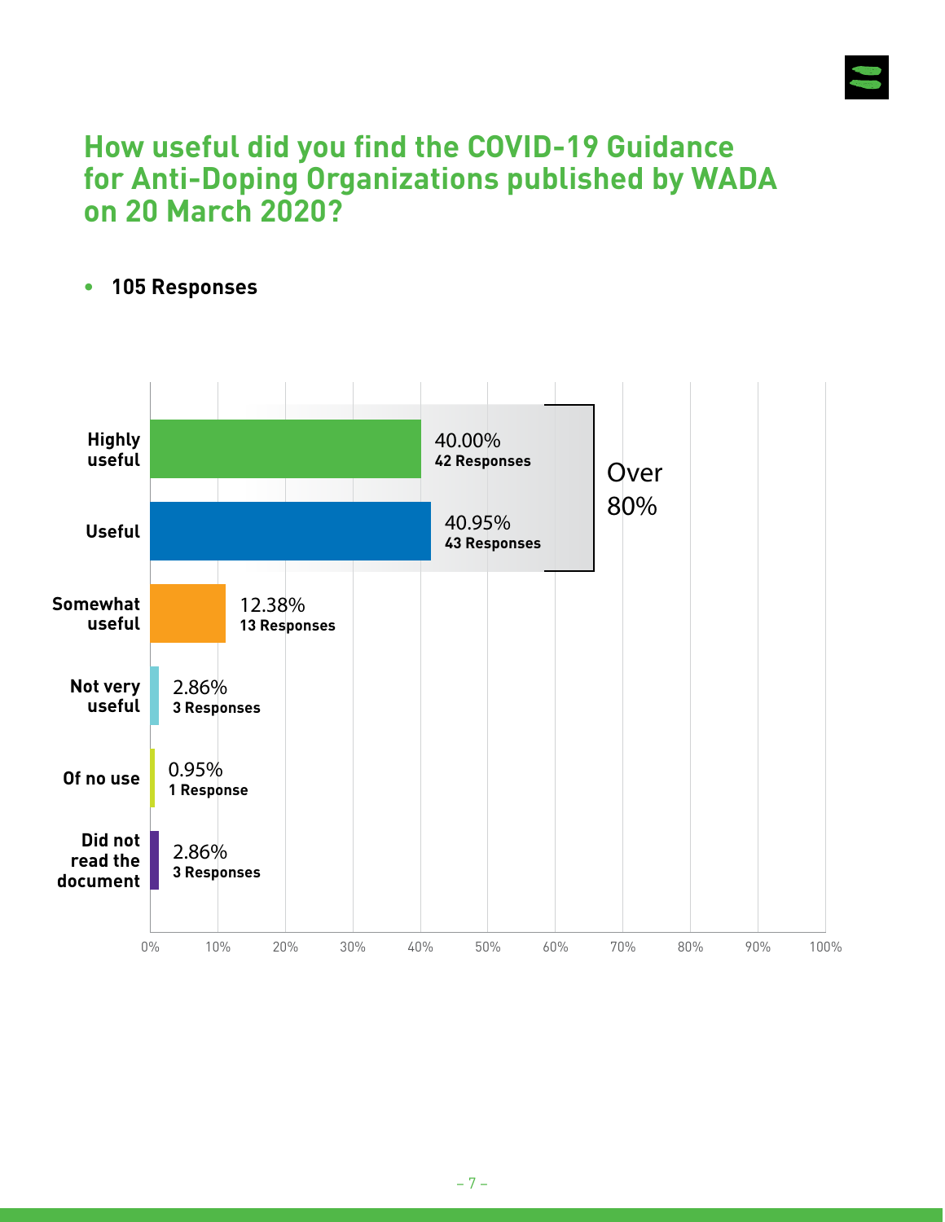## How useful did you find the COVID-19 Guidance for Anti-Doping Organizations published by WADA on 20 March 2020?

- **105 Responses**

| Response | Percentage | Responses |
|---|---|---|
| Highly useful | 40.00% | 42 Responses |
| Useful | 40.95% | 43 Responses |
| Somewhat useful | 12.38% | 13 Responses |
| Not very useful | 2.86% | 3 Responses |
| Of no use | 0.95% | 1 Response |
| Did not read the document | 2.86% | 3 Responses |

Over 80%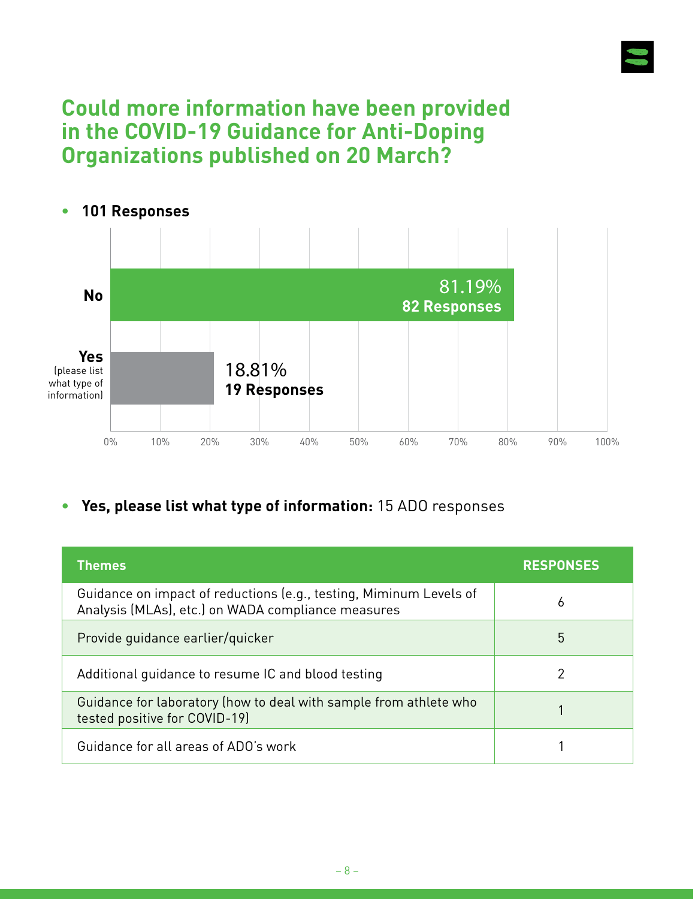# Could more information have been provided in the COVID-19 Guidance for Anti-Doping Organizations published on 20 March?

- **101 Responses**

| Answer | Percentage | Responses |
|---|---|---|
| No | 81.19% | 82 Responses |
| Yes (please list what type of information) | 18.81% | 19 Responses |

- **Yes, please list what type of information:** 15 ADO responses

| Themes | RESPONSES |
|---|---|
| Guidance on impact of reductions (e.g., testing, Miminum Levels of Analysis (MLAs), etc.) on WADA compliance measures | 6 |
| Provide guidance earlier/quicker | 5 |
| Additional guidance to resume IC and blood testing | 2 |
| Guidance for laboratory (how to deal with sample from athlete who tested positive for COVID-19) | 1 |
| Guidance for all areas of ADO's work | 1 |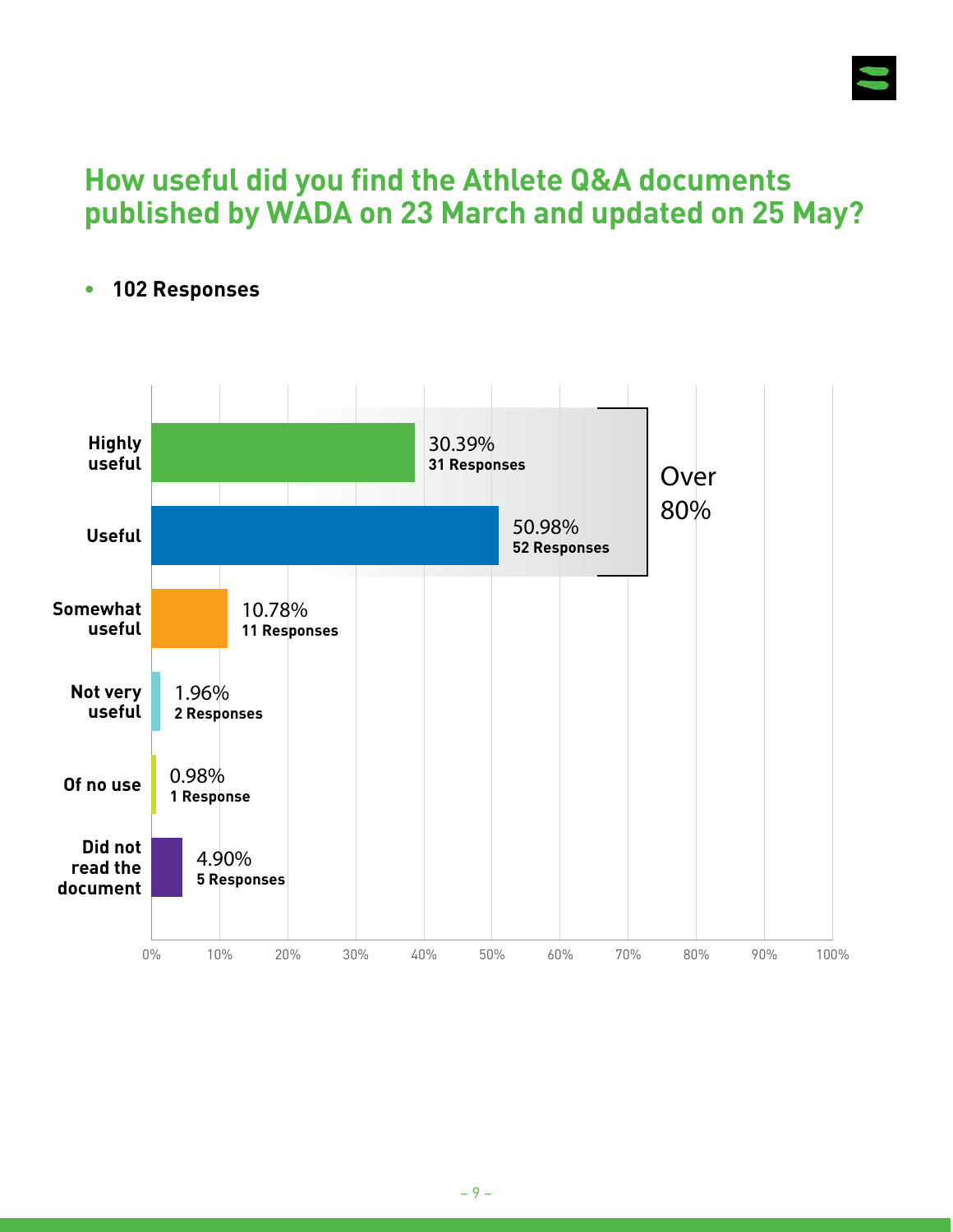## How useful did you find the Athlete Q&A documents published by WADA on 23 March and updated on 25 May?

- **102 Responses**

| Response | Percentage | Responses |
|---|---|---|
| Highly useful | 30.39% | 31 Responses |
| Useful | 50.98% | 52 Responses |
| Somewhat useful | 10.78% | 11 Responses |
| Not very useful | 1.96% | 2 Responses |
| Of no use | 0.98% | 1 Response |
| Did not read the document | 4.90% | 5 Responses |

Over 80%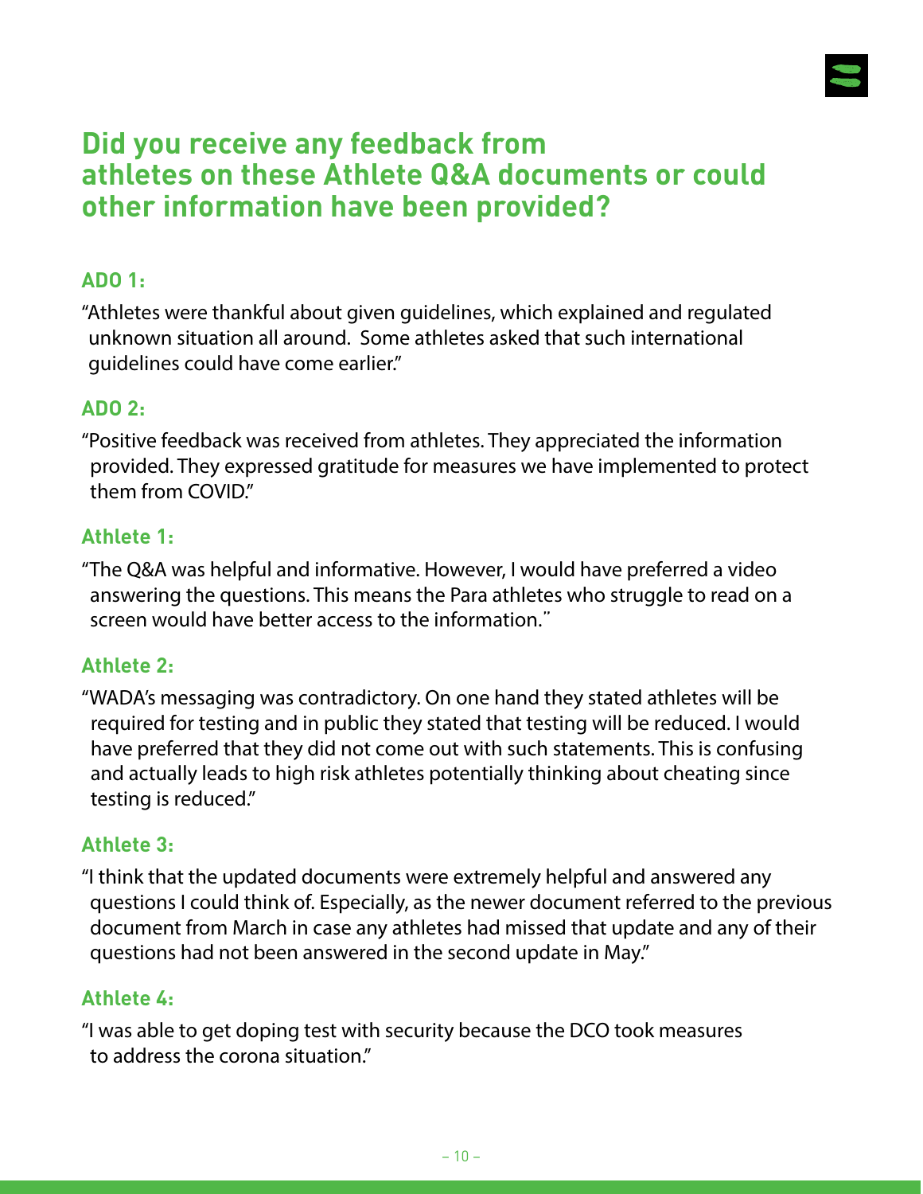## Did you receive any feedback from athletes on these Athlete Q&A documents or could other information have been provided?

**ADO 1:**

"Athletes were thankful about given guidelines, which explained and regulated unknown situation all around. Some athletes asked that such international guidelines could have come earlier."

**ADO 2:**

"Positive feedback was received from athletes. They appreciated the information provided. They expressed gratitude for measures we have implemented to protect them from COVID."

**Athlete 1:**

"The Q&A was helpful and informative. However, I would have preferred a video answering the questions. This means the Para athletes who struggle to read on a screen would have better access to the information."

**Athlete 2:**

"WADA's messaging was contradictory. On one hand they stated athletes will be required for testing and in public they stated that testing will be reduced. I would have preferred that they did not come out with such statements. This is confusing and actually leads to high risk athletes potentially thinking about cheating since testing is reduced."

**Athlete 3:**

"I think that the updated documents were extremely helpful and answered any questions I could think of. Especially, as the newer document referred to the previous document from March in case any athletes had missed that update and any of their questions had not been answered in the second update in May."

**Athlete 4:**

"I was able to get doping test with security because the DCO took measures to address the corona situation."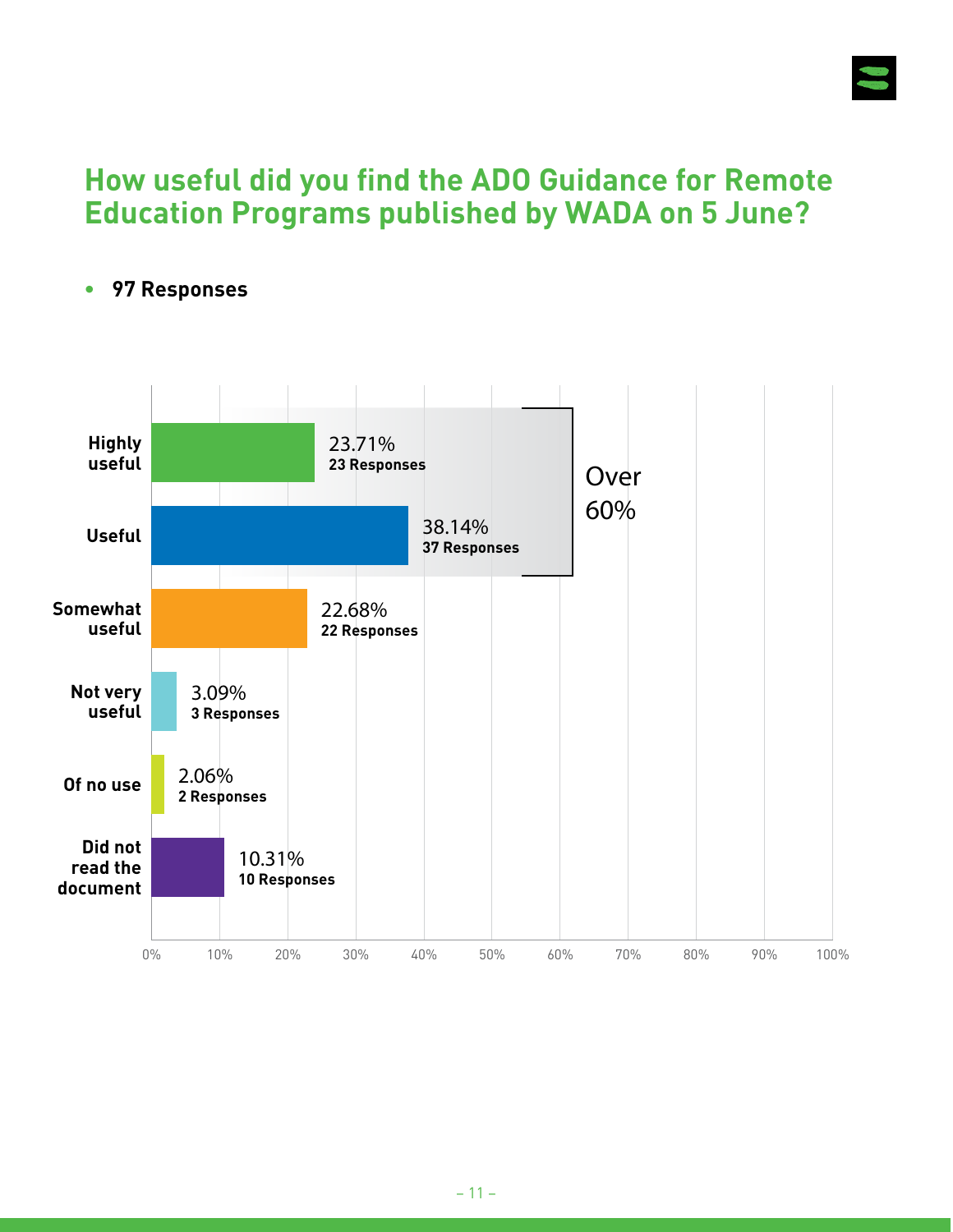## How useful did you find the ADO Guidance for Remote Education Programs published by WADA on 5 June?

- **97 Responses**

| Response | Percentage | Responses |
|---|---|---|
| Highly useful | 23.71% | 23 Responses |
| Useful | 38.14% | 37 Responses |
| Somewhat useful | 22.68% | 22 Responses |
| Not very useful | 3.09% | 3 Responses |
| Of no use | 2.06% | 2 Responses |
| Did not read the document | 10.31% | 10 Responses |

Over 60%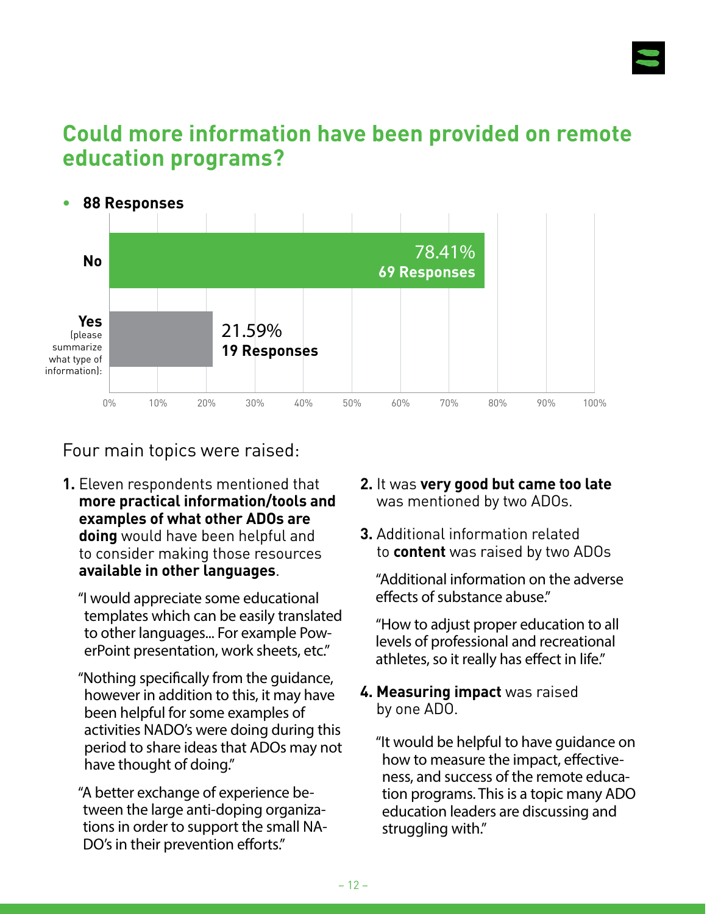## Could more information have been provided on remote education programs?

- **88 Responses**

| Answer | Percentage | Responses |
|---|---|---|
| No | 78.41% | 69 Responses |
| Yes (please summarize what type of information): | 21.59% | 19 Responses |

Four main topics were raised:

1. Eleven respondents mentioned that **more practical information/tools and examples of what other ADOs are doing** would have been helpful and to consider making those resources **available in other languages**.

   "I would appreciate some educational templates which can be easily translated to other languages... For example PowerPoint presentation, work sheets, etc."

   "Nothing specifically from the guidance, however in addition to this, it may have been helpful for some examples of activities NADO's were doing during this period to share ideas that ADOs may not have thought of doing."

   "A better exchange of experience between the large anti-doping organizations in order to support the small NADO's in their prevention efforts."

2. It was **very good but came too late** was mentioned by two ADOs.

3. Additional information related to **content** was raised by two ADOs

   "Additional information on the adverse effects of substance abuse."

   "How to adjust proper education to all levels of professional and recreational athletes, so it really has effect in life."

4. **Measuring impact** was raised by one ADO.

   "It would be helpful to have guidance on how to measure the impact, effectiveness, and success of the remote education programs. This is a topic many ADO education leaders are discussing and struggling with."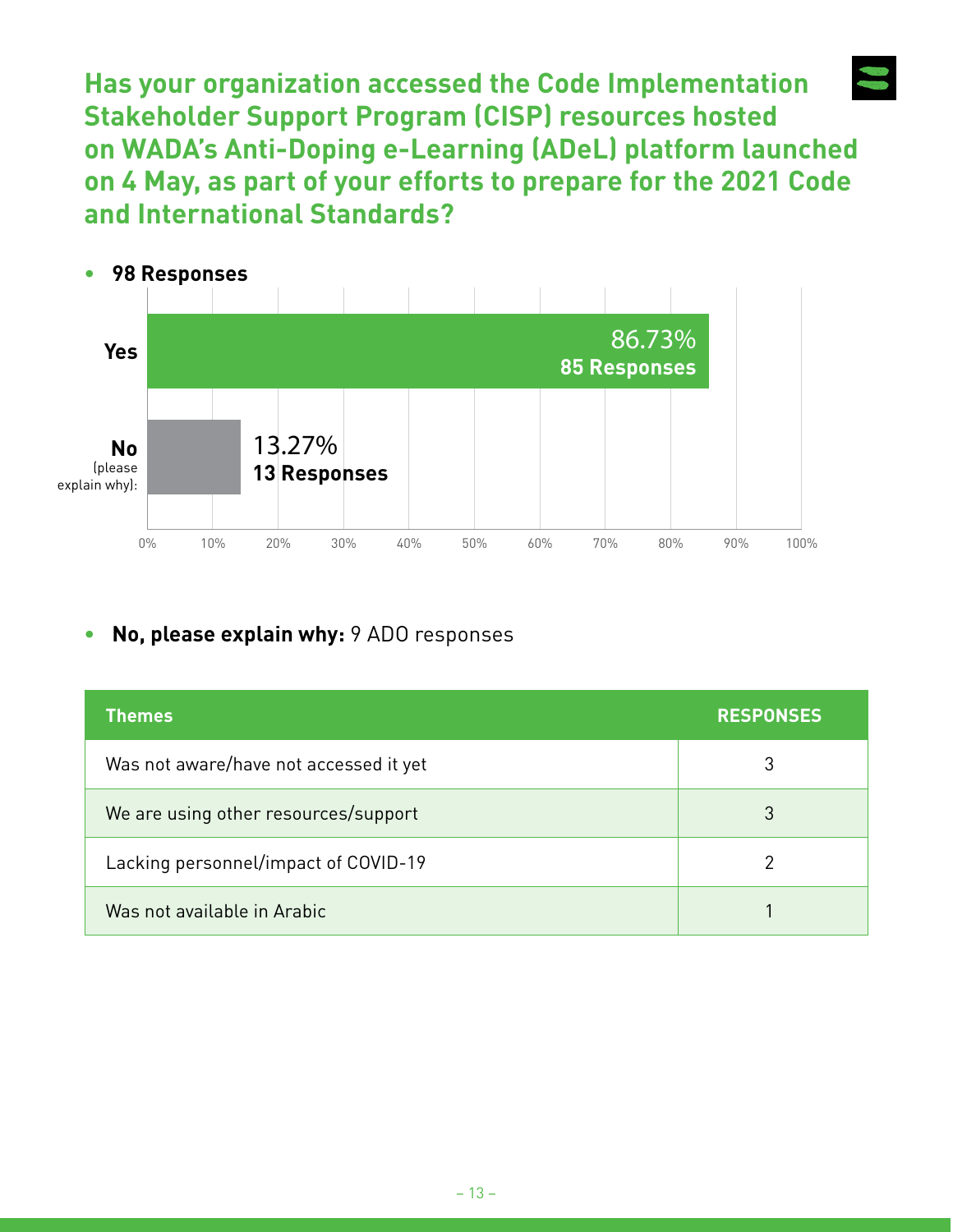## Has your organization accessed the Code Implementation Stakeholder Support Program (CISP) resources hosted on WADA's Anti-Doping e-Learning (ADeL) platform launched on 4 May, as part of your efforts to prepare for the 2021 Code and International Standards?

- **98 Responses**

| Answer | Percentage | Responses |
|---|---|---|
| Yes | 86.73% | 85 Responses |
| No (please explain why): | 13.27% | 13 Responses |

- **No, please explain why:** 9 ADO responses

| Themes | RESPONSES |
|---|---|
| Was not aware/have not accessed it yet | 3 |
| We are using other resources/support | 3 |
| Lacking personnel/impact of COVID-19 | 2 |
| Was not available in Arabic | 1 |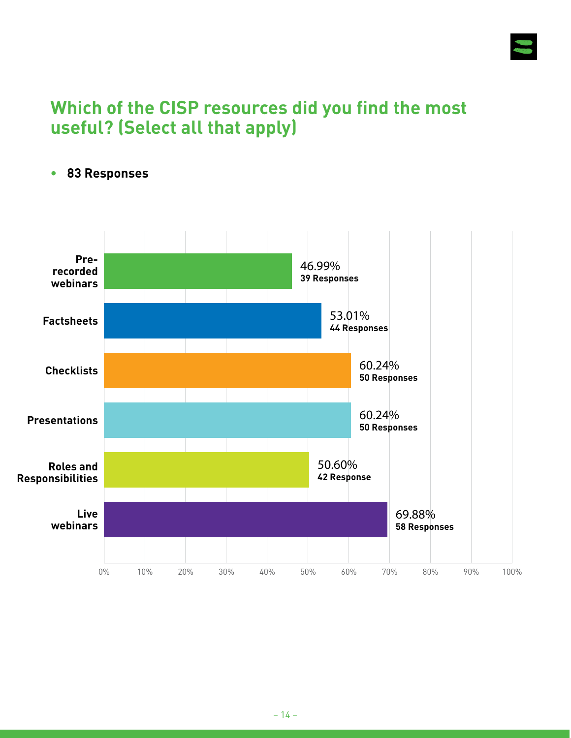## Which of the CISP resources did you find the most useful? (Select all that apply)

- **83 Responses**

| Resource | Percentage | Responses |
|---|---|---|
| Pre-recorded webinars | 46.99% | 39 Responses |
| Factsheets | 53.01% | 44 Responses |
| Checklists | 60.24% | 50 Responses |
| Presentations | 60.24% | 50 Responses |
| Roles and Responsibilities | 50.60% | 42 Response |
| Live webinars | 69.88% | 58 Responses |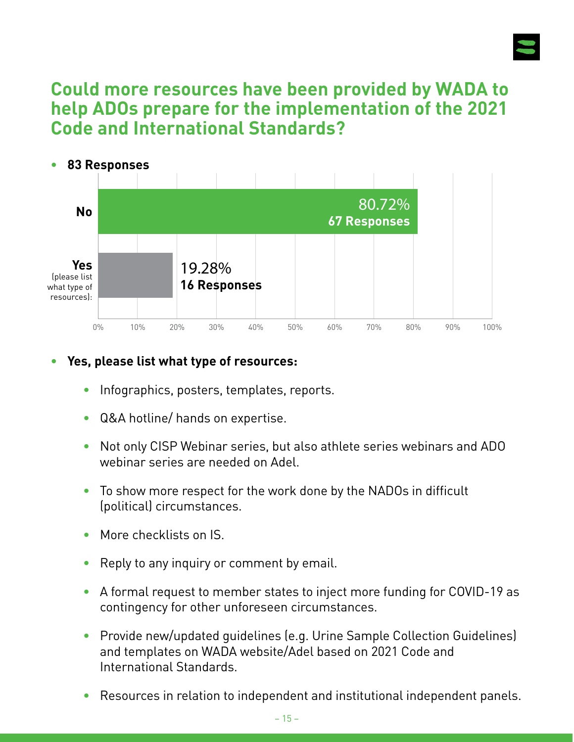## Could more resources have been provided by WADA to help ADOs prepare for the implementation of the 2021 Code and International Standards?

- **83 Responses**

| Answer | Percentage | Responses |
|---|---|---|
| No | 80.72% | 67 Responses |
| Yes (please list what type of resources): | 19.28% | 16 Responses |

- **Yes, please list what type of resources:**
  - Infographics, posters, templates, reports.
  - Q&A hotline/ hands on expertise.
  - Not only CISP Webinar series, but also athlete series webinars and ADO webinar series are needed on Adel.
  - To show more respect for the work done by the NADOs in difficult (political) circumstances.
  - More checklists on IS.
  - Reply to any inquiry or comment by email.
  - A formal request to member states to inject more funding for COVID-19 as contingency for other unforeseen circumstances.
  - Provide new/updated guidelines (e.g. Urine Sample Collection Guidelines) and templates on WADA website/Adel based on 2021 Code and International Standards.
  - Resources in relation to independent and institutional independent panels.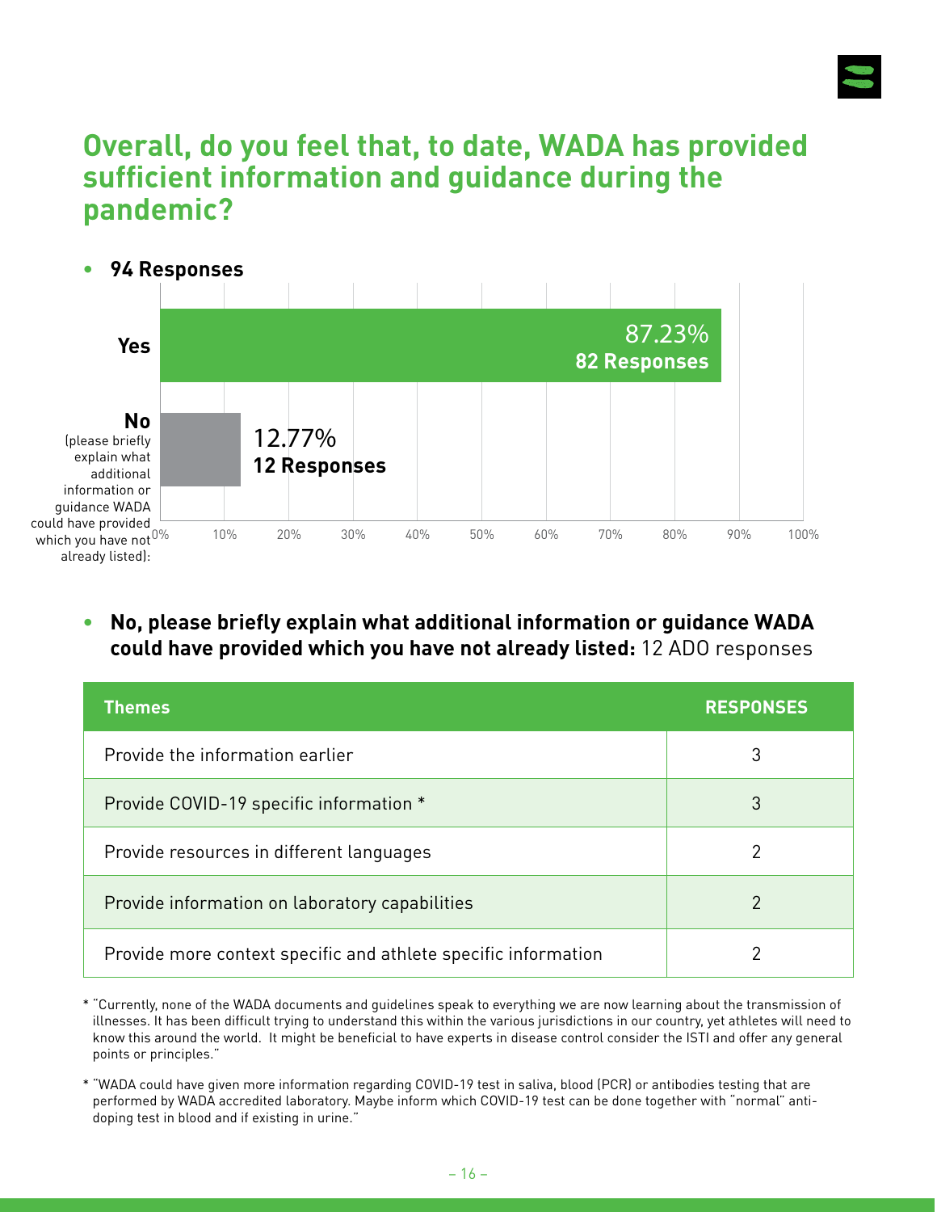## Overall, do you feel that, to date, WADA has provided sufficient information and guidance during the pandemic?

- **94 Responses**

| Answer | Percentage | Responses |
|---|---|---|
| Yes | 87.23% | 82 Responses |
| No (please briefly explain what additional information or guidance WADA could have provided which you have not already listed): | 12.77% | 12 Responses |

- **No, please briefly explain what additional information or guidance WADA could have provided which you have not already listed:** 12 ADO responses

| Themes | RESPONSES |
|---|---|
| Provide the information earlier | 3 |
| Provide COVID-19 specific information * | 3 |
| Provide resources in different languages | 2 |
| Provide information on laboratory capabilities | 2 |
| Provide more context specific and athlete specific information | 2 |

\* "Currently, none of the WADA documents and guidelines speak to everything we are now learning about the transmission of illnesses. It has been difficult trying to understand this within the various jurisdictions in our country, yet athletes will need to know this around the world. It might be beneficial to have experts in disease control consider the ISTI and offer any general points or principles."

\* "WADA could have given more information regarding COVID-19 test in saliva, blood (PCR) or antibodies testing that are performed by WADA accredited laboratory. Maybe inform which COVID-19 test can be done together with "normal" anti-doping test in blood and if existing in urine."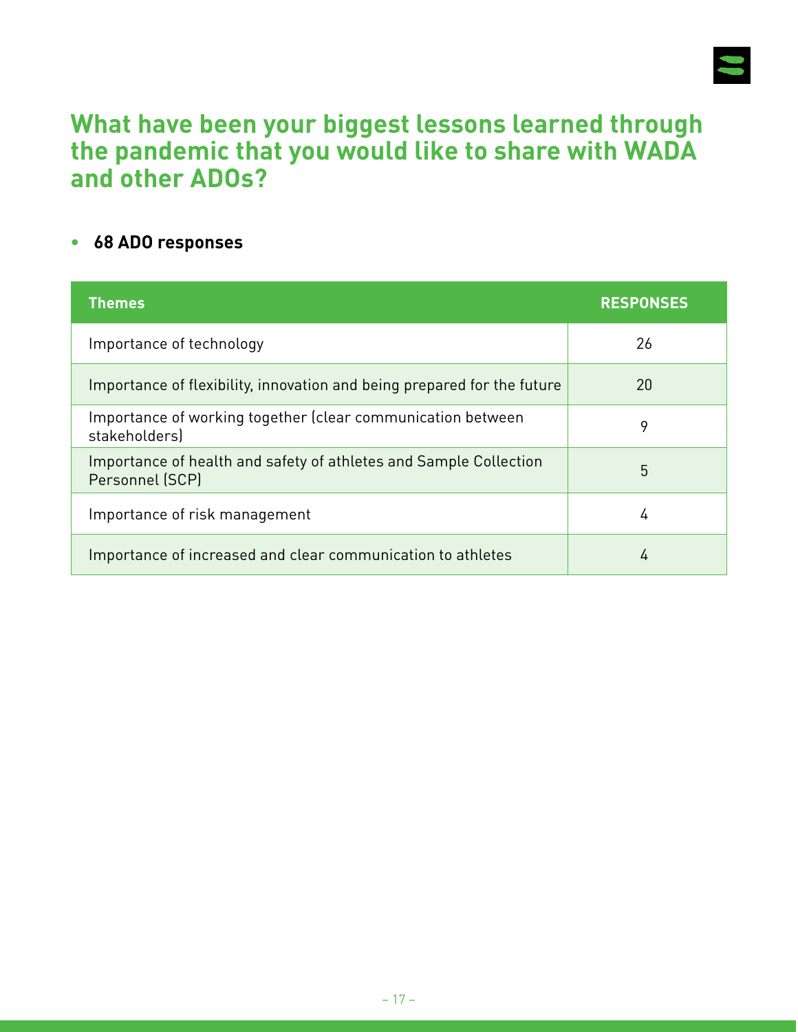## What have been your biggest lessons learned through the pandemic that you would like to share with WADA and other ADOs?

- **68 ADO responses**

| Themes | RESPONSES |
|---|---|
| Importance of technology | 26 |
| Importance of flexibility, innovation and being prepared for the future | 20 |
| Importance of working together (clear communication between stakeholders) | 9 |
| Importance of health and safety of athletes and Sample Collection Personnel (SCP) | 5 |
| Importance of risk management | 4 |
| Importance of increased and clear communication to athletes | 4 |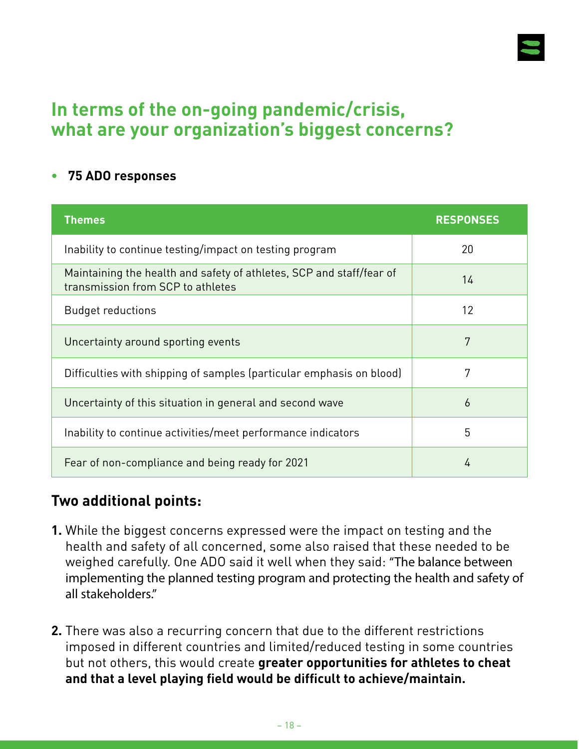## In terms of the on-going pandemic/crisis, what are your organization's biggest concerns?

- **75 ADO responses**

| Themes | RESPONSES |
|---|---|
| Inability to continue testing/impact on testing program | 20 |
| Maintaining the health and safety of athletes, SCP and staff/fear of transmission from SCP to athletes | 14 |
| Budget reductions | 12 |
| Uncertainty around sporting events | 7 |
| Difficulties with shipping of samples (particular emphasis on blood) | 7 |
| Uncertainty of this situation in general and second wave | 6 |
| Inability to continue activities/meet performance indicators | 5 |
| Fear of non-compliance and being ready for 2021 | 4 |

### Two additional points:

1. While the biggest concerns expressed were the impact on testing and the health and safety of all concerned, some also raised that these needed to be weighed carefully. One ADO said it well when they said: "The balance between implementing the planned testing program and protecting the health and safety of all stakeholders."

2. There was also a recurring concern that due to the different restrictions imposed in different countries and limited/reduced testing in some countries but not others, this would create **greater opportunities for athletes to cheat and that a level playing field would be difficult to achieve/maintain.**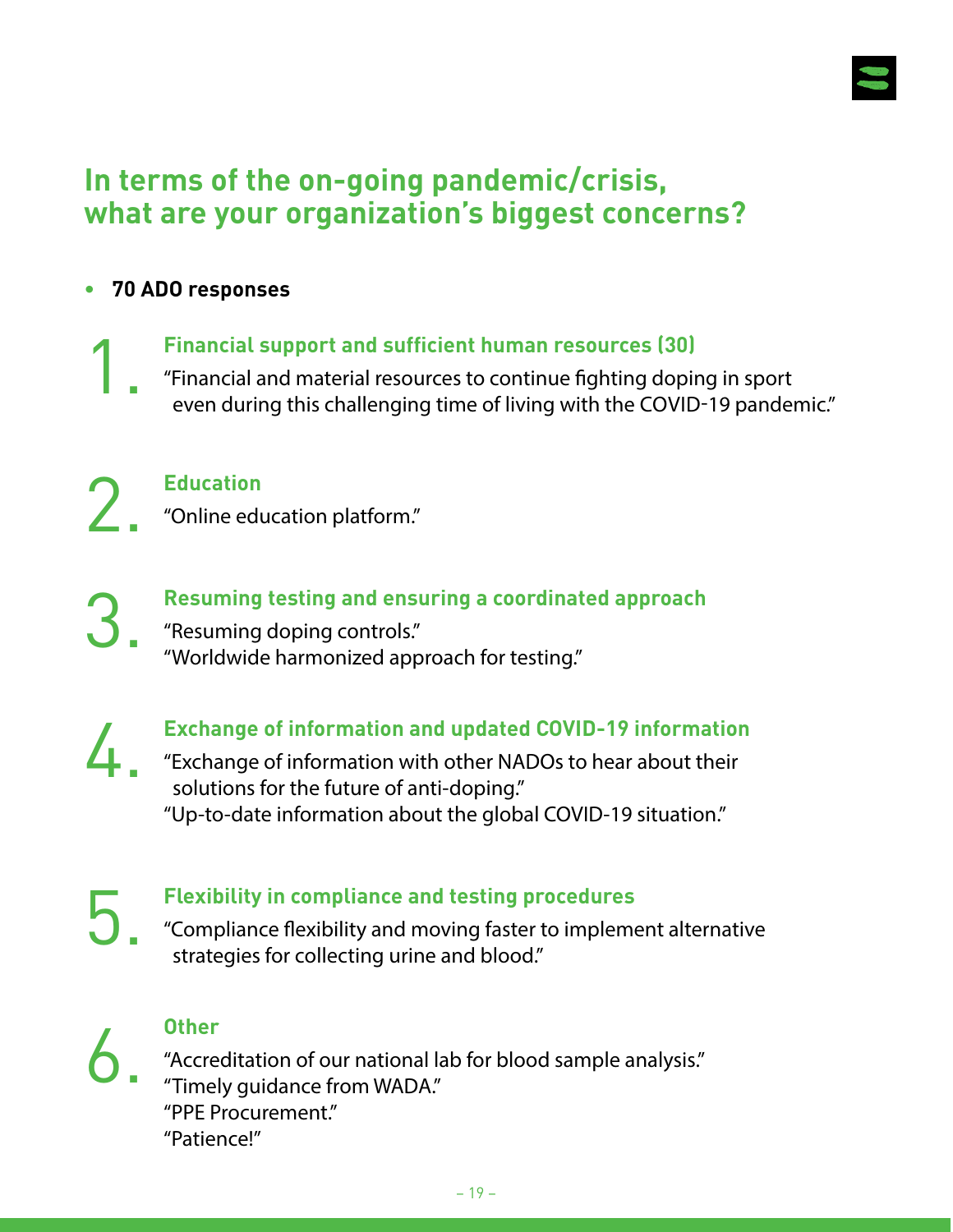## In terms of the on-going pandemic/crisis, what are your organization's biggest concerns?

- **70 ADO responses**

1. **Financial support and sufficient human resources (30)**
   "Financial and material resources to continue fighting doping in sport even during this challenging time of living with the COVID-19 pandemic."

2. **Education**
   "Online education platform."

3. **Resuming testing and ensuring a coordinated approach**
   "Resuming doping controls."
   "Worldwide harmonized approach for testing."

4. **Exchange of information and updated COVID-19 information**
   "Exchange of information with other NADOs to hear about their solutions for the future of anti-doping."
   "Up-to-date information about the global COVID-19 situation."

5. **Flexibility in compliance and testing procedures**
   "Compliance flexibility and moving faster to implement alternative strategies for collecting urine and blood."

6. **Other**
   "Accreditation of our national lab for blood sample analysis."
   "Timely guidance from WADA."
   "PPE Procurement."
   "Patience!"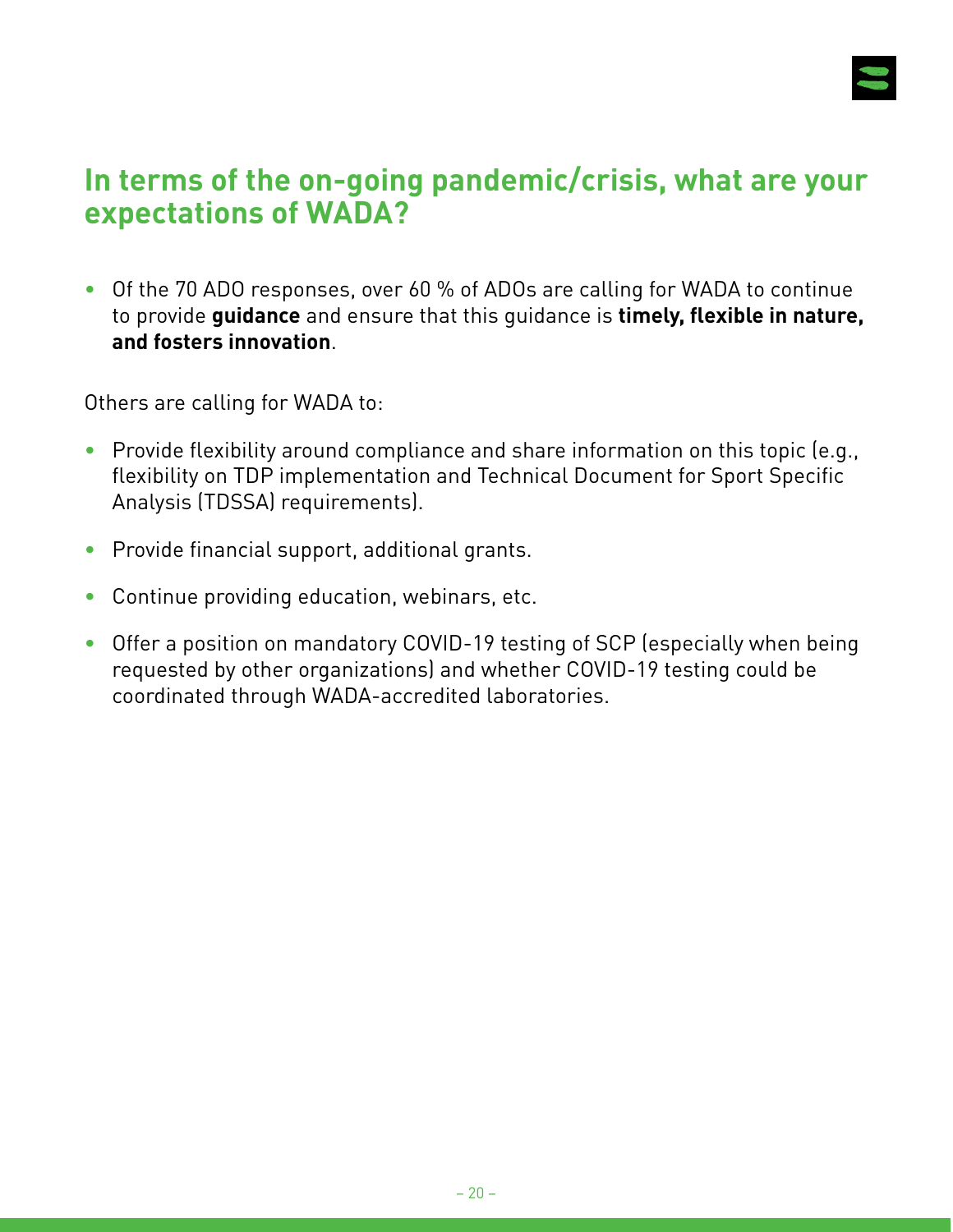## In terms of the on-going pandemic/crisis, what are your expectations of WADA?

- Of the 70 ADO responses, over 60 % of ADOs are calling for WADA to continue to provide **guidance** and ensure that this guidance is **timely, flexible in nature, and fosters innovation**.

Others are calling for WADA to:

- Provide flexibility around compliance and share information on this topic (e.g., flexibility on TDP implementation and Technical Document for Sport Specific Analysis (TDSSA) requirements).
- Provide financial support, additional grants.
- Continue providing education, webinars, etc.
- Offer a position on mandatory COVID-19 testing of SCP (especially when being requested by other organizations) and whether COVID-19 testing could be coordinated through WADA-accredited laboratories.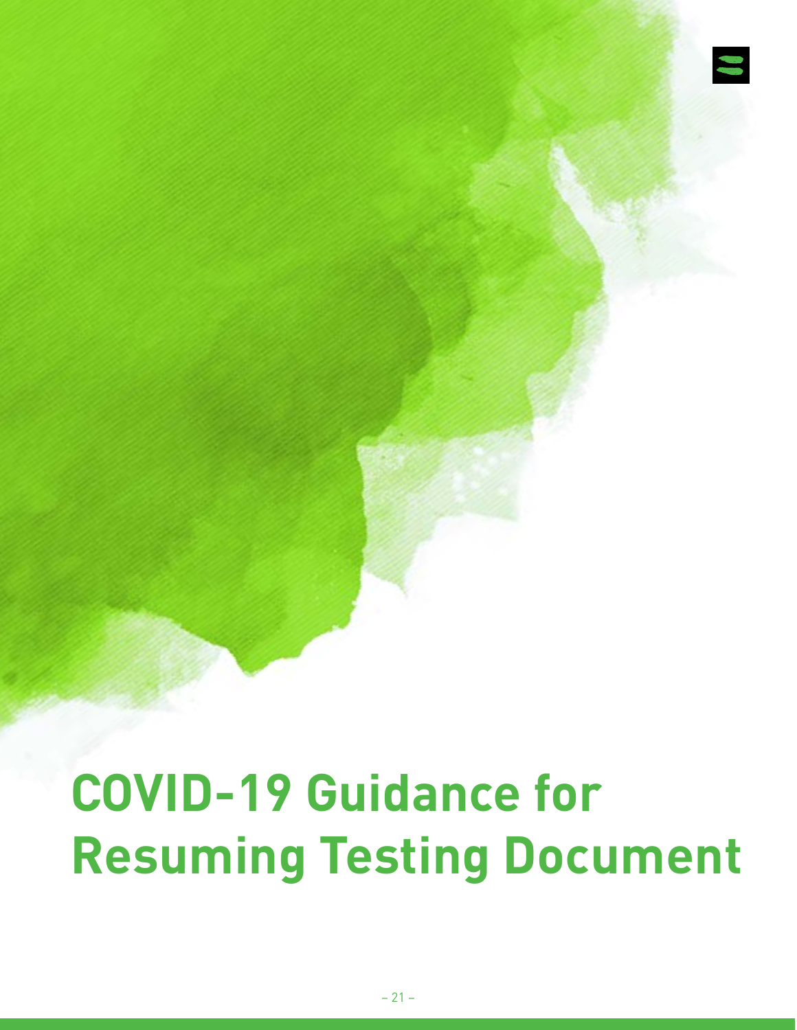# COVID-19 Guidance for Resuming Testing Document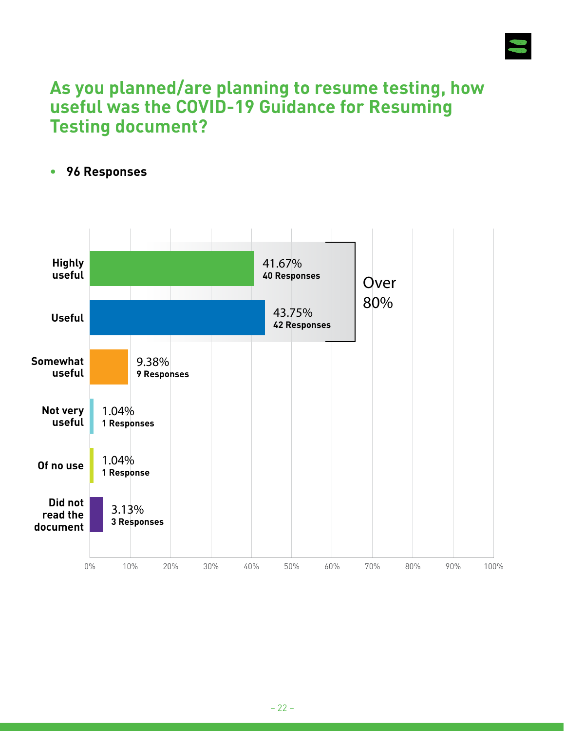## As you planned/are planning to resume testing, how useful was the COVID-19 Guidance for Resuming Testing document?

- **96 Responses**

| Response | Percentage | Responses |
|---|---|---|
| Highly useful | 41.67% | 40 Responses |
| Useful | 43.75% | 42 Responses |
| Somewhat useful | 9.38% | 9 Responses |
| Not very useful | 1.04% | 1 Responses |
| Of no use | 1.04% | 1 Response |
| Did not read the document | 3.13% | 3 Responses |

Over 80%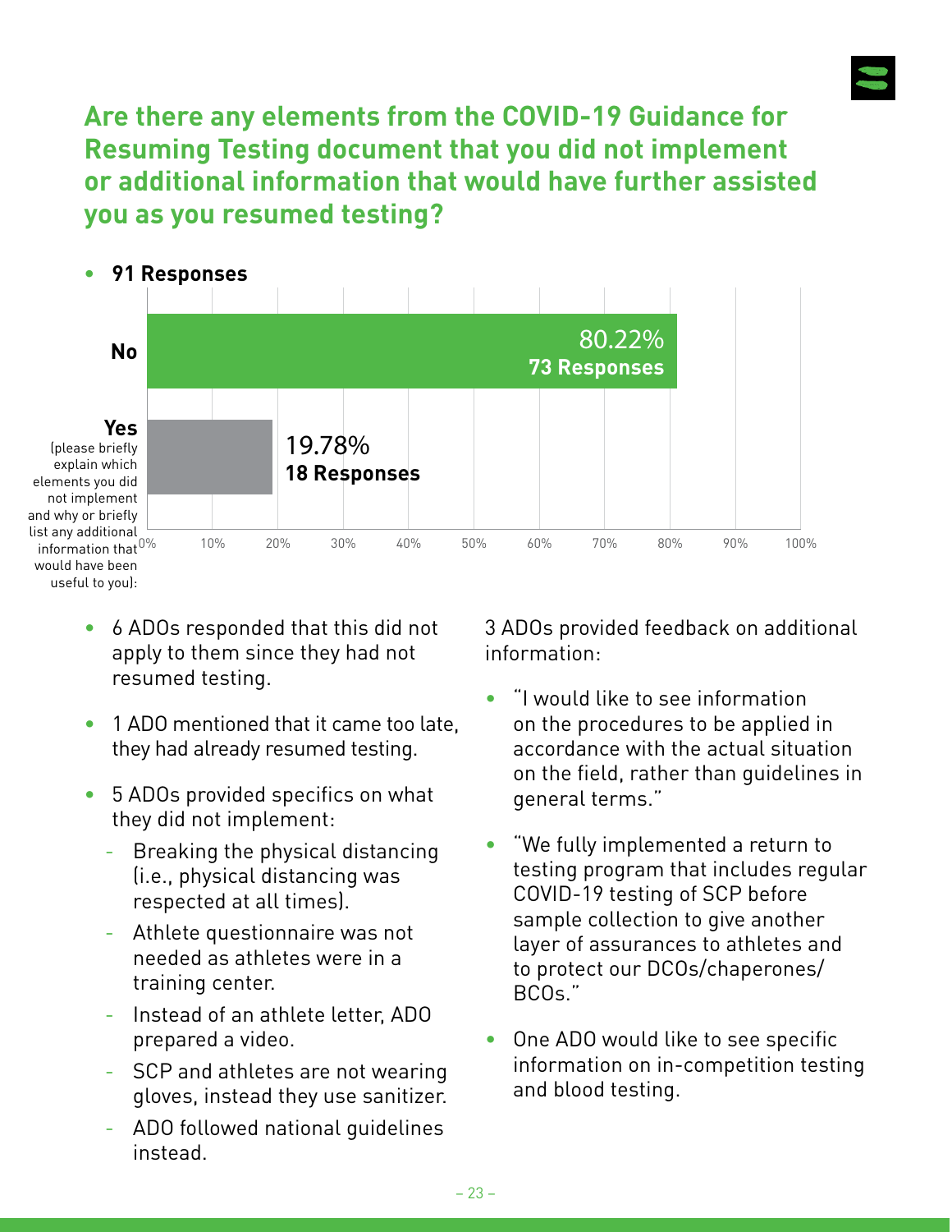## Are there any elements from the COVID-19 Guidance for Resuming Testing document that you did not implement or additional information that would have further assisted you as you resumed testing?

- **91 Responses**

| Response | Percentage | Responses |
|---|---|---|
| No | 80.22% | 73 Responses |
| Yes (please briefly explain which elements you did not implement and why or briefly list any additional information that would have been useful to you): | 19.78% | 18 Responses |

- 6 ADOs responded that this did not apply to them since they had not resumed testing.
- 1 ADO mentioned that it came too late, they had already resumed testing.
- 5 ADOs provided specifics on what they did not implement:
  - Breaking the physical distancing (i.e., physical distancing was respected at all times).
  - Athlete questionnaire was not needed as athletes were in a training center.
  - Instead of an athlete letter, ADO prepared a video.
  - SCP and athletes are not wearing gloves, instead they use sanitizer.
  - ADO followed national guidelines instead.

3 ADOs provided feedback on additional information:

- "I would like to see information on the procedures to be applied in accordance with the actual situation on the field, rather than guidelines in general terms."
- "We fully implemented a return to testing program that includes regular COVID-19 testing of SCP before sample collection to give another layer of assurances to athletes and to protect our DCOs/chaperones/BCOs."
- One ADO would like to see specific information on in-competition testing and blood testing.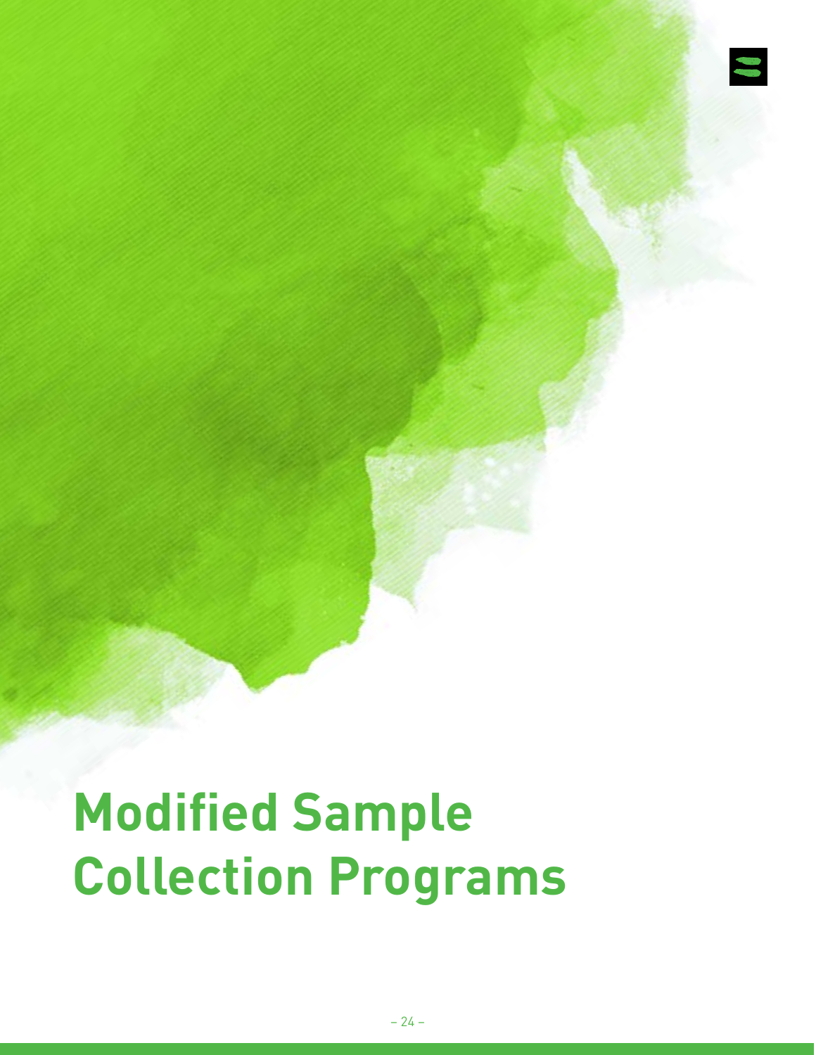# Modified Sample Collection Programs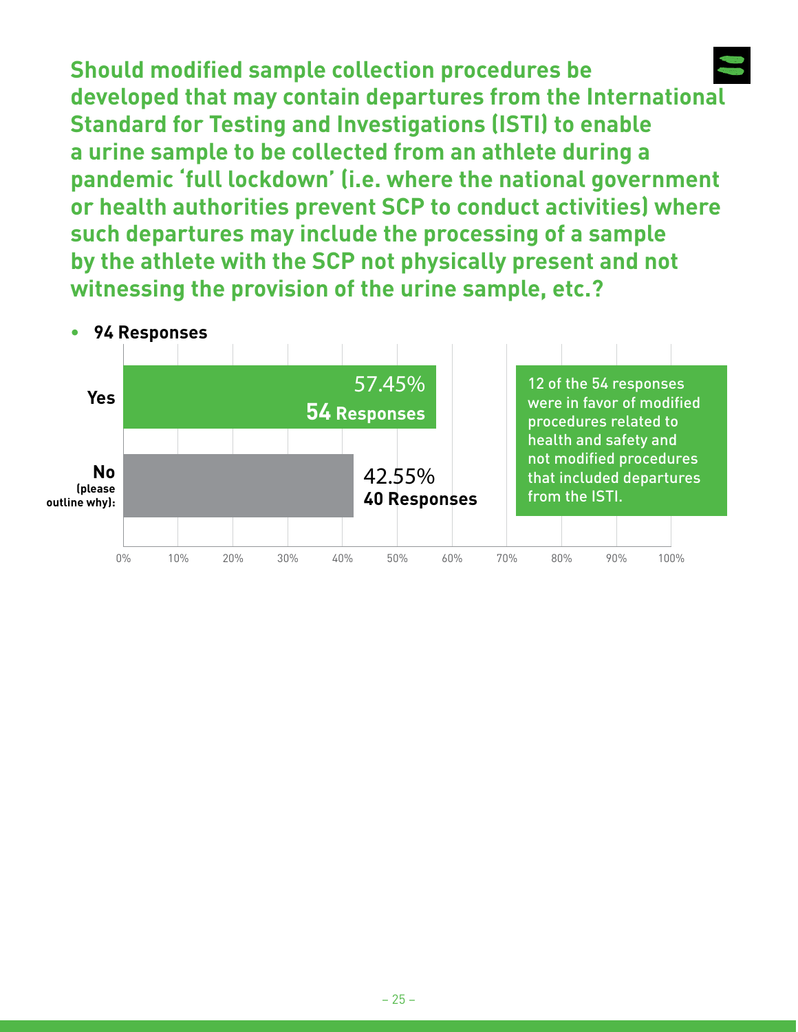## Should modified sample collection procedures be developed that may contain departures from the International Standard for Testing and Investigations (ISTI) to enable a urine sample to be collected from an athlete during a pandemic 'full lockdown' (i.e. where the national government or health authorities prevent SCP to conduct activities) where such departures may include the processing of a sample by the athlete with the SCP not physically present and not witnessing the provision of the urine sample, etc.?

- **94 Responses**

| Answer | Percentage | Responses |
|---|---|---|
| Yes | 57.45% | 54 Responses |
| No (please outline why): | 42.55% | 40 Responses |

12 of the 54 responses were in favor of modified procedures related to health and safety and not modified procedures that included departures from the ISTI.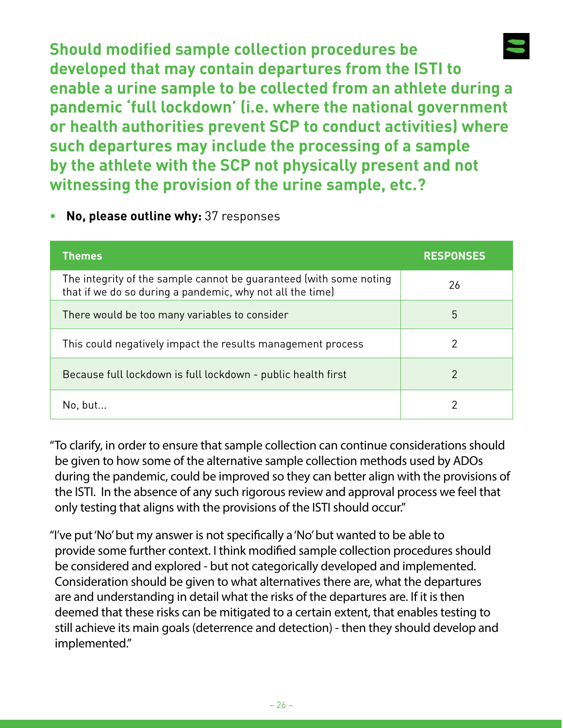## Should modified sample collection procedures be developed that may contain departures from the ISTI to enable a urine sample to be collected from an athlete during a pandemic 'full lockdown' (i.e. where the national government or health authorities prevent SCP to conduct activities) where such departures may include the processing of a sample by the athlete with the SCP not physically present and not witnessing the provision of the urine sample, etc.?

- **No, please outline why:** 37 responses

| Themes | RESPONSES |
|---|---|
| The integrity of the sample cannot be guaranteed (with some noting that if we do so during a pandemic, why not all the time) | 26 |
| There would be too many variables to consider | 5 |
| This could negatively impact the results management process | 2 |
| Because full lockdown is full lockdown - public health first | 2 |
| No, but… | 2 |

"To clarify, in order to ensure that sample collection can continue considerations should be given to how some of the alternative sample collection methods used by ADOs during the pandemic, could be improved so they can better align with the provisions of the ISTI. In the absence of any such rigorous review and approval process we feel that only testing that aligns with the provisions of the ISTI should occur."

"I've put 'No' but my answer is not specifically a 'No' but wanted to be able to provide some further context. I think modified sample collection procedures should be considered and explored - but not categorically developed and implemented. Consideration should be given to what alternatives there are, what the departures are and understanding in detail what the risks of the departures are. If it is then deemed that these risks can be mitigated to a certain extent, that enables testing to still achieve its main goals (deterrence and detection) - then they should develop and implemented."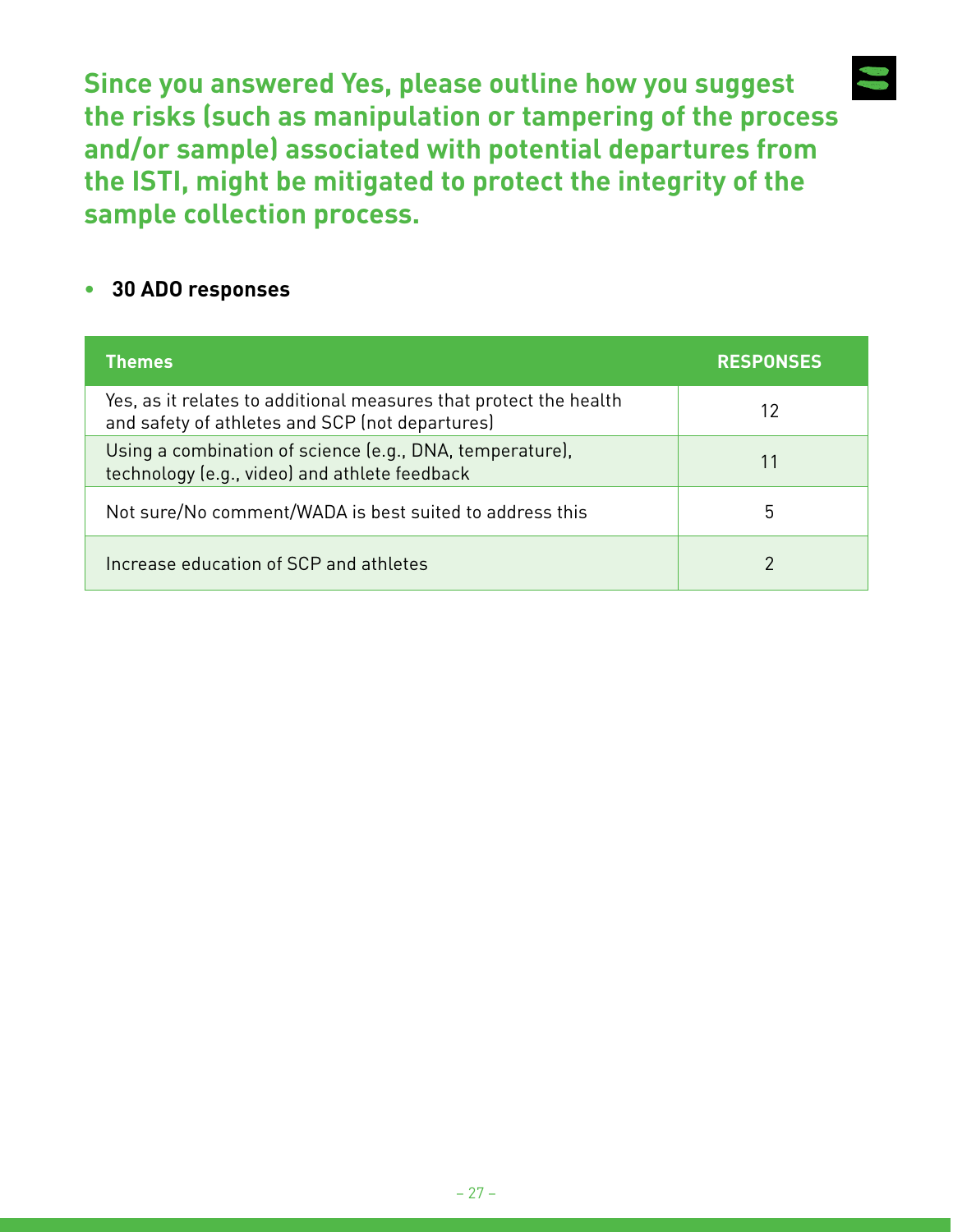## Since you answered Yes, please outline how you suggest the risks (such as manipulation or tampering of the process and/or sample) associated with potential departures from the ISTI, might be mitigated to protect the integrity of the sample collection process.

- **30 ADO responses**

| Themes | RESPONSES |
|---|---|
| Yes, as it relates to additional measures that protect the health and safety of athletes and SCP (not departures) | 12 |
| Using a combination of science (e.g., DNA, temperature), technology (e.g., video) and athlete feedback | 11 |
| Not sure/No comment/WADA is best suited to address this | 5 |
| Increase education of SCP and athletes | 2 |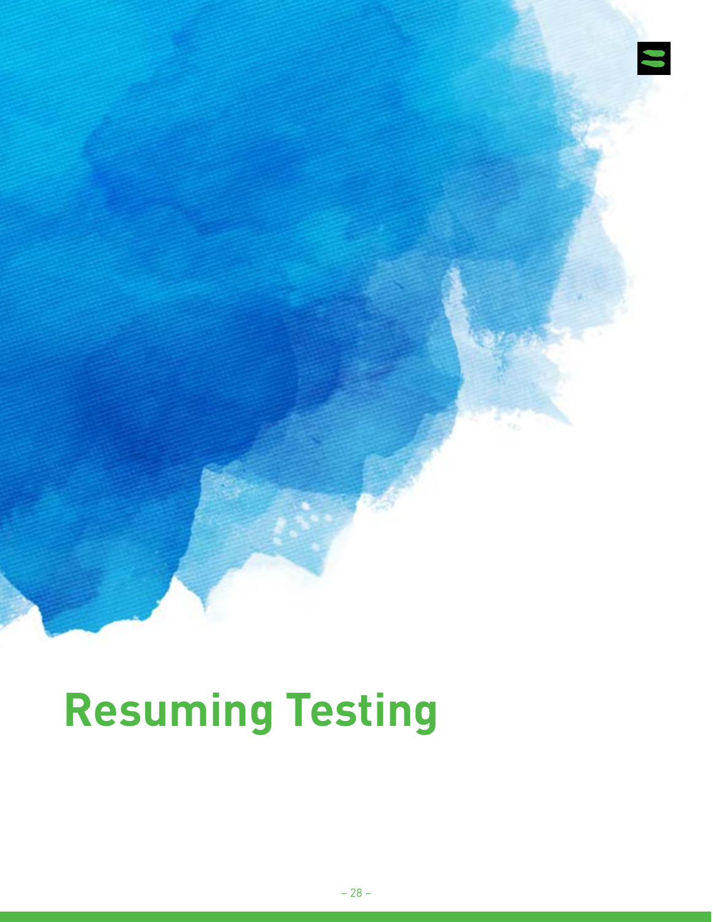# Resuming Testing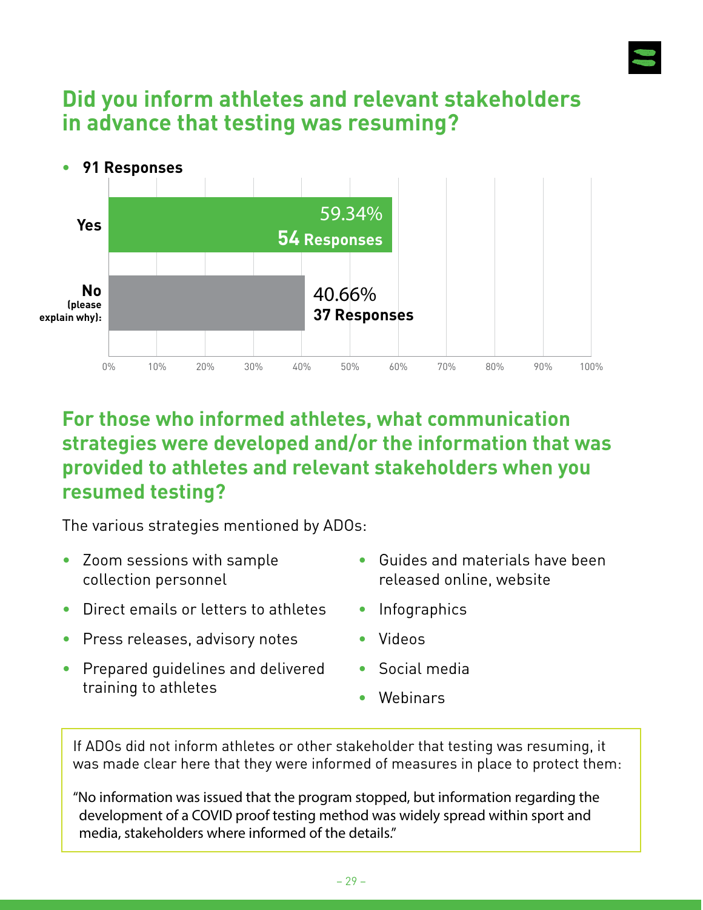## Did you inform athletes and relevant stakeholders in advance that testing was resuming?

- **91 Responses**

| Answer | Percentage | Responses |
|---|---|---|
| Yes | 59.34% | 54 Responses |
| No (please explain why): | 40.66% | 37 Responses |

## For those who informed athletes, what communication strategies were developed and/or the information that was provided to athletes and relevant stakeholders when you resumed testing?

The various strategies mentioned by ADOs:

- Zoom sessions with sample collection personnel
- Direct emails or letters to athletes
- Press releases, advisory notes
- Prepared guidelines and delivered training to athletes
- Guides and materials have been released online, website
- Infographics
- Videos
- Social media
- Webinars

If ADOs did not inform athletes or other stakeholder that testing was resuming, it was made clear here that they were informed of measures in place to protect them:

"No information was issued that the program stopped, but information regarding the development of a COVID proof testing method was widely spread within sport and media, stakeholders where informed of the details."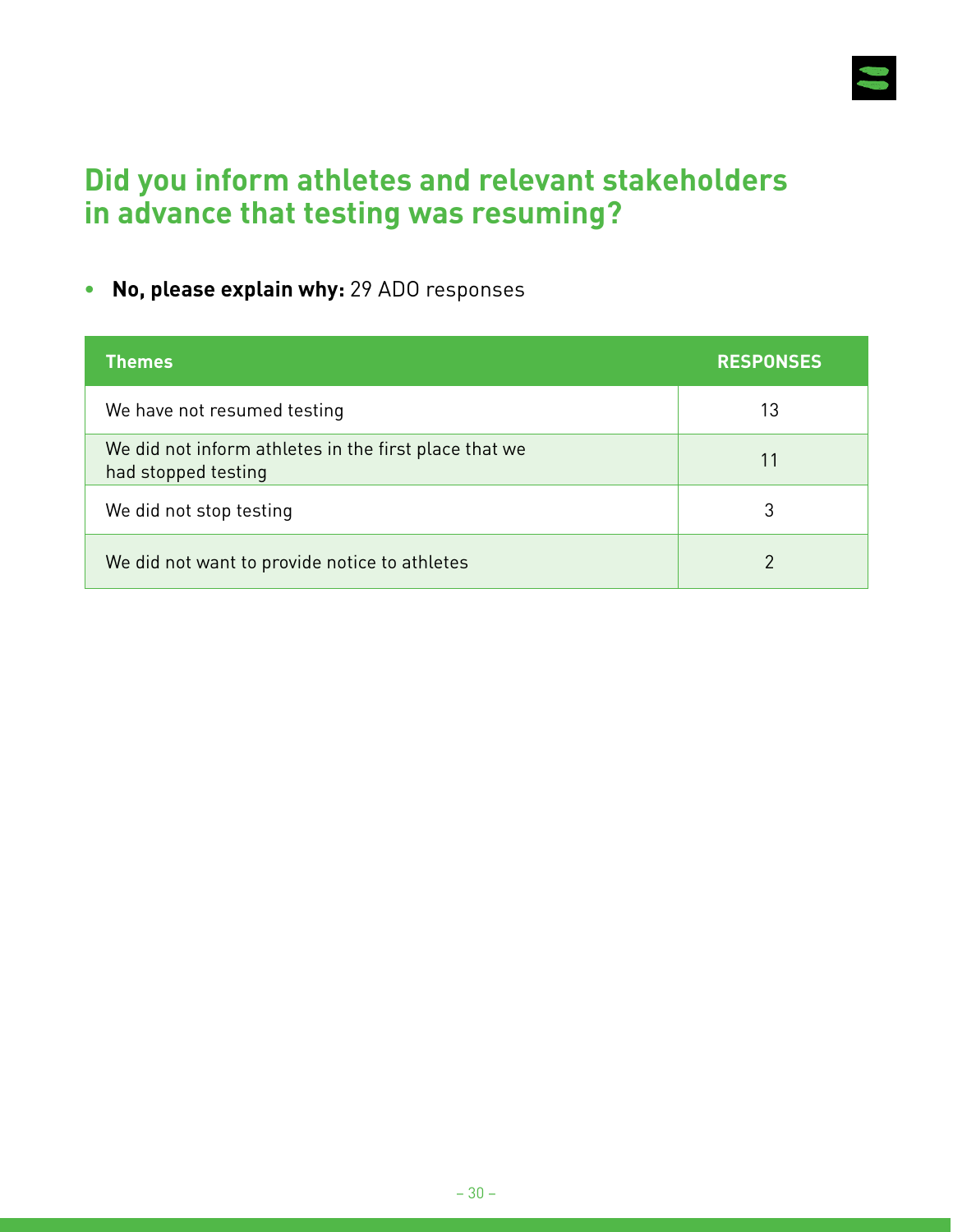## Did you inform athletes and relevant stakeholders in advance that testing was resuming?

- **No, please explain why:** 29 ADO responses

| Themes | RESPONSES |
|---|---|
| We have not resumed testing | 13 |
| We did not inform athletes in the first place that we had stopped testing | 11 |
| We did not stop testing | 3 |
| We did not want to provide notice to athletes | 2 |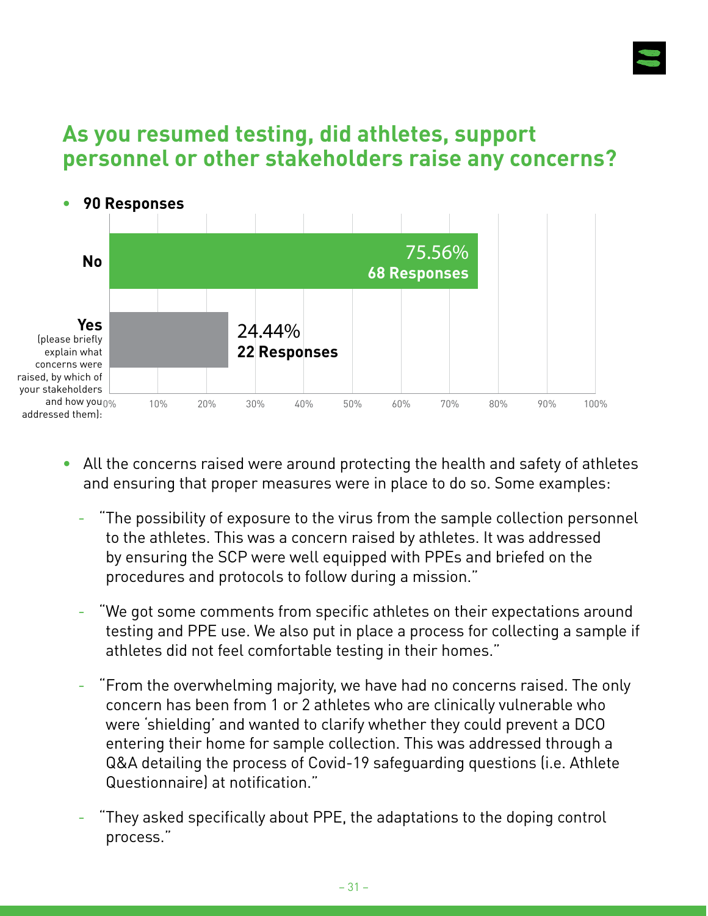## As you resumed testing, did athletes, support personnel or other stakeholders raise any concerns?

- **90 Responses**

| Response | Percentage | Responses |
|---|---|---|
| No | 75.56% | 68 Responses |
| Yes (please briefly explain what concerns were raised, by which of your stakeholders and how you addressed them): | 24.44% | 22 Responses |

- All the concerns raised were around protecting the health and safety of athletes and ensuring that proper measures were in place to do so. Some examples:
  - "The possibility of exposure to the virus from the sample collection personnel to the athletes. This was a concern raised by athletes. It was addressed by ensuring the SCP were well equipped with PPEs and briefed on the procedures and protocols to follow during a mission."
  - "We got some comments from specific athletes on their expectations around testing and PPE use. We also put in place a process for collecting a sample if athletes did not feel comfortable testing in their homes."
  - "From the overwhelming majority, we have had no concerns raised. The only concern has been from 1 or 2 athletes who are clinically vulnerable who were 'shielding' and wanted to clarify whether they could prevent a DCO entering their home for sample collection. This was addressed through a Q&A detailing the process of Covid-19 safeguarding questions (i.e. Athlete Questionnaire) at notification."
  - "They asked specifically about PPE, the adaptations to the doping control process."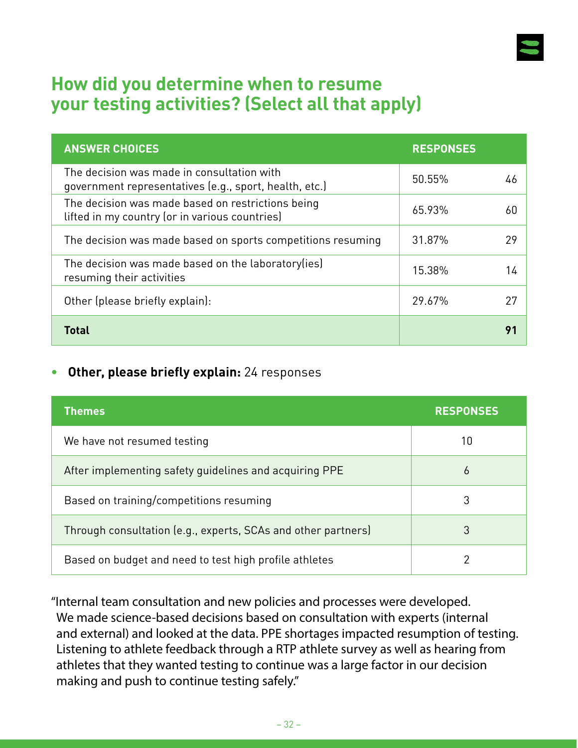## How did you determine when to resume your testing activities? (Select all that apply)

| ANSWER CHOICES | RESPONSES | |
|---|---|---|
| The decision was made in consultation with government representatives (e.g., sport, health, etc.) | 50.55% | 46 |
| The decision was made based on restrictions being lifted in my country (or in various countries) | 65.93% | 60 |
| The decision was made based on sports competitions resuming | 31.87% | 29 |
| The decision was made based on the laboratory(ies) resuming their activities | 15.38% | 14 |
| Other (please briefly explain): | 29.67% | 27 |
| **Total** | | **91** |

- **Other, please briefly explain:** 24 responses

| Themes | RESPONSES |
|---|---|
| We have not resumed testing | 10 |
| After implementing safety guidelines and acquiring PPE | 6 |
| Based on training/competitions resuming | 3 |
| Through consultation (e.g., experts, SCAs and other partners) | 3 |
| Based on budget and need to test high profile athletes | 2 |

"Internal team consultation and new policies and processes were developed. We made science-based decisions based on consultation with experts (internal and external) and looked at the data. PPE shortages impacted resumption of testing. Listening to athlete feedback through a RTP athlete survey as well as hearing from athletes that they wanted testing to continue was a large factor in our decision making and push to continue testing safely."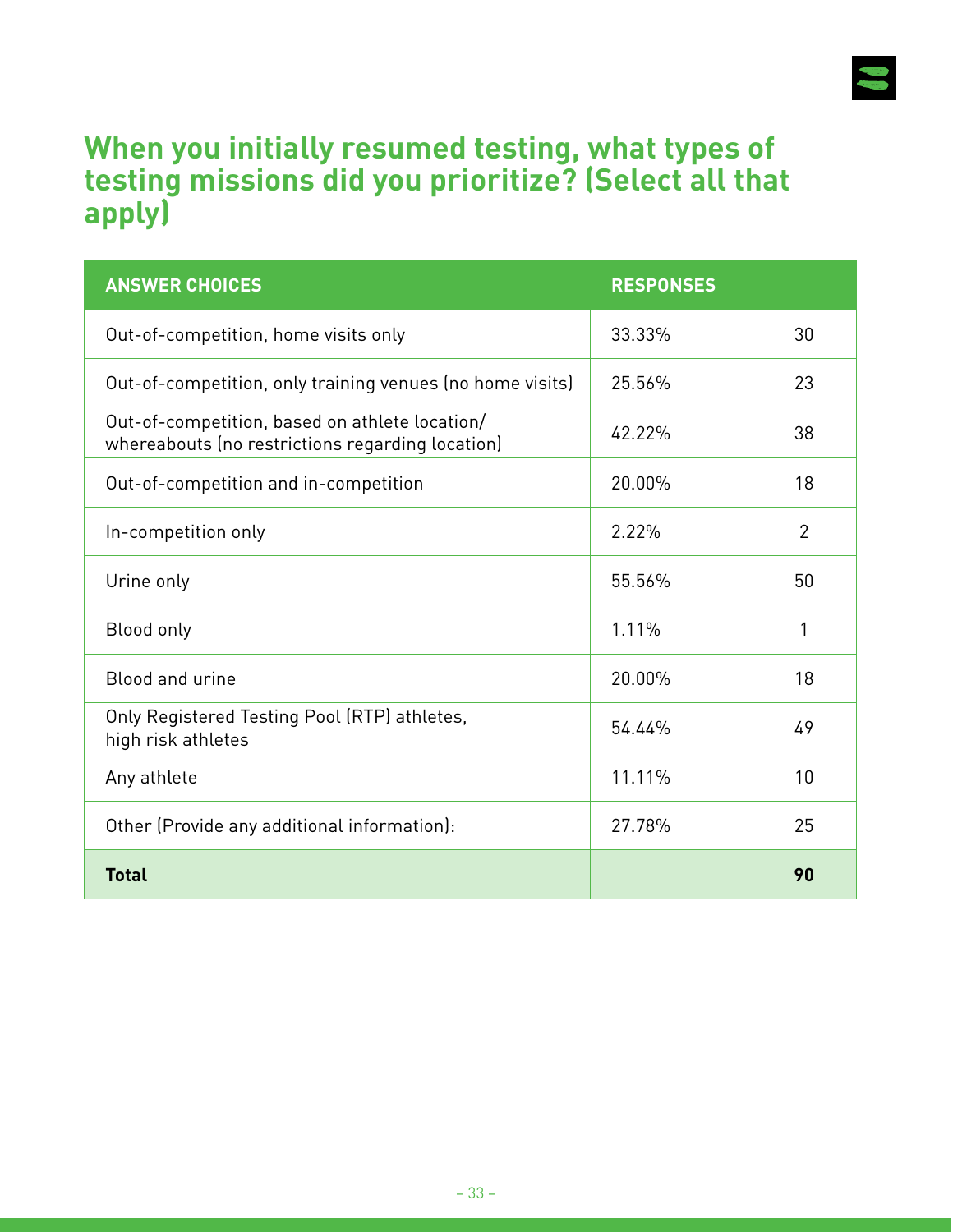## When you initially resumed testing, what types of testing missions did you prioritize? (Select all that apply)

| ANSWER CHOICES | RESPONSES | |
|---|---|---|
| Out-of-competition, home visits only | 33.33% | 30 |
| Out-of-competition, only training venues (no home visits) | 25.56% | 23 |
| Out-of-competition, based on athlete location/ whereabouts (no restrictions regarding location) | 42.22% | 38 |
| Out-of-competition and in-competition | 20.00% | 18 |
| In-competition only | 2.22% | 2 |
| Urine only | 55.56% | 50 |
| Blood only | 1.11% | 1 |
| Blood and urine | 20.00% | 18 |
| Only Registered Testing Pool (RTP) athletes, high risk athletes | 54.44% | 49 |
| Any athlete | 11.11% | 10 |
| Other (Provide any additional information): | 27.78% | 25 |
| **Total** | | **90** |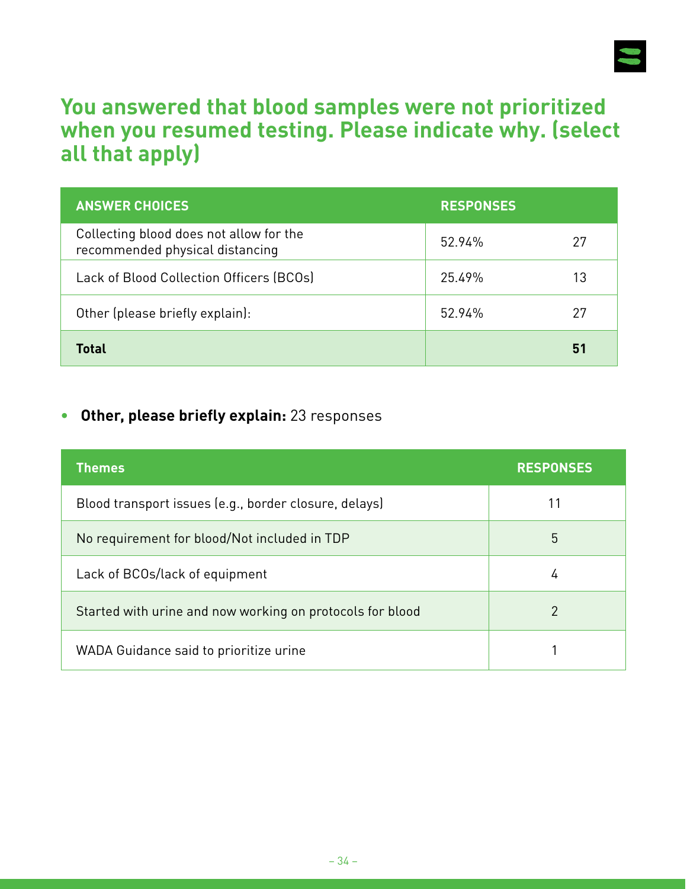## You answered that blood samples were not prioritized when you resumed testing. Please indicate why. (select all that apply)

| ANSWER CHOICES | RESPONSES | |
|---|---|---|
| Collecting blood does not allow for the recommended physical distancing | 52.94% | 27 |
| Lack of Blood Collection Officers (BCOs) | 25.49% | 13 |
| Other (please briefly explain): | 52.94% | 27 |
| **Total** | | **51** |

- **Other, please briefly explain:** 23 responses

| Themes | RESPONSES |
|---|---|
| Blood transport issues (e.g., border closure, delays) | 11 |
| No requirement for blood/Not included in TDP | 5 |
| Lack of BCOs/lack of equipment | 4 |
| Started with urine and now working on protocols for blood | 2 |
| WADA Guidance said to prioritize urine | 1 |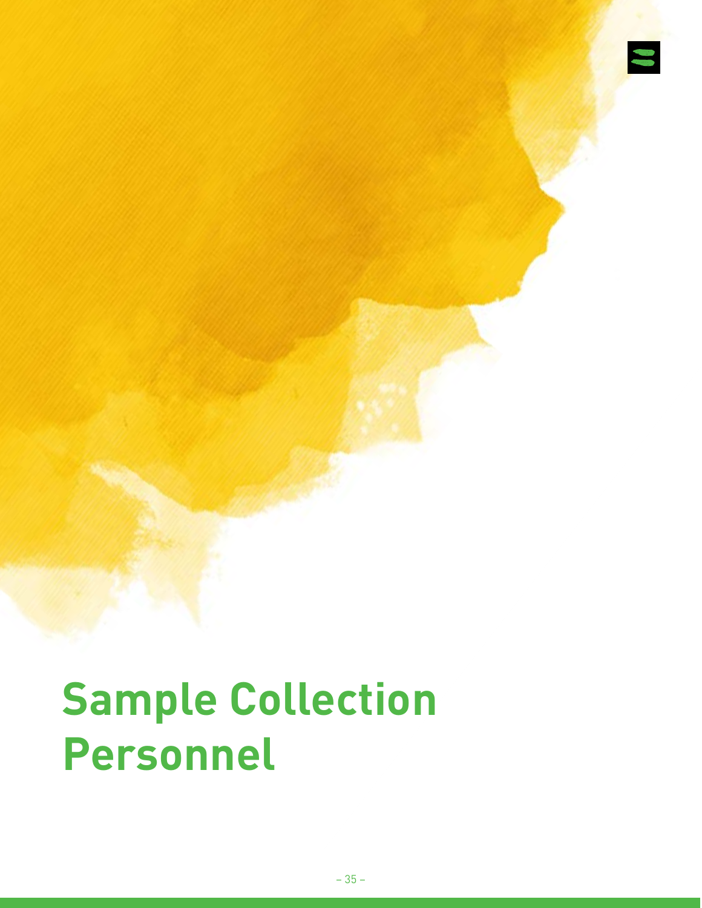# Sample Collection Personnel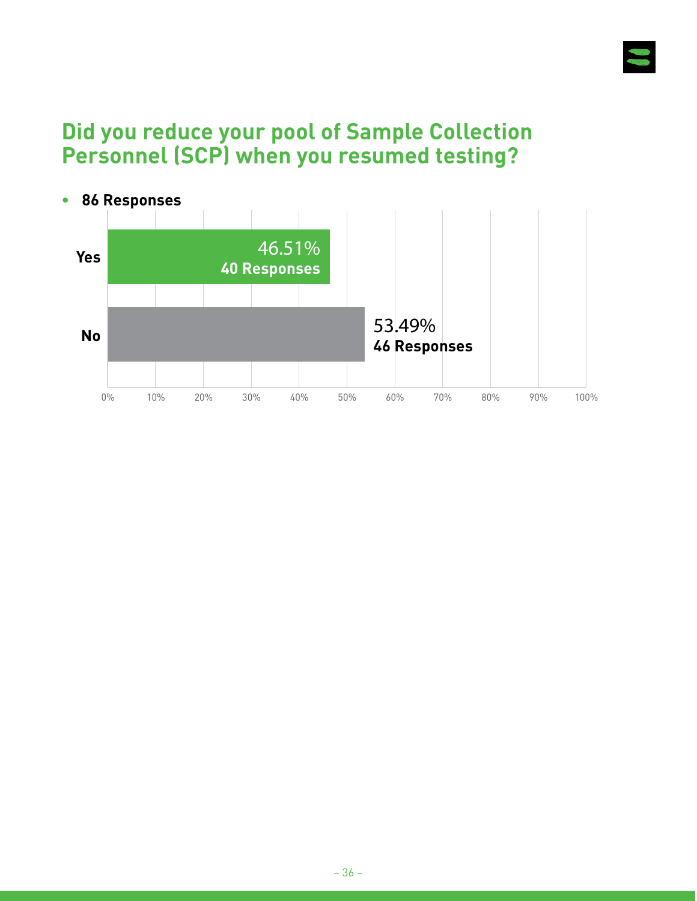## Did you reduce your pool of Sample Collection Personnel (SCP) when you resumed testing?

- **86 Responses**

| Answer | Percentage | Responses |
|---|---|---|
| Yes | 46.51% | 40 Responses |
| No | 53.49% | 46 Responses |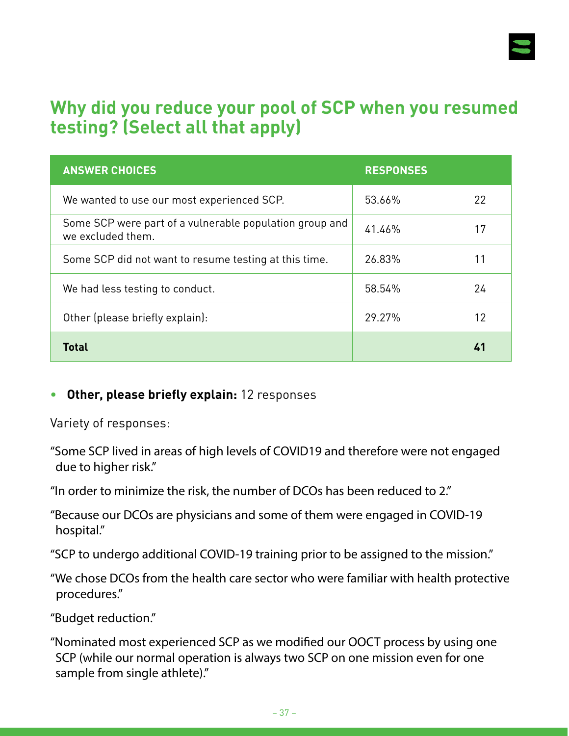## Why did you reduce your pool of SCP when you resumed testing? (Select all that apply)

| ANSWER CHOICES | RESPONSES | |
|---|---|---|
| We wanted to use our most experienced SCP. | 53.66% | 22 |
| Some SCP were part of a vulnerable population group and we excluded them. | 41.46% | 17 |
| Some SCP did not want to resume testing at this time. | 26.83% | 11 |
| We had less testing to conduct. | 58.54% | 24 |
| Other (please briefly explain): | 29.27% | 12 |
| **Total** | | **41** |

- **Other, please briefly explain:** 12 responses

Variety of responses:

"Some SCP lived in areas of high levels of COVID19 and therefore were not engaged due to higher risk."

"In order to minimize the risk, the number of DCOs has been reduced to 2."

"Because our DCOs are physicians and some of them were engaged in COVID-19 hospital."

"SCP to undergo additional COVID-19 training prior to be assigned to the mission."

"We chose DCOs from the health care sector who were familiar with health protective procedures."

"Budget reduction."

"Nominated most experienced SCP as we modified our OOCT process by using one SCP (while our normal operation is always two SCP on one mission even for one sample from single athlete)."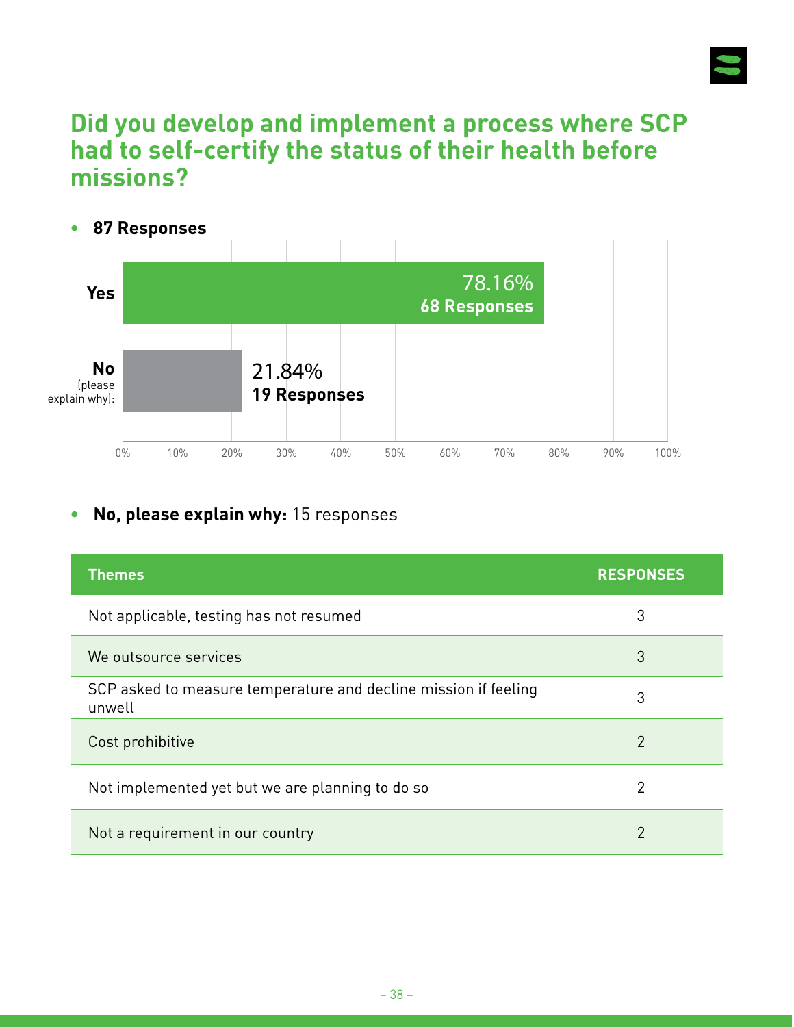## Did you develop and implement a process where SCP had to self-certify the status of their health before missions?

- **87 Responses**

| Answer | Percentage | Responses |
|---|---|---|
| Yes | 78.16% | 68 Responses |
| No (please explain why): | 21.84% | 19 Responses |

- **No, please explain why:** 15 responses

| Themes | RESPONSES |
|---|---|
| Not applicable, testing has not resumed | 3 |
| We outsource services | 3 |
| SCP asked to measure temperature and decline mission if feeling unwell | 3 |
| Cost prohibitive | 2 |
| Not implemented yet but we are planning to do so | 2 |
| Not a requirement in our country | 2 |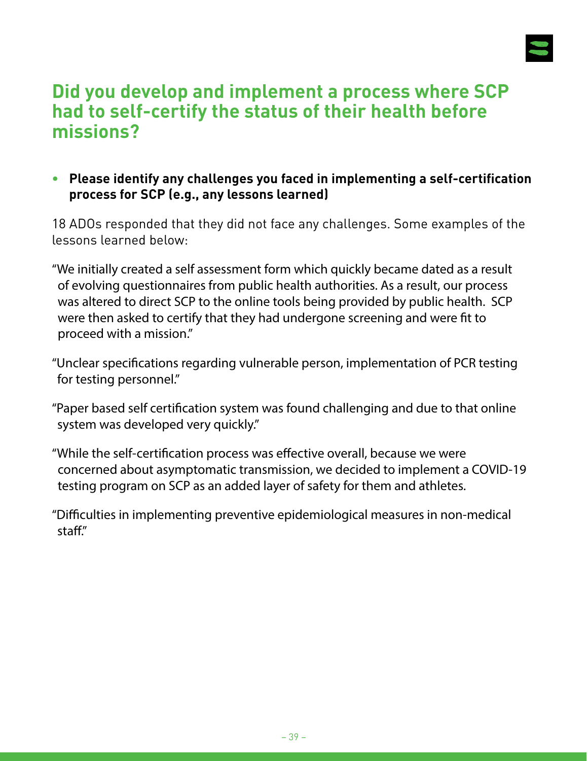## Did you develop and implement a process where SCP had to self-certify the status of their health before missions?

- **Please identify any challenges you faced in implementing a self-certification process for SCP (e.g., any lessons learned)**

18 ADOs responded that they did not face any challenges. Some examples of the lessons learned below:

"We initially created a self assessment form which quickly became dated as a result of evolving questionnaires from public health authorities. As a result, our process was altered to direct SCP to the online tools being provided by public health. SCP were then asked to certify that they had undergone screening and were fit to proceed with a mission."

"Unclear specifications regarding vulnerable person, implementation of PCR testing for testing personnel."

"Paper based self certification system was found challenging and due to that online system was developed very quickly."

"While the self-certification process was effective overall, because we were concerned about asymptomatic transmission, we decided to implement a COVID-19 testing program on SCP as an added layer of safety for them and athletes.

"Difficulties in implementing preventive epidemiological measures in non-medical staff."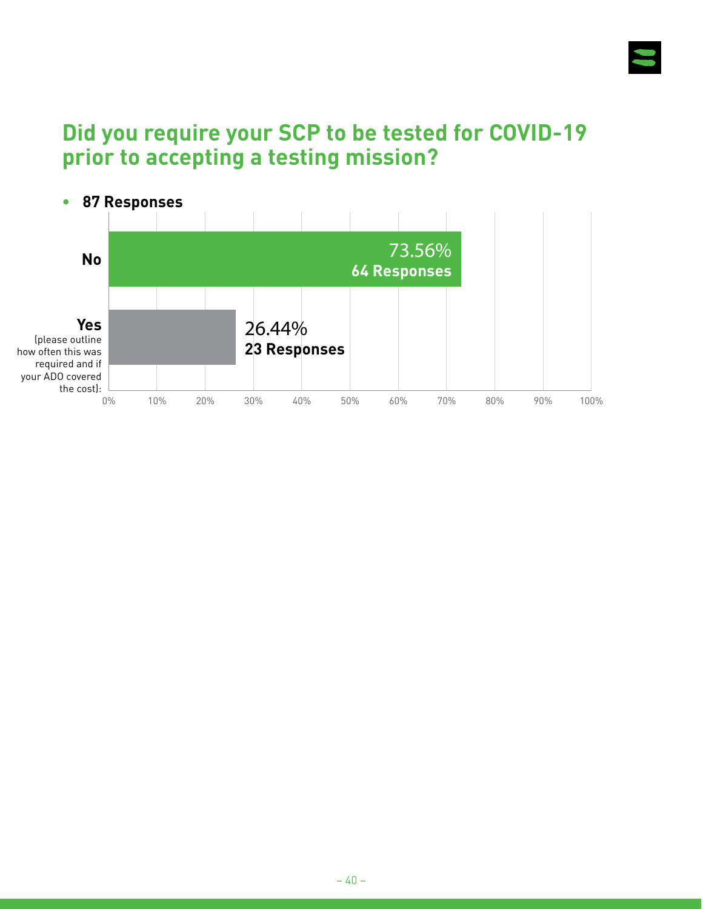## Did you require your SCP to be tested for COVID-19 prior to accepting a testing mission?

- **87 Responses**

| Answer | Percentage | Responses |
|---|---|---|
| **No** | 73.56% | **64 Responses** |
| **Yes** (please outline how often this was required and if your ADO covered the cost): | 26.44% | **23 Responses** |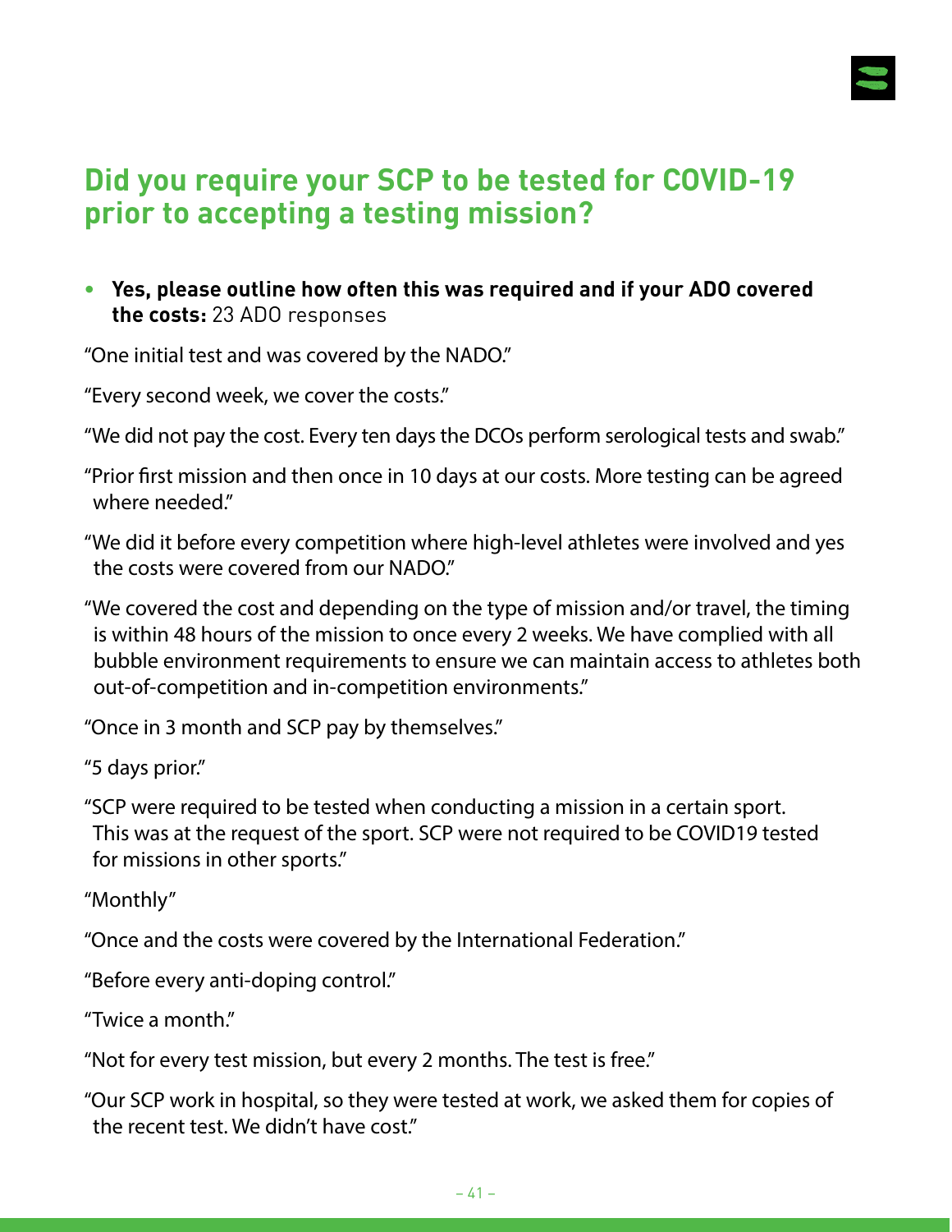## Did you require your SCP to be tested for COVID-19 prior to accepting a testing mission?

- **Yes, please outline how often this was required and if your ADO covered the costs:** 23 ADO responses

"One initial test and was covered by the NADO."

"Every second week, we cover the costs."

"We did not pay the cost. Every ten days the DCOs perform serological tests and swab."

"Prior first mission and then once in 10 days at our costs. More testing can be agreed where needed."

"We did it before every competition where high-level athletes were involved and yes the costs were covered from our NADO."

"We covered the cost and depending on the type of mission and/or travel, the timing is within 48 hours of the mission to once every 2 weeks. We have complied with all bubble environment requirements to ensure we can maintain access to athletes both out-of-competition and in-competition environments."

"Once in 3 month and SCP pay by themselves."

"5 days prior."

"SCP were required to be tested when conducting a mission in a certain sport. This was at the request of the sport. SCP were not required to be COVID19 tested for missions in other sports."

"Monthly"

"Once and the costs were covered by the International Federation."

"Before every anti-doping control."

"Twice a month."

"Not for every test mission, but every 2 months. The test is free."

"Our SCP work in hospital, so they were tested at work, we asked them for copies of the recent test. We didn't have cost."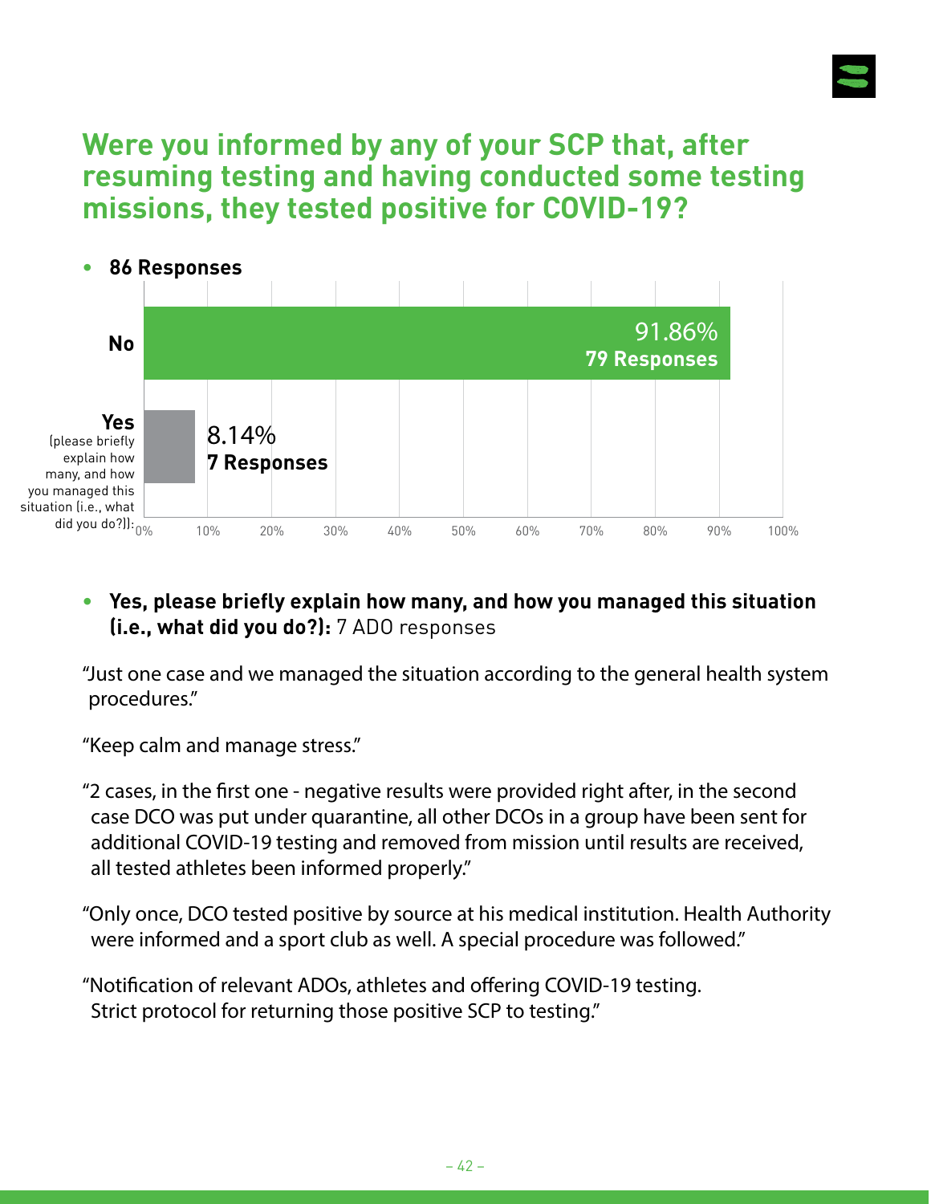# Were you informed by any of your SCP that, after resuming testing and having conducted some testing missions, they tested positive for COVID-19?

- **86 Responses**

| Answer | Percentage | Responses |
|---|---|---|
| No | 91.86% | 79 Responses |
| Yes (please briefly explain how many, and how you managed this situation (i.e., what did you do?)): | 8.14% | 7 Responses |

- **Yes, please briefly explain how many, and how you managed this situation (i.e., what did you do?):** 7 ADO responses

"Just one case and we managed the situation according to the general health system procedures."

"Keep calm and manage stress."

"2 cases, in the first one - negative results were provided right after, in the second case DCO was put under quarantine, all other DCOs in a group have been sent for additional COVID-19 testing and removed from mission until results are received, all tested athletes been informed properly."

"Only once, DCO tested positive by source at his medical institution. Health Authority were informed and a sport club as well. A special procedure was followed."

"Notification of relevant ADOs, athletes and offering COVID-19 testing. Strict protocol for returning those positive SCP to testing."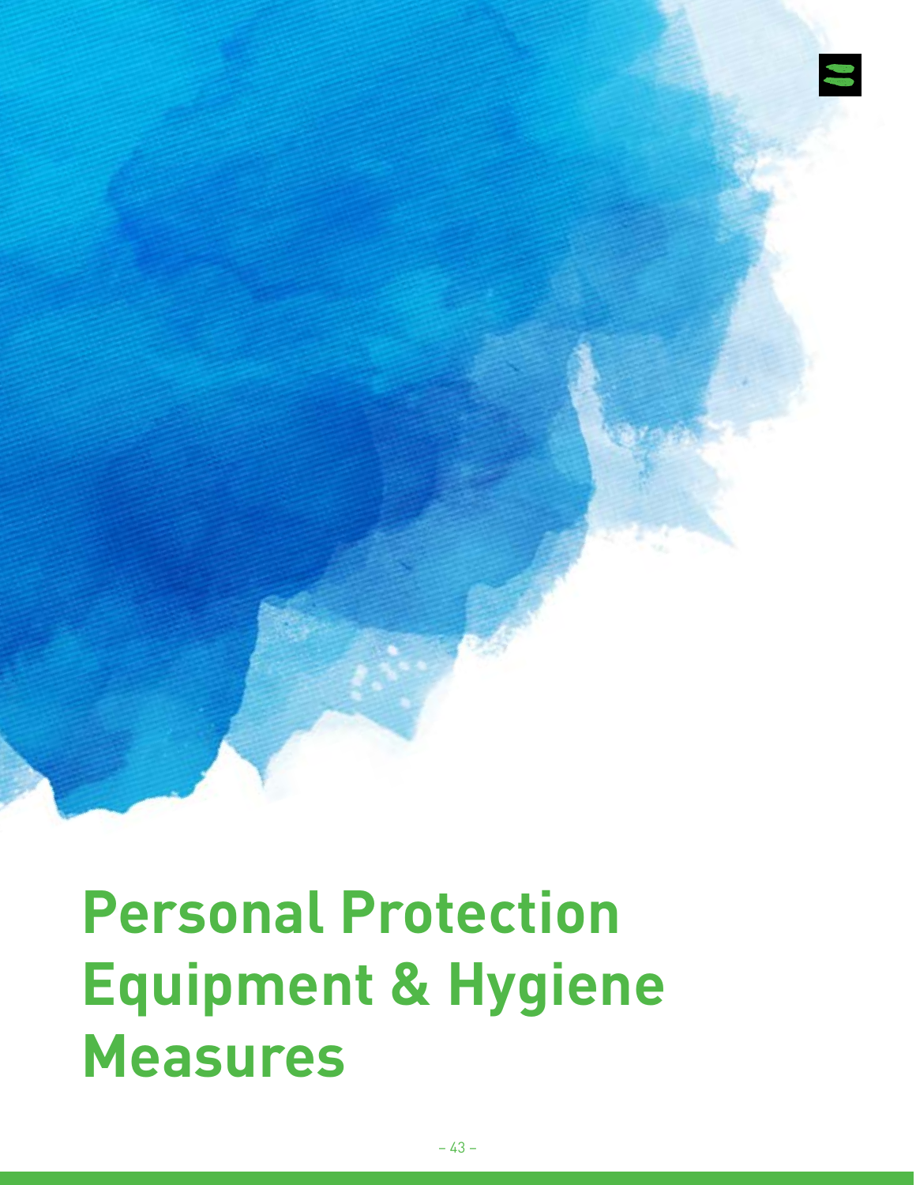# Personal Protection Equipment & Hygiene Measures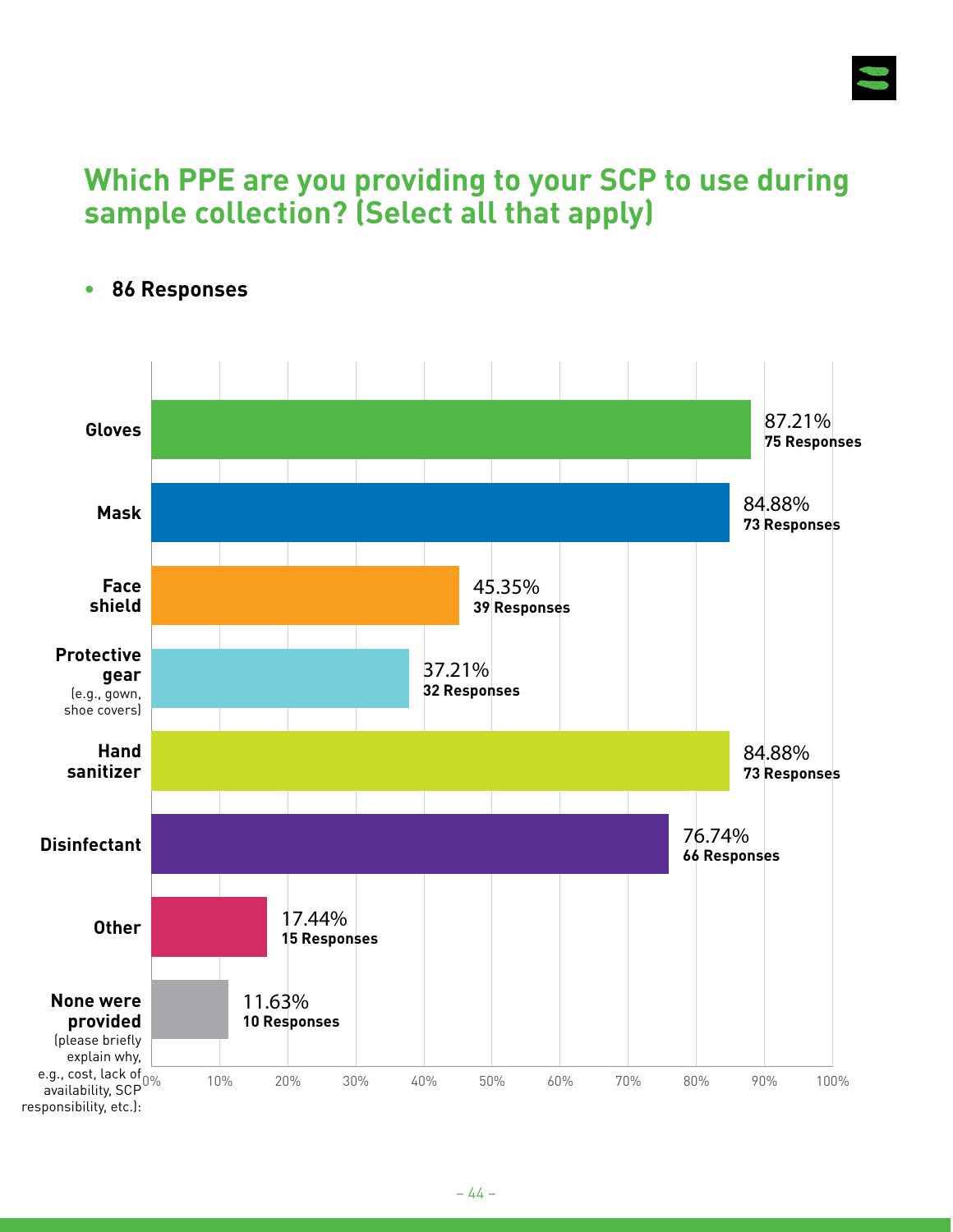## Which PPE are you providing to your SCP to use during sample collection? (Select all that apply)

- **86 Responses**

| Option | Percentage | Responses |
|---|---|---|
| Gloves | 87.21% | 75 Responses |
| Mask | 84.88% | 73 Responses |
| Face shield | 45.35% | 39 Responses |
| Protective gear (e.g., gown, shoe covers) | 37.21% | 32 Responses |
| Hand sanitizer | 84.88% | 73 Responses |
| Disinfectant | 76.74% | 66 Responses |
| Other | 17.44% | 15 Responses |
| None were provided (please briefly explain why, e.g., cost, lack of availability, SCP responsibility, etc.): | 11.63% | 10 Responses |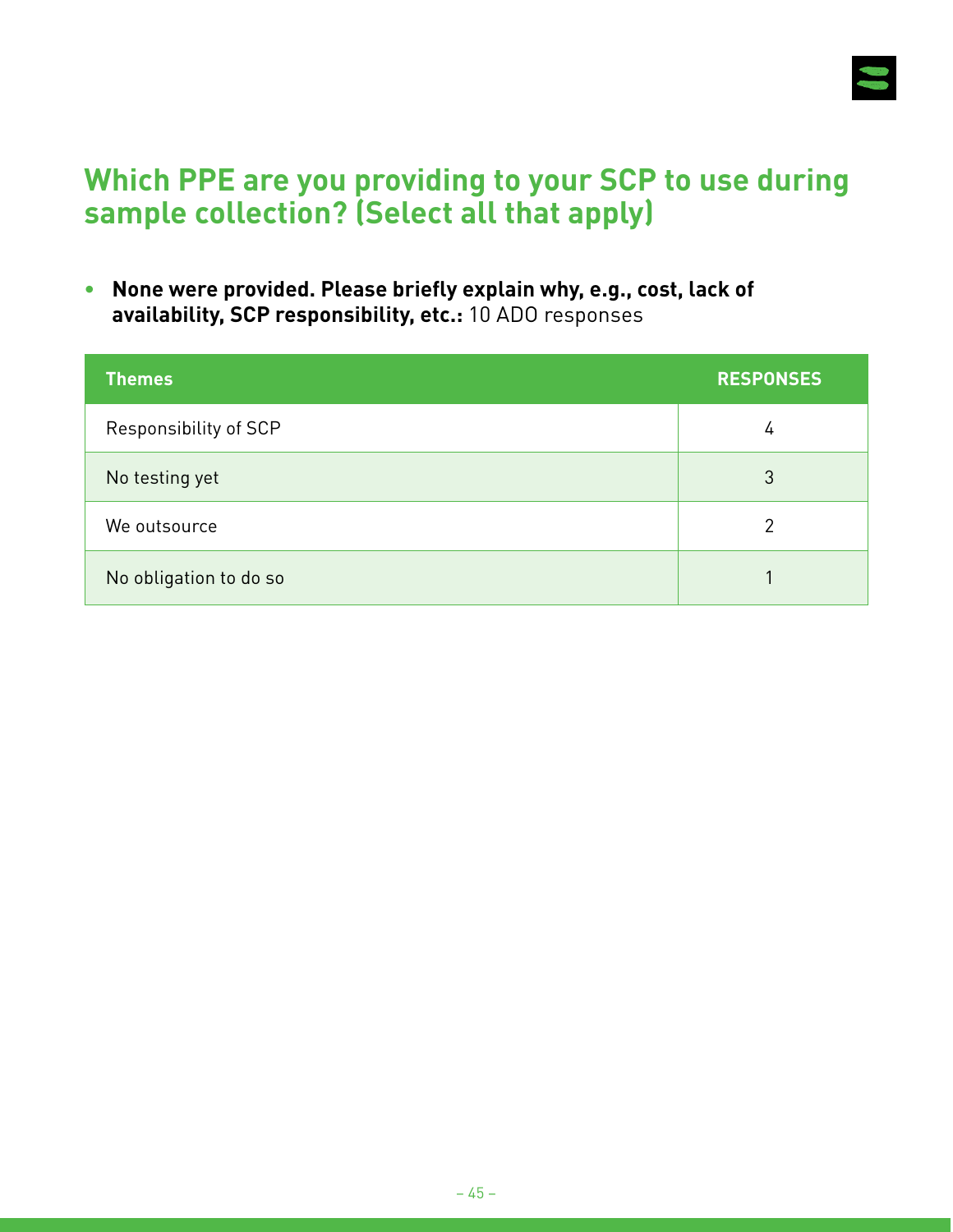## Which PPE are you providing to your SCP to use during sample collection? (Select all that apply)

- **None were provided. Please briefly explain why, e.g., cost, lack of availability, SCP responsibility, etc.:** 10 ADO responses

| Themes | RESPONSES |
|---|---|
| Responsibility of SCP | 4 |
| No testing yet | 3 |
| We outsource | 2 |
| No obligation to do so | 1 |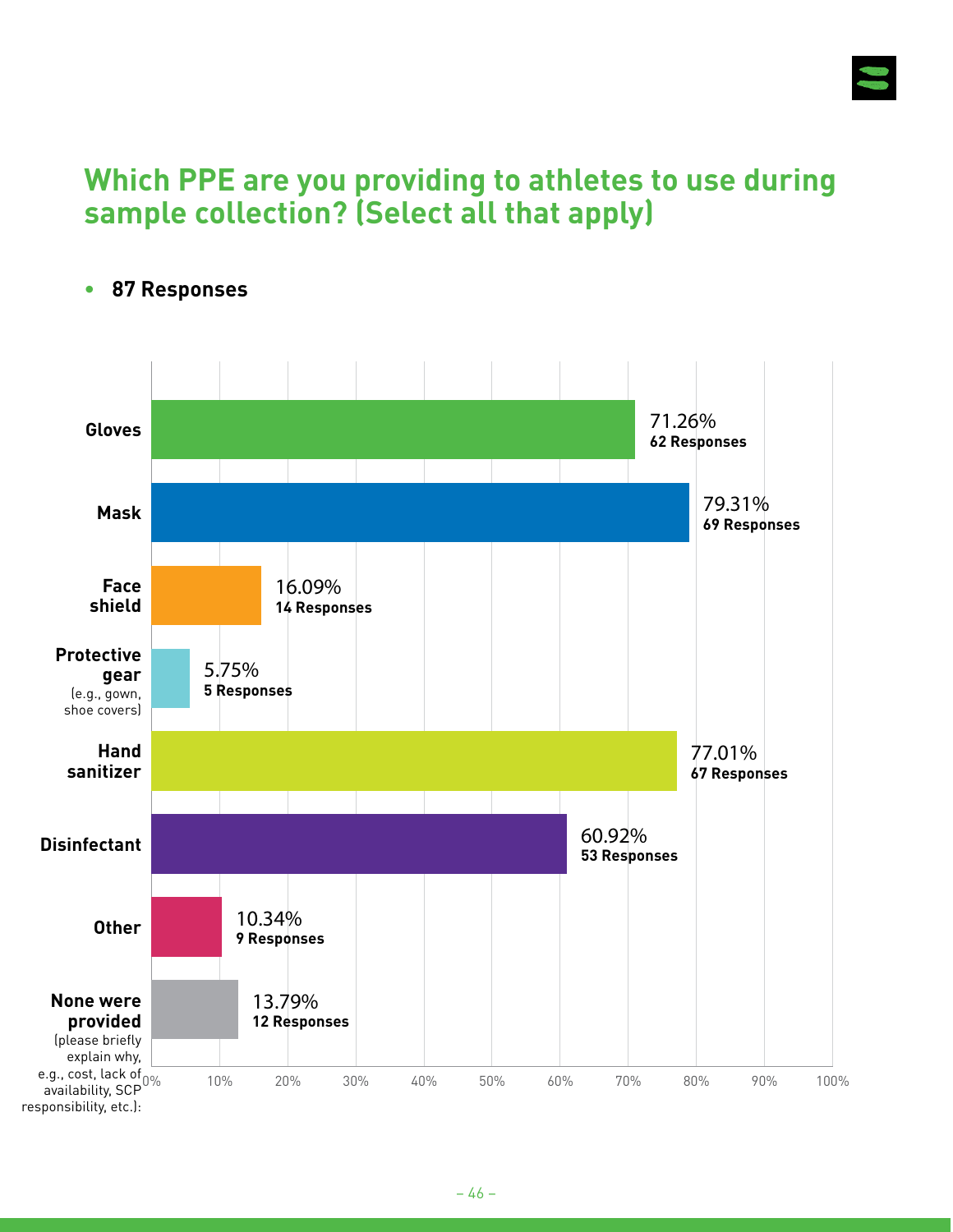## Which PPE are you providing to athletes to use during sample collection? (Select all that apply)

- **87 Responses**

| Option | Percentage | Responses |
|---|---|---|
| Gloves | 71.26% | 62 Responses |
| Mask | 79.31% | 69 Responses |
| Face shield | 16.09% | 14 Responses |
| Protective gear (e.g., gown, shoe covers) | 5.75% | 5 Responses |
| Hand sanitizer | 77.01% | 67 Responses |
| Disinfectant | 60.92% | 53 Responses |
| Other | 10.34% | 9 Responses |
| None were provided (please briefly explain why, e.g., cost, lack of availability, SCP responsibility, etc.): | 13.79% | 12 Responses |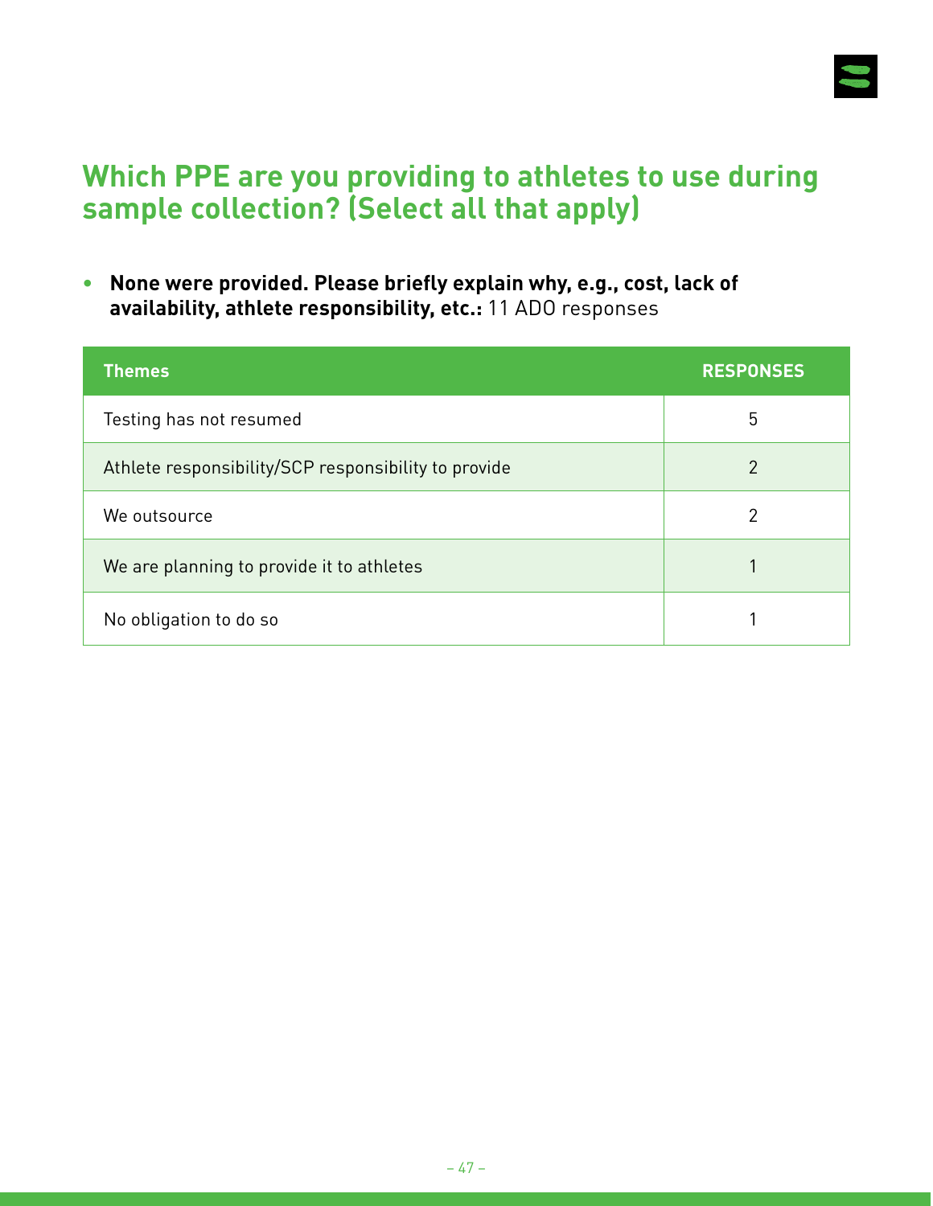## Which PPE are you providing to athletes to use during sample collection? (Select all that apply)

- **None were provided. Please briefly explain why, e.g., cost, lack of availability, athlete responsibility, etc.:** 11 ADO responses

| Themes | RESPONSES |
|---|---|
| Testing has not resumed | 5 |
| Athlete responsibility/SCP responsibility to provide | 2 |
| We outsource | 2 |
| We are planning to provide it to athletes | 1 |
| No obligation to do so | 1 |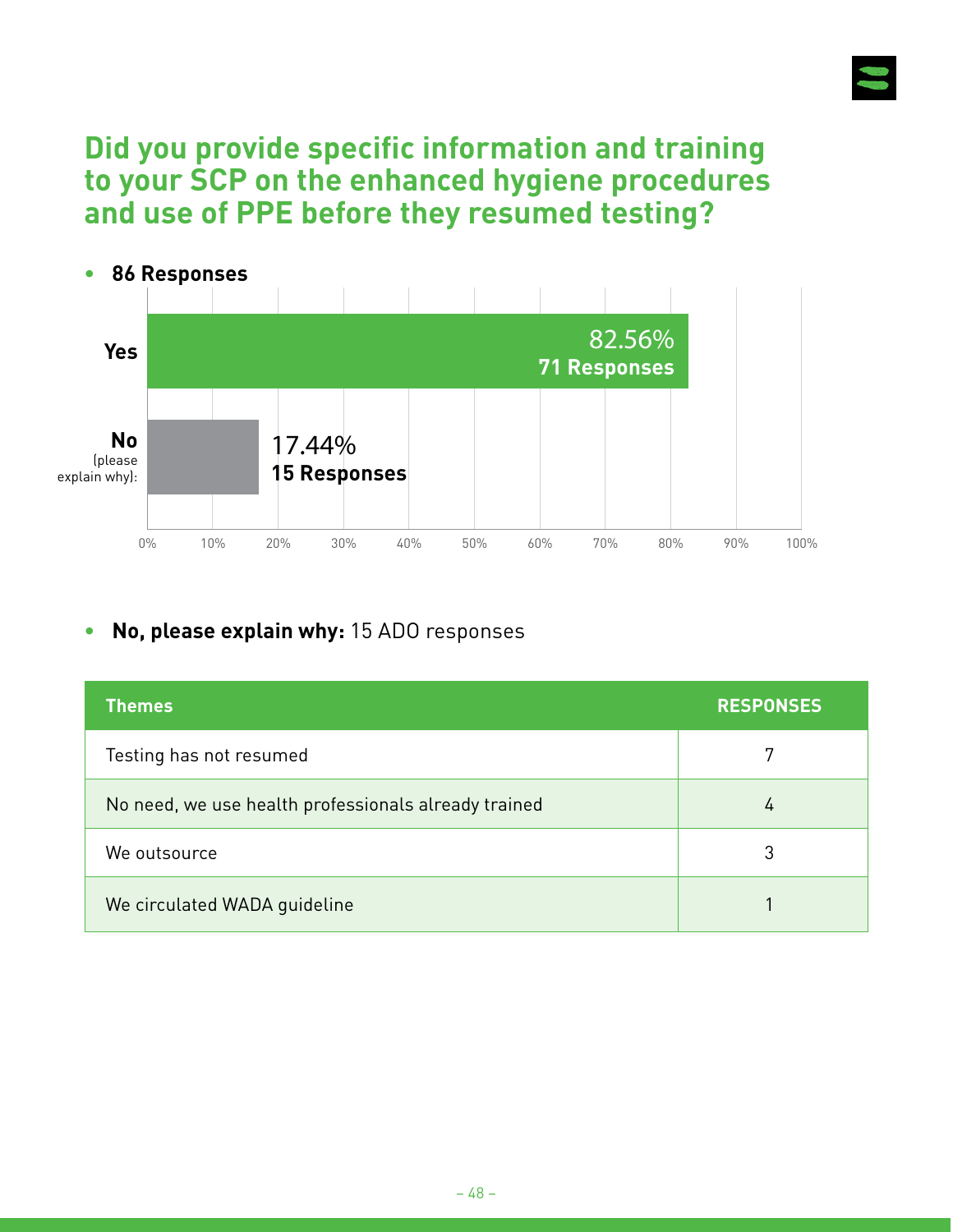## Did you provide specific information and training to your SCP on the enhanced hygiene procedures and use of PPE before they resumed testing?

- **86 Responses**

| | % | Responses |
|---|---|---|
| Yes | 82.56% | 71 Responses |
| No (please explain why): | 17.44% | 15 Responses |

- **No, please explain why:** 15 ADO responses

| Themes | RESPONSES |
|---|---|
| Testing has not resumed | 7 |
| No need, we use health professionals already trained | 4 |
| We outsource | 3 |
| We circulated WADA guideline | 1 |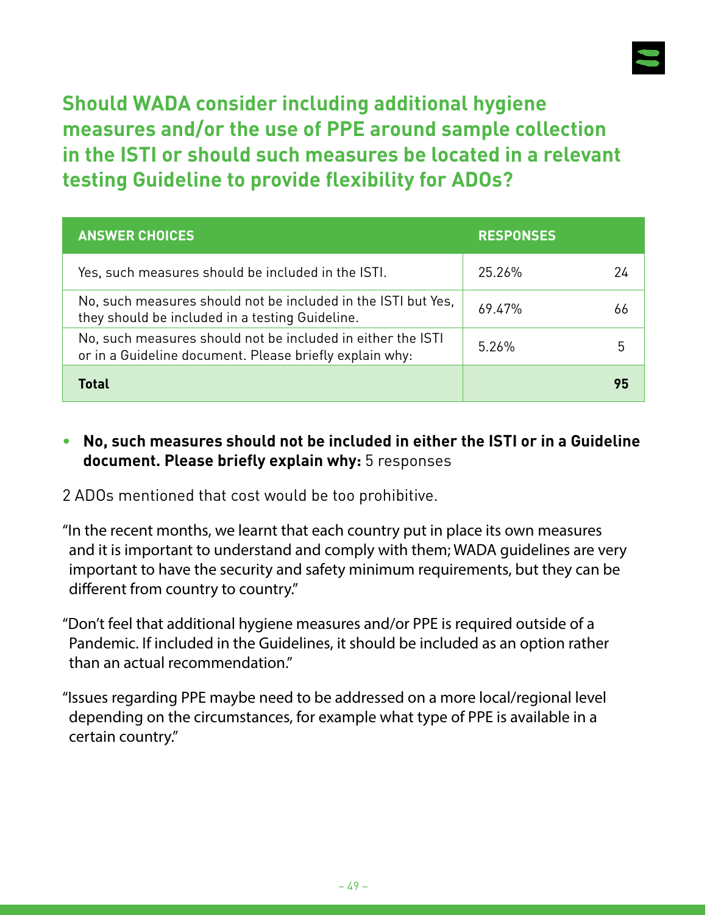## Should WADA consider including additional hygiene measures and/or the use of PPE around sample collection in the ISTI or should such measures be located in a relevant testing Guideline to provide flexibility for ADOs?

| ANSWER CHOICES | RESPONSES | |
|---|---|---|
| Yes, such measures should be included in the ISTI. | 25.26% | 24 |
| No, such measures should not be included in the ISTI but Yes, they should be included in a testing Guideline. | 69.47% | 66 |
| No, such measures should not be included in either the ISTI or in a Guideline document. Please briefly explain why: | 5.26% | 5 |
| **Total** | | **95** |

- **No, such measures should not be included in either the ISTI or in a Guideline document. Please briefly explain why:** 5 responses

2 ADOs mentioned that cost would be too prohibitive.

"In the recent months, we learnt that each country put in place its own measures and it is important to understand and comply with them; WADA guidelines are very important to have the security and safety minimum requirements, but they can be different from country to country."

"Don't feel that additional hygiene measures and/or PPE is required outside of a Pandemic. If included in the Guidelines, it should be included as an option rather than an actual recommendation."

"Issues regarding PPE maybe need to be addressed on a more local/regional level depending on the circumstances, for example what type of PPE is available in a certain country."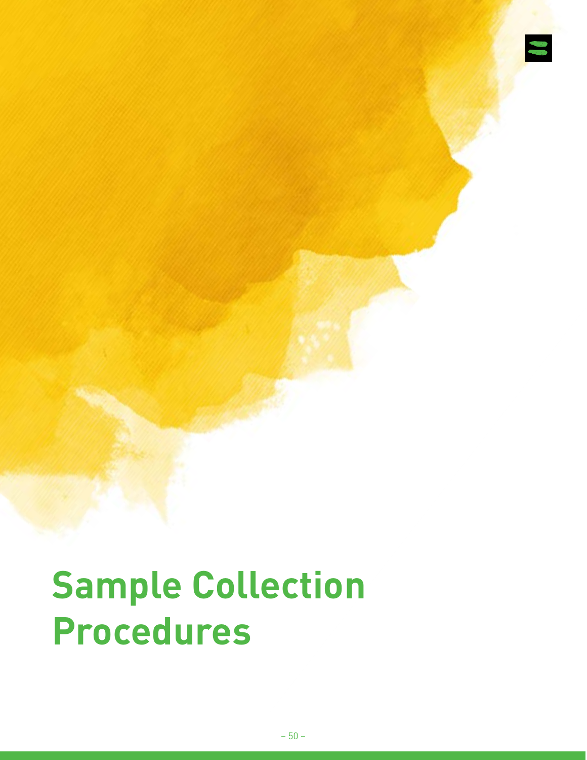# Sample Collection Procedures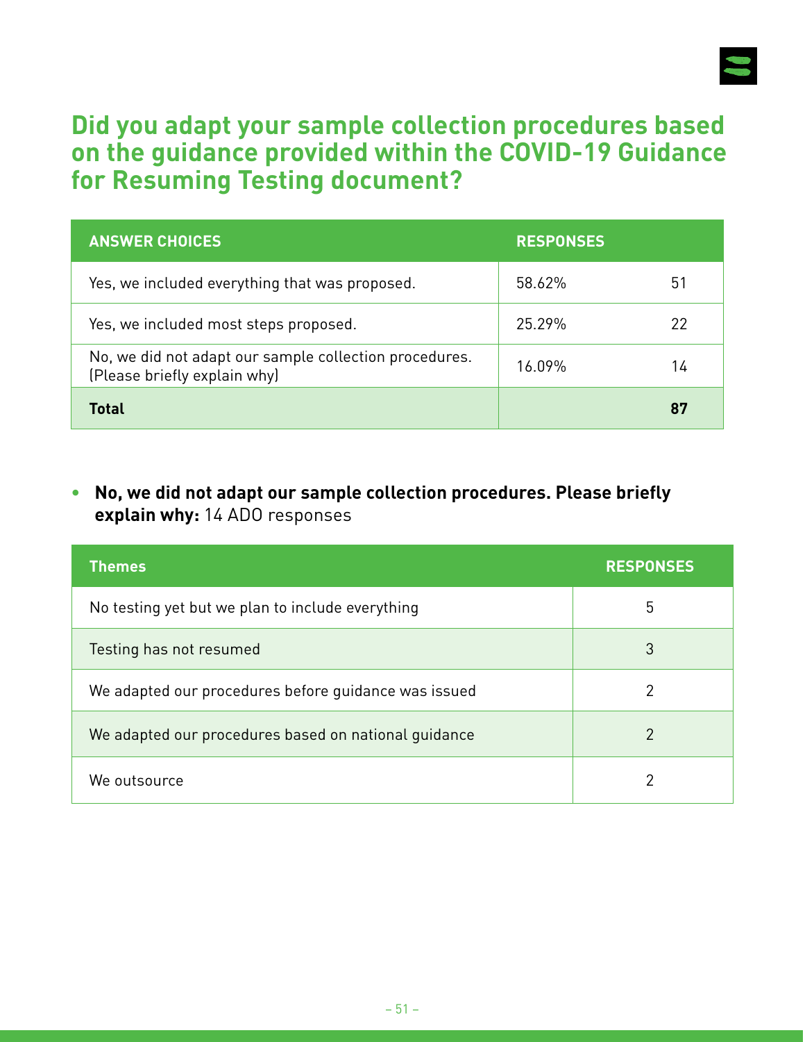## Did you adapt your sample collection procedures based on the guidance provided within the COVID-19 Guidance for Resuming Testing document?

| ANSWER CHOICES | RESPONSES | |
|---|---|---|
| Yes, we included everything that was proposed. | 58.62% | 51 |
| Yes, we included most steps proposed. | 25.29% | 22 |
| No, we did not adapt our sample collection procedures. (Please briefly explain why) | 16.09% | 14 |
| **Total** | | **87** |

- **No, we did not adapt our sample collection procedures. Please briefly explain why:** 14 ADO responses

| Themes | RESPONSES |
|---|---|
| No testing yet but we plan to include everything | 5 |
| Testing has not resumed | 3 |
| We adapted our procedures before guidance was issued | 2 |
| We adapted our procedures based on national guidance | 2 |
| We outsource | 2 |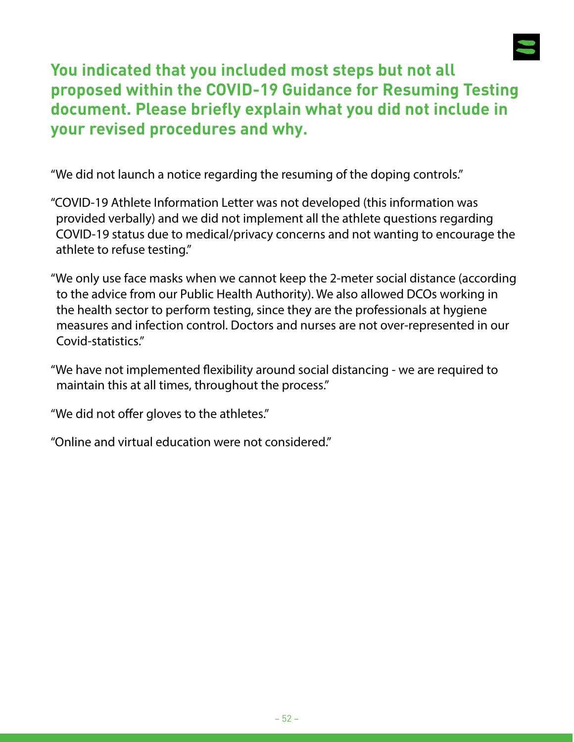## You indicated that you included most steps but not all proposed within the COVID-19 Guidance for Resuming Testing document. Please briefly explain what you did not include in your revised procedures and why.

"We did not launch a notice regarding the resuming of the doping controls."

"COVID-19 Athlete Information Letter was not developed (this information was provided verbally) and we did not implement all the athlete questions regarding COVID-19 status due to medical/privacy concerns and not wanting to encourage the athlete to refuse testing."

"We only use face masks when we cannot keep the 2-meter social distance (according to the advice from our Public Health Authority). We also allowed DCOs working in the health sector to perform testing, since they are the professionals at hygiene measures and infection control. Doctors and nurses are not over-represented in our Covid-statistics."

"We have not implemented flexibility around social distancing - we are required to maintain this at all times, throughout the process."

"We did not offer gloves to the athletes."

"Online and virtual education were not considered."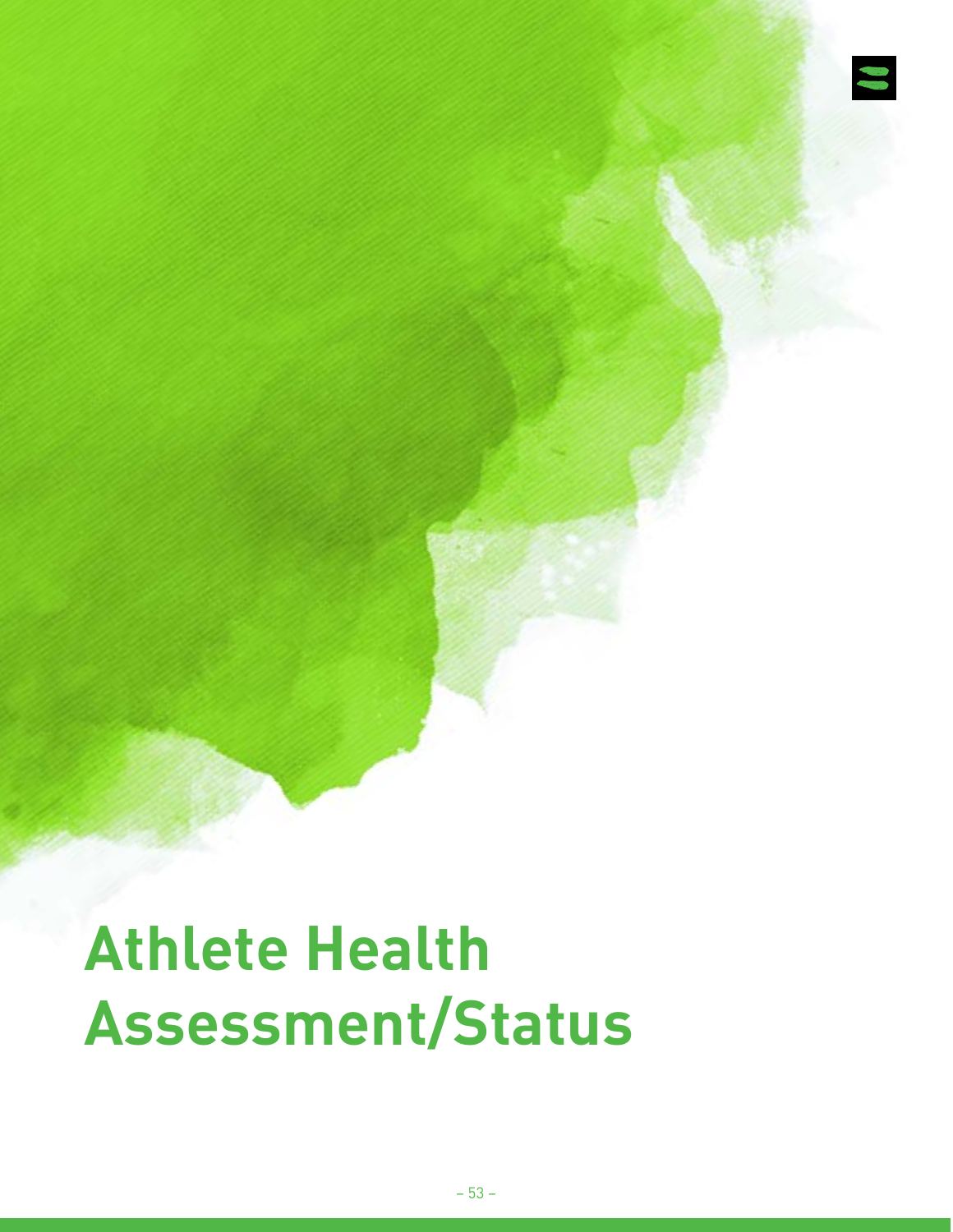# Athlete Health Assessment/Status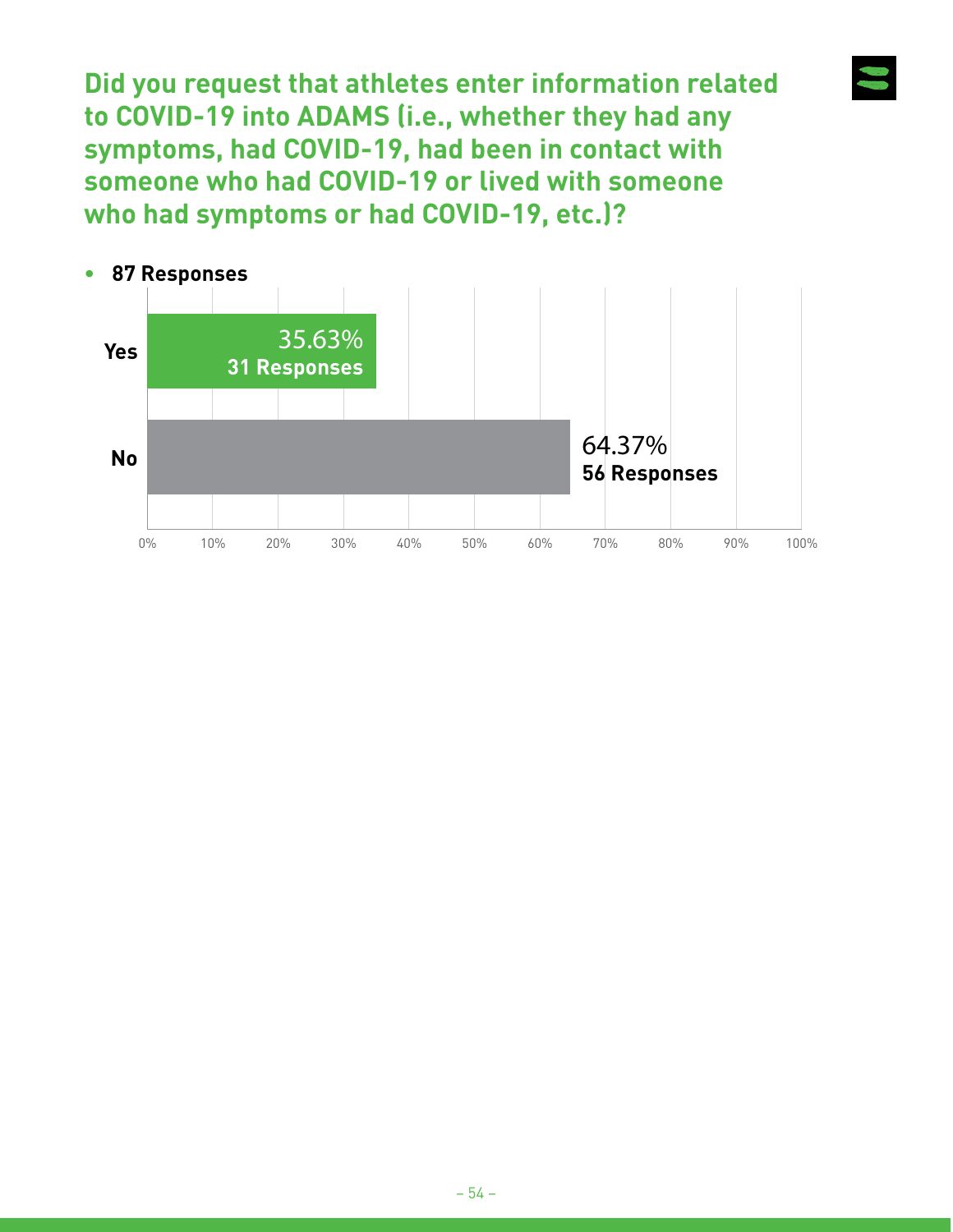## Did you request that athletes enter information related to COVID-19 into ADAMS (i.e., whether they had any symptoms, had COVID-19, had been in contact with someone who had COVID-19 or lived with someone who had symptoms or had COVID-19, etc.)?

- **87 Responses**

| Response | Percentage | Responses |
|---|---|---|
| Yes | 35.63% | 31 Responses |
| No | 64.37% | 56 Responses |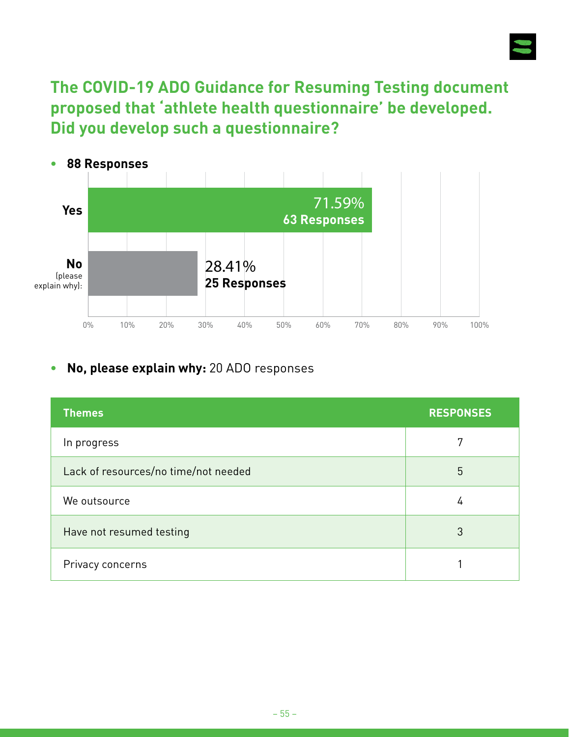## The COVID-19 ADO Guidance for Resuming Testing document proposed that 'athlete health questionnaire' be developed. Did you develop such a questionnaire?

- **88 Responses**

| Answer | Percentage | Responses |
|---|---|---|
| Yes | 71.59% | 63 Responses |
| No (please explain why): | 28.41% | 25 Responses |

- **No, please explain why:** 20 ADO responses

| Themes | RESPONSES |
|---|---|
| In progress | 7 |
| Lack of resources/no time/not needed | 5 |
| We outsource | 4 |
| Have not resumed testing | 3 |
| Privacy concerns | 1 |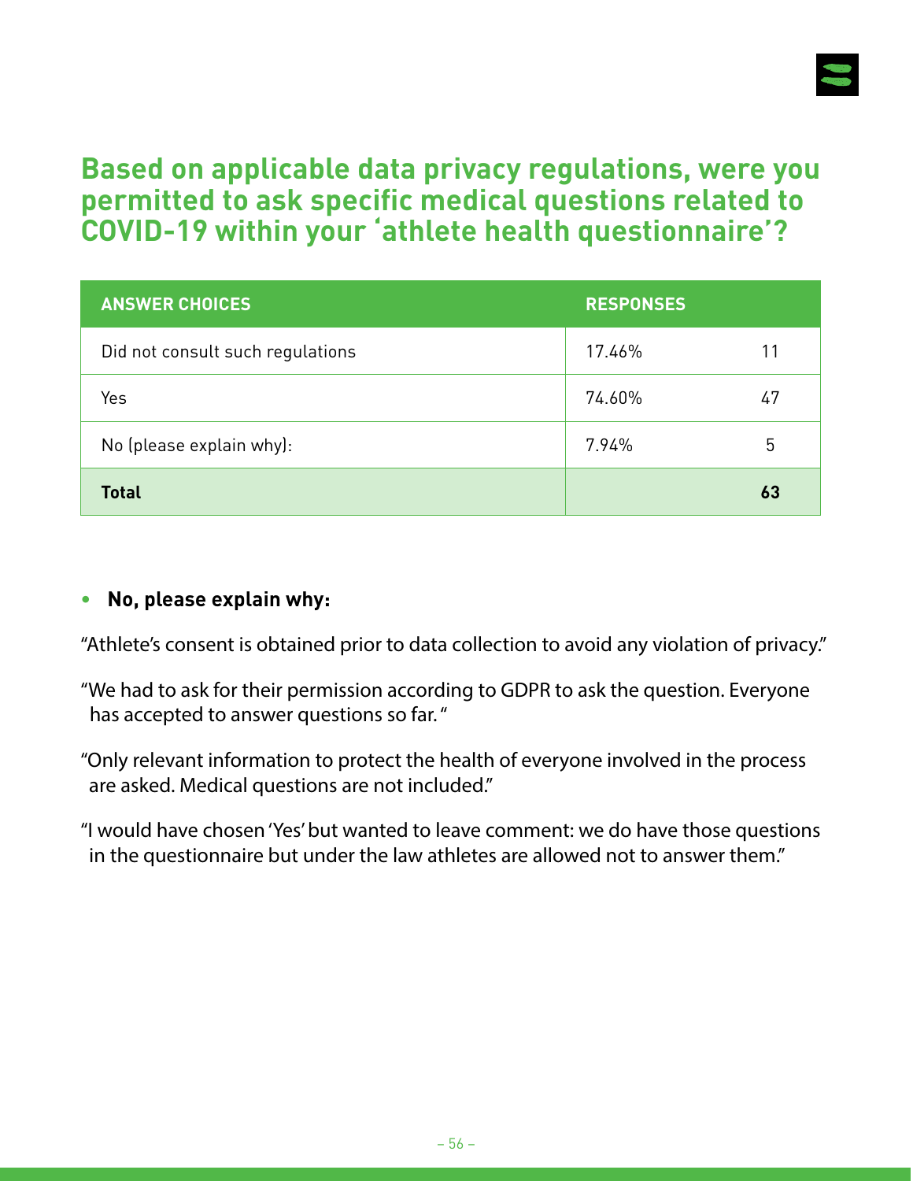## Based on applicable data privacy regulations, were you permitted to ask specific medical questions related to COVID-19 within your 'athlete health questionnaire'?

| ANSWER CHOICES | RESPONSES | |
|---|---|---|
| Did not consult such regulations | 17.46% | 11 |
| Yes | 74.60% | 47 |
| No (please explain why): | 7.94% | 5 |
| **Total** | | **63** |

- **No, please explain why:**

"Athlete's consent is obtained prior to data collection to avoid any violation of privacy."

"We had to ask for their permission according to GDPR to ask the question. Everyone has accepted to answer questions so far. "

"Only relevant information to protect the health of everyone involved in the process are asked. Medical questions are not included."

"I would have chosen 'Yes' but wanted to leave comment: we do have those questions in the questionnaire but under the law athletes are allowed not to answer them."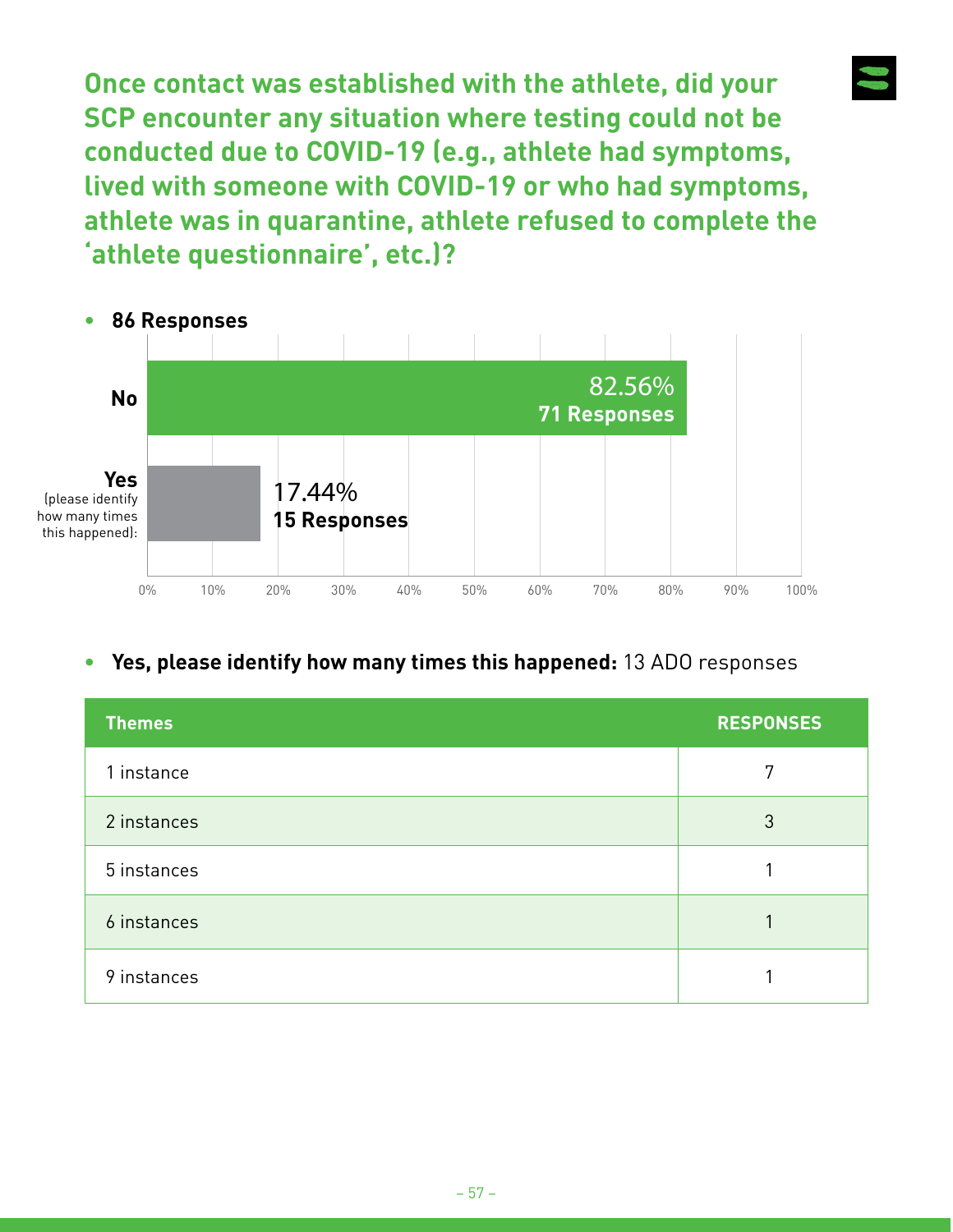## Once contact was established with the athlete, did your SCP encounter any situation where testing could not be conducted due to COVID-19 (e.g., athlete had symptoms, lived with someone with COVID-19 or who had symptoms, athlete was in quarantine, athlete refused to complete the 'athlete questionnaire', etc.)?

- **86 Responses**

| Answer | Percentage | Responses |
|---|---|---|
| No | 82.56% | 71 Responses |
| Yes (please identify how many times this happened): | 17.44% | 15 Responses |

- **Yes, please identify how many times this happened:** 13 ADO responses

| Themes | RESPONSES |
|---|---|
| 1 instance | 7 |
| 2 instances | 3 |
| 5 instances | 1 |
| 6 instances | 1 |
| 9 instances | 1 |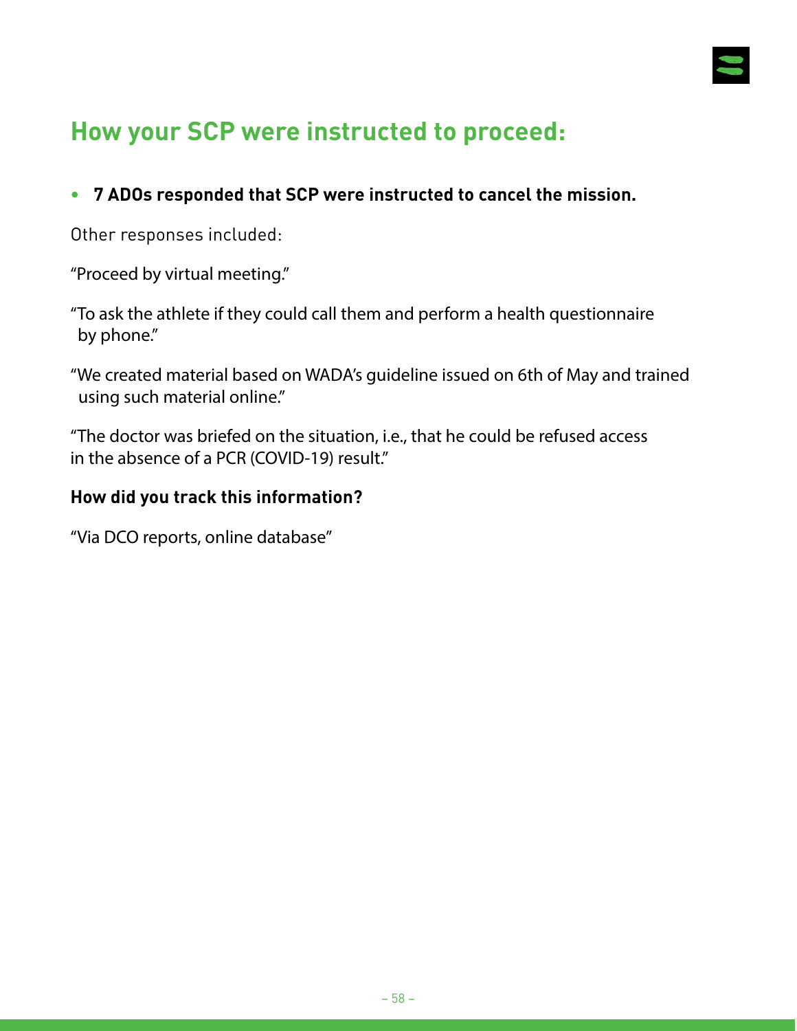## How your SCP were instructed to proceed:

- **7 ADOs responded that SCP were instructed to cancel the mission.**

Other responses included:

"Proceed by virtual meeting."

"To ask the athlete if they could call them and perform a health questionnaire by phone."

"We created material based on WADA's guideline issued on 6th of May and trained using such material online."

"The doctor was briefed on the situation, i.e., that he could be refused access in the absence of a PCR (COVID-19) result."

**How did you track this information?**

"Via DCO reports, online database"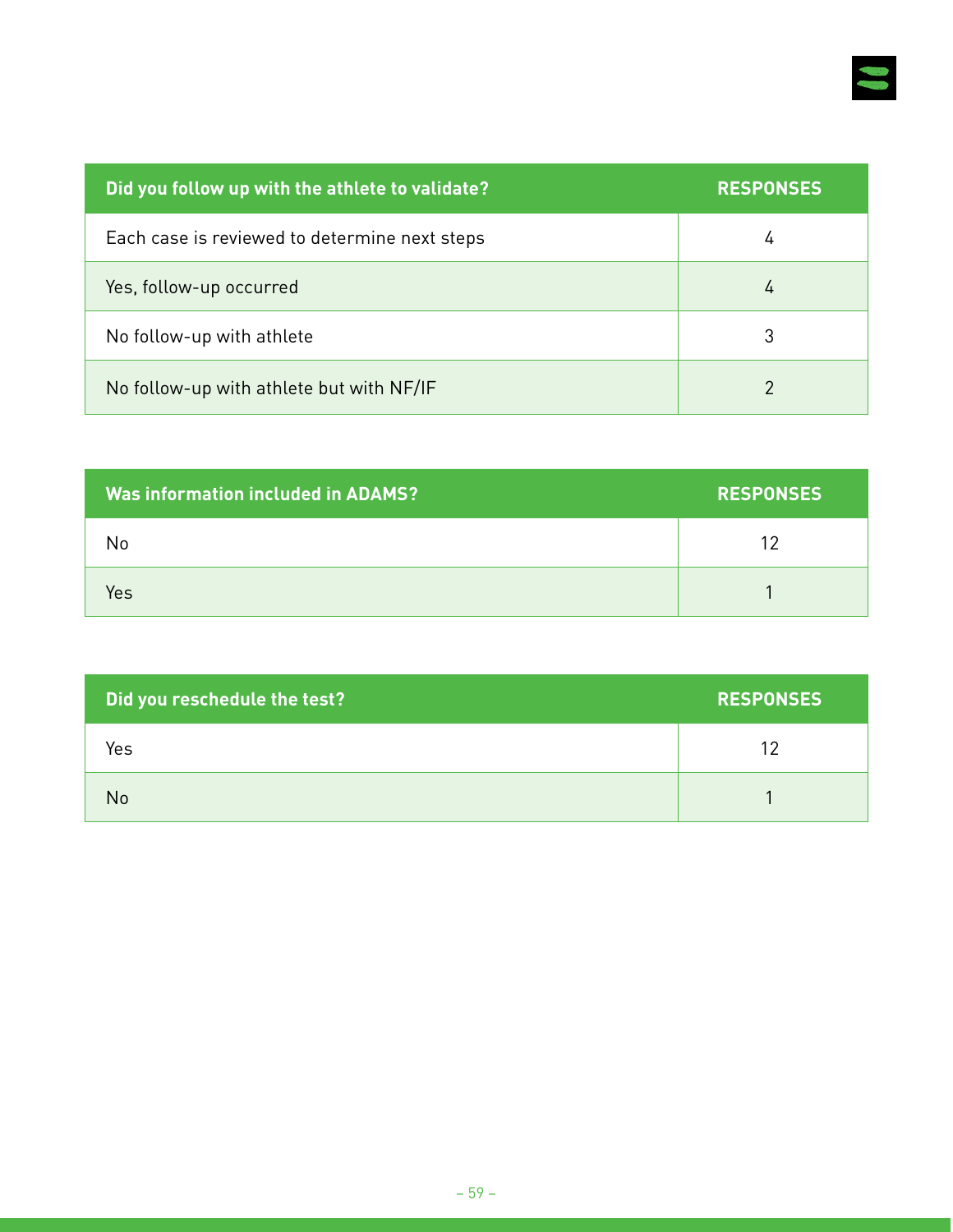| Did you follow up with the athlete to validate? | RESPONSES |
| --- | --- |
| Each case is reviewed to determine next steps | 4 |
| Yes, follow-up occurred | 4 |
| No follow-up with athlete | 3 |
| No follow-up with athlete but with NF/IF | 2 |

| Was information included in ADAMS? | RESPONSES |
| --- | --- |
| No | 12 |
| Yes | 1 |

| Did you reschedule the test? | RESPONSES |
| --- | --- |
| Yes | 12 |
| No | 1 |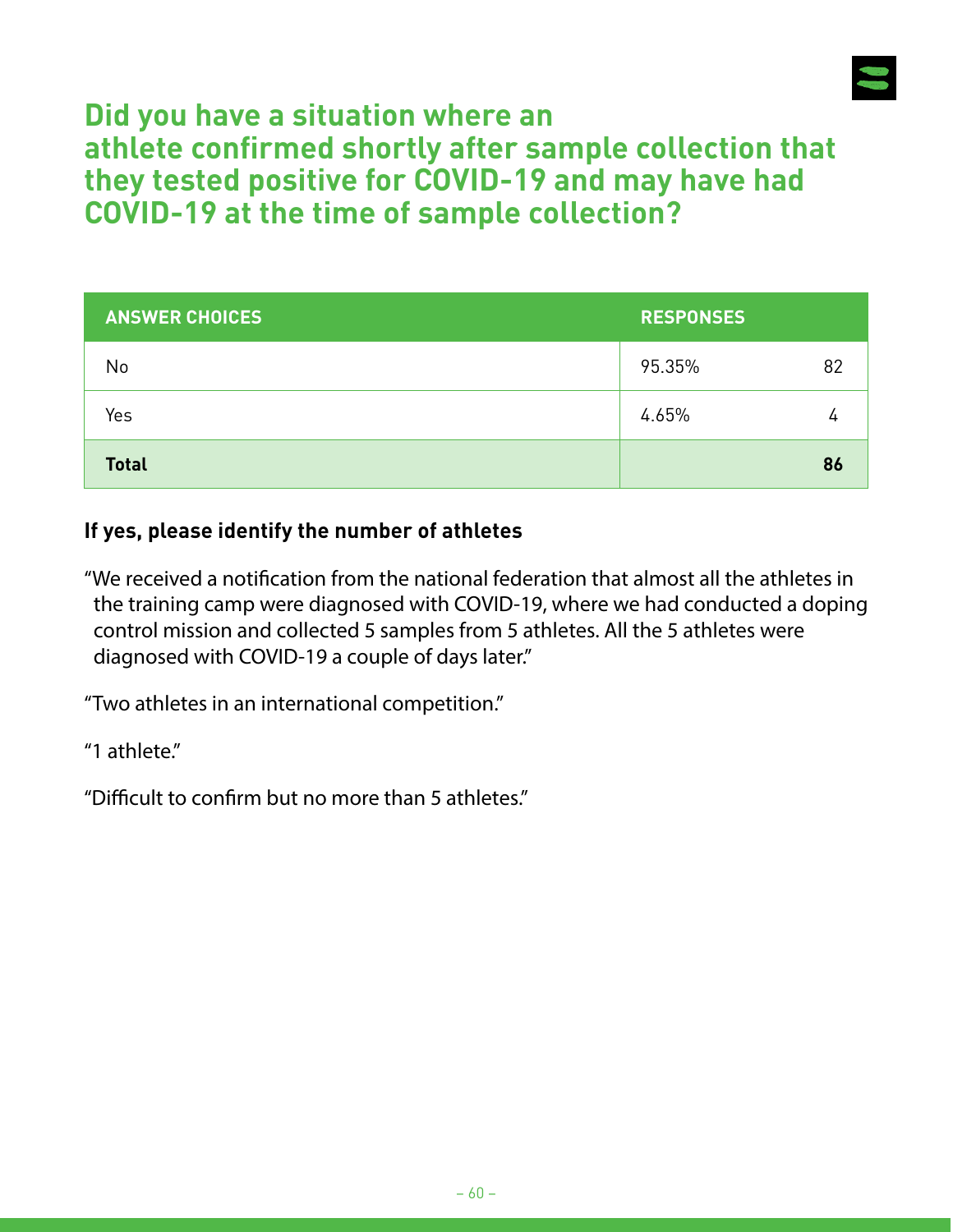## Did you have a situation where an athlete confirmed shortly after sample collection that they tested positive for COVID-19 and may have had COVID-19 at the time of sample collection?

| ANSWER CHOICES | RESPONSES | |
|---|---|---|
| No | 95.35% | 82 |
| Yes | 4.65% | 4 |
| **Total** | | **86** |

**If yes, please identify the number of athletes**

"We received a notification from the national federation that almost all the athletes in the training camp were diagnosed with COVID-19, where we had conducted a doping control mission and collected 5 samples from 5 athletes. All the 5 athletes were diagnosed with COVID-19 a couple of days later."

"Two athletes in an international competition."

"1 athlete."

"Difficult to confirm but no more than 5 athletes."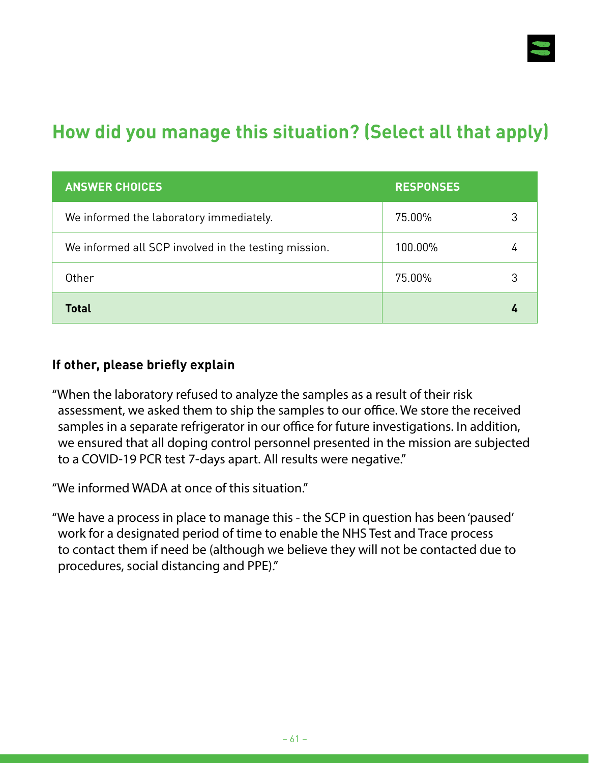## How did you manage this situation? (Select all that apply)

| ANSWER CHOICES | RESPONSES | |
|---|---|---|
| We informed the laboratory immediately. | 75.00% | 3 |
| We informed all SCP involved in the testing mission. | 100.00% | 4 |
| Other | 75.00% | 3 |
| **Total** | | **4** |

**If other, please briefly explain**

"When the laboratory refused to analyze the samples as a result of their risk assessment, we asked them to ship the samples to our office. We store the received samples in a separate refrigerator in our office for future investigations. In addition, we ensured that all doping control personnel presented in the mission are subjected to a COVID-19 PCR test 7-days apart. All results were negative."

"We informed WADA at once of this situation."

"We have a process in place to manage this - the SCP in question has been 'paused' work for a designated period of time to enable the NHS Test and Trace process to contact them if need be (although we believe they will not be contacted due to procedures, social distancing and PPE)."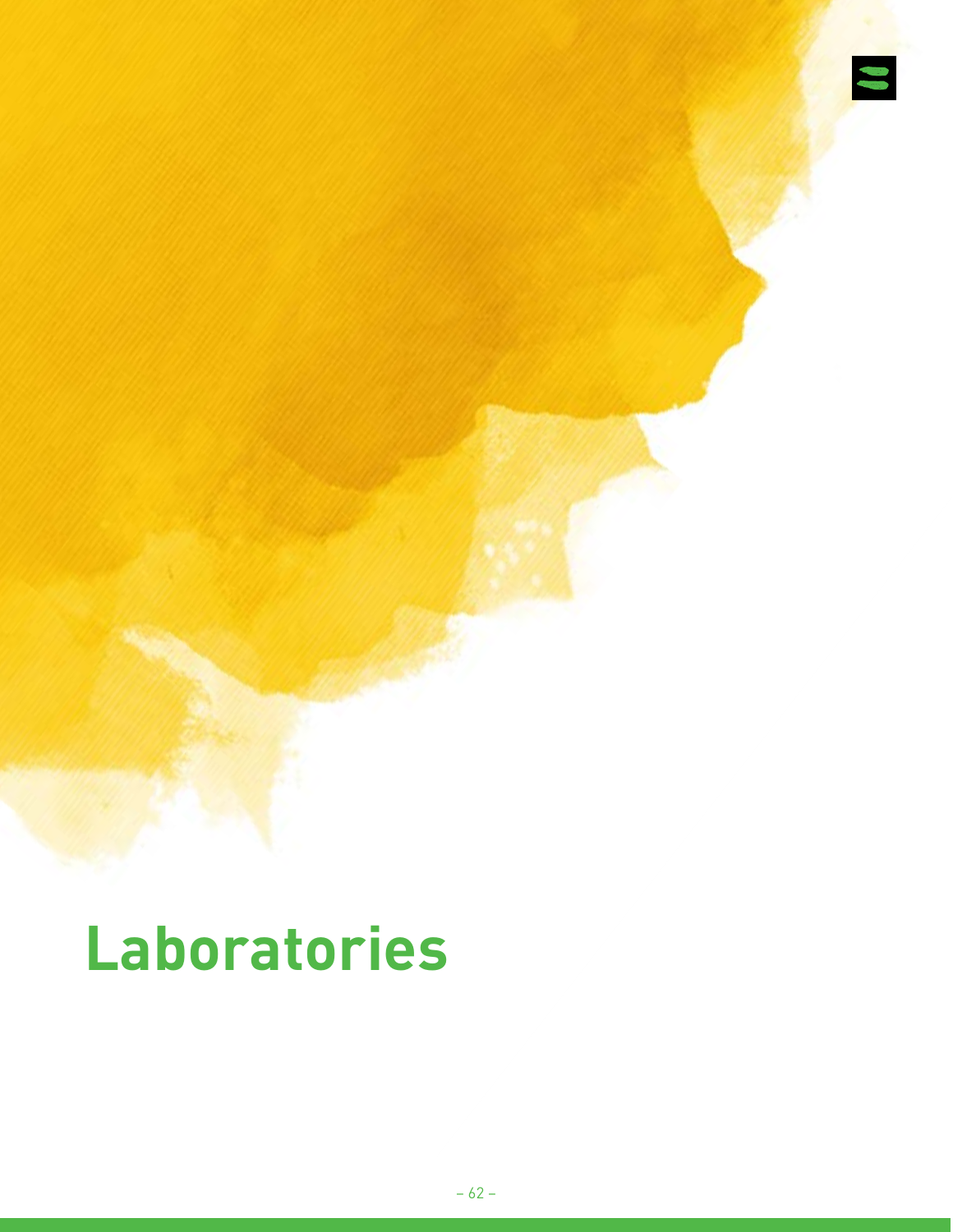# Laboratories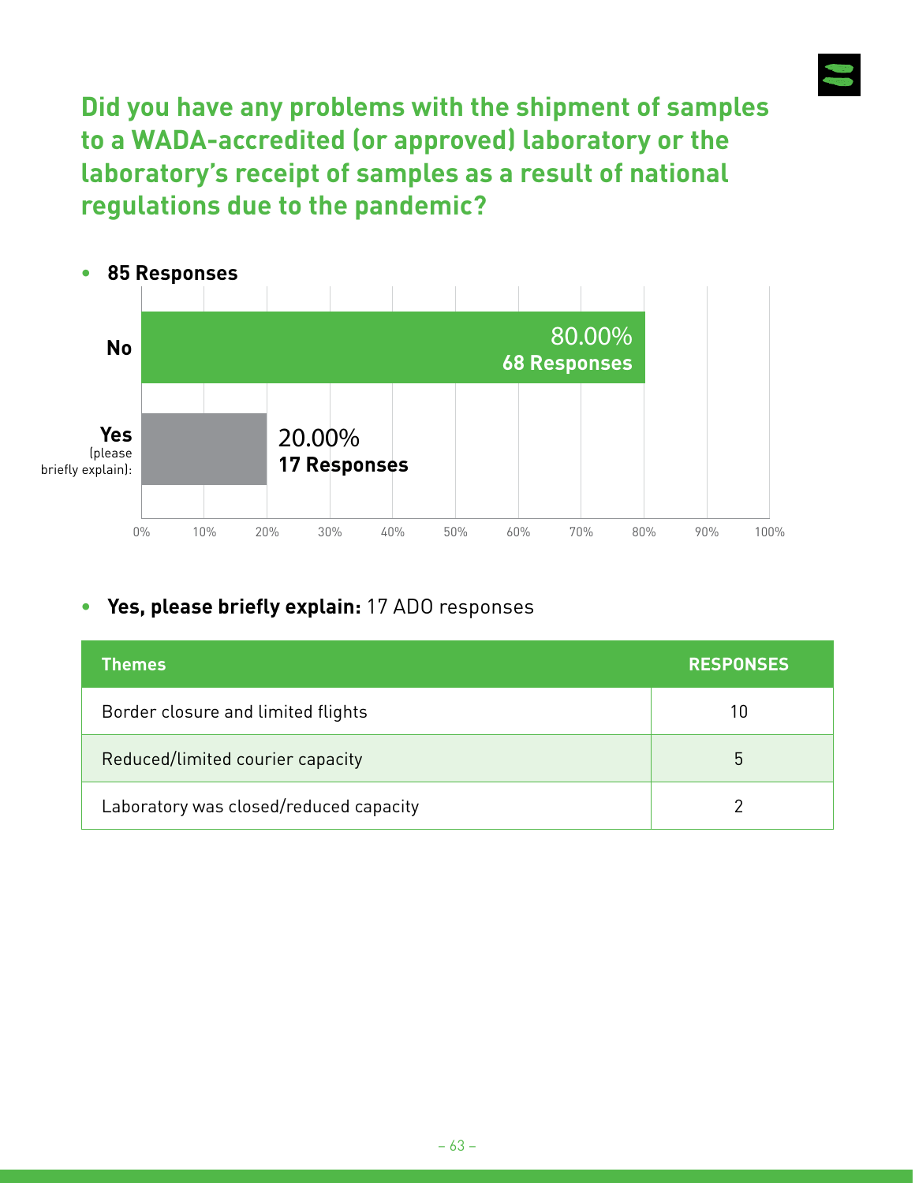## Did you have any problems with the shipment of samples to a WADA-accredited (or approved) laboratory or the laboratory's receipt of samples as a result of national regulations due to the pandemic?

- **85 Responses**

| | Percentage | Responses |
|---|---|---|
| No | 80.00% | 68 Responses |
| Yes (please briefly explain): | 20.00% | 17 Responses |

- **Yes, please briefly explain:** 17 ADO responses

| Themes | RESPONSES |
|---|---|
| Border closure and limited flights | 10 |
| Reduced/limited courier capacity | 5 |
| Laboratory was closed/reduced capacity | 2 |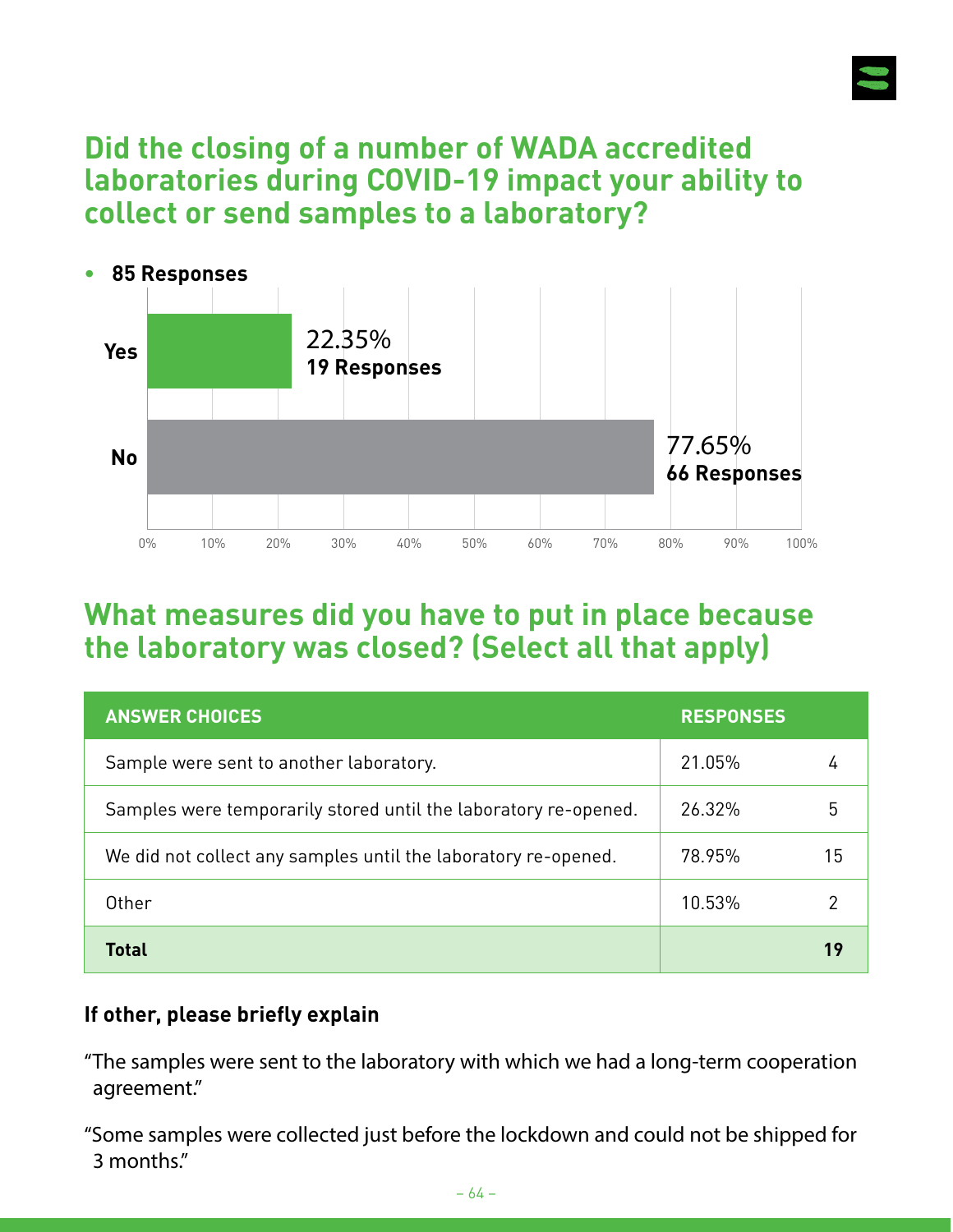## Did the closing of a number of WADA accredited laboratories during COVID-19 impact your ability to collect or send samples to a laboratory?

- **85 Responses**

| Answer | Percentage | Responses |
|---|---|---|
| Yes | 22.35% | 19 Responses |
| No | 77.65% | 66 Responses |

## What measures did you have to put in place because the laboratory was closed? (Select all that apply)

| ANSWER CHOICES | RESPONSES | |
|---|---|---|
| Sample were sent to another laboratory. | 21.05% | 4 |
| Samples were temporarily stored until the laboratory re-opened. | 26.32% | 5 |
| We did not collect any samples until the laboratory re-opened. | 78.95% | 15 |
| Other | 10.53% | 2 |
| **Total** | | **19** |

### If other, please briefly explain

"The samples were sent to the laboratory with which we had a long-term cooperation agreement."

"Some samples were collected just before the lockdown and could not be shipped for 3 months."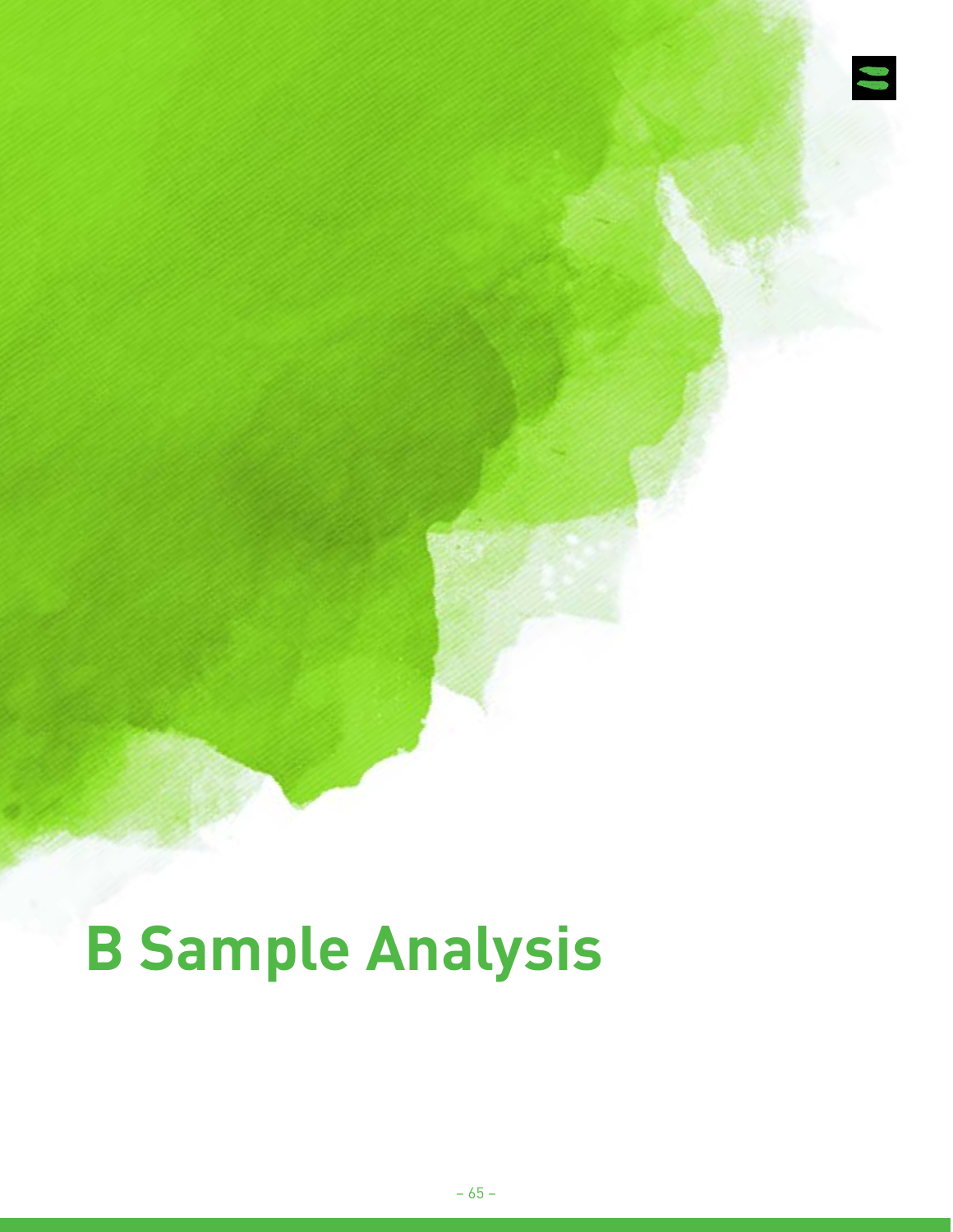# B Sample Analysis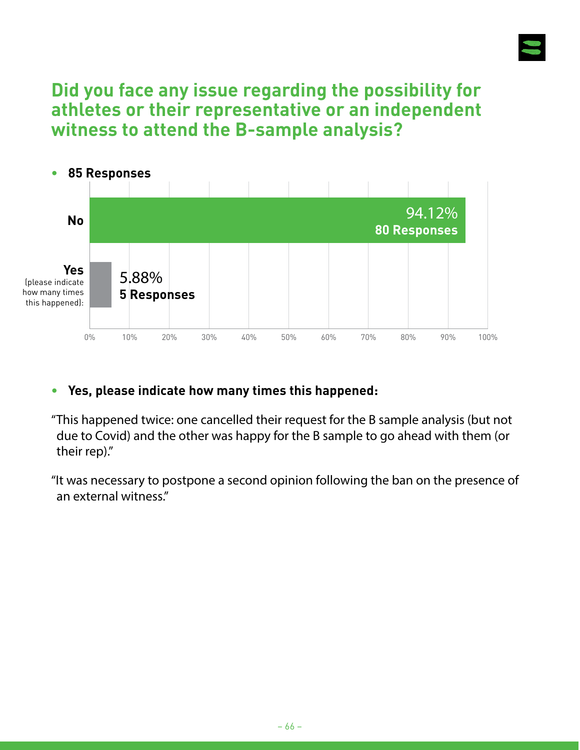## Did you face any issue regarding the possibility for athletes or their representative or an independent witness to attend the B-sample analysis?

- **85 Responses**

| Answer | Percentage | Responses |
|---|---|---|
| No | 94.12% | 80 Responses |
| Yes (please indicate how many times this happened): | 5.88% | 5 Responses |

- **Yes, please indicate how many times this happened:**

"This happened twice: one cancelled their request for the B sample analysis (but not due to Covid) and the other was happy for the B sample to go ahead with them (or their rep)."

"It was necessary to postpone a second opinion following the ban on the presence of an external witness."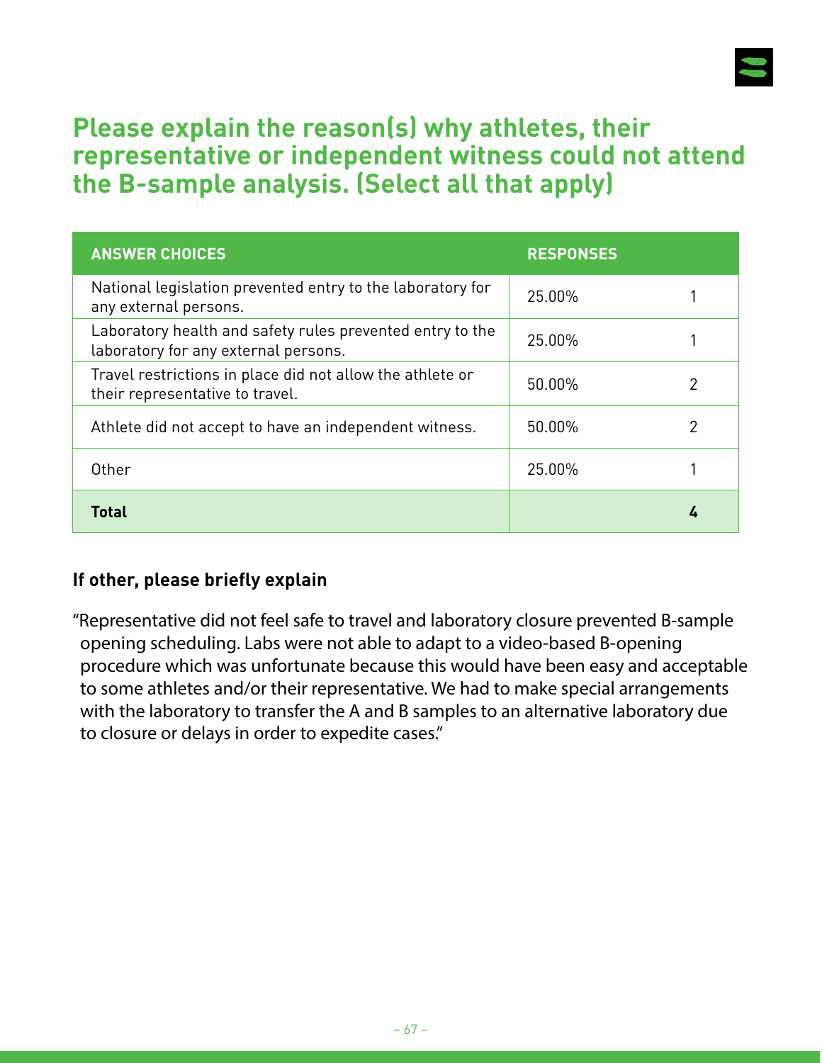## Please explain the reason(s) why athletes, their representative or independent witness could not attend the B-sample analysis. (Select all that apply)

| ANSWER CHOICES | RESPONSES | |
|---|---|---|
| National legislation prevented entry to the laboratory for any external persons. | 25.00% | 1 |
| Laboratory health and safety rules prevented entry to the laboratory for any external persons. | 25.00% | 1 |
| Travel restrictions in place did not allow the athlete or their representative to travel. | 50.00% | 2 |
| Athlete did not accept to have an independent witness. | 50.00% | 2 |
| Other | 25.00% | 1 |
| **Total** | | **4** |

**If other, please briefly explain**

"Representative did not feel safe to travel and laboratory closure prevented B-sample opening scheduling. Labs were not able to adapt to a video-based B-opening procedure which was unfortunate because this would have been easy and acceptable to some athletes and/or their representative. We had to make special arrangements with the laboratory to transfer the A and B samples to an alternative laboratory due to closure or delays in order to expedite cases."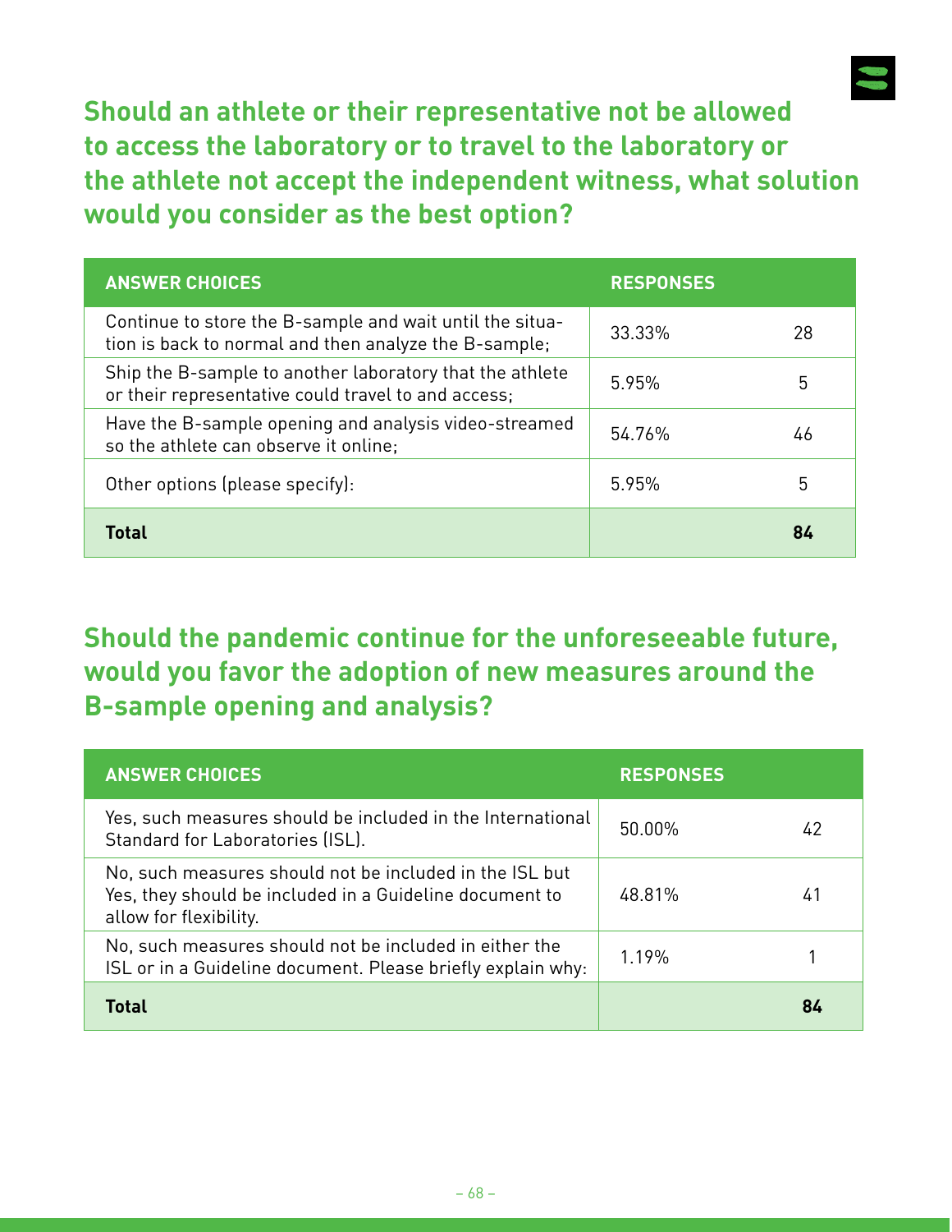## Should an athlete or their representative not be allowed to access the laboratory or to travel to the laboratory or the athlete not accept the independent witness, what solution would you consider as the best option?

| ANSWER CHOICES | RESPONSES | |
|---|---|---|
| Continue to store the B-sample and wait until the situation is back to normal and then analyze the B-sample; | 33.33% | 28 |
| Ship the B-sample to another laboratory that the athlete or their representative could travel to and access; | 5.95% | 5 |
| Have the B-sample opening and analysis video-streamed so the athlete can observe it online; | 54.76% | 46 |
| Other options (please specify): | 5.95% | 5 |
| **Total** | | **84** |

## Should the pandemic continue for the unforeseeable future, would you favor the adoption of new measures around the B-sample opening and analysis?

| ANSWER CHOICES | RESPONSES | |
|---|---|---|
| Yes, such measures should be included in the International Standard for Laboratories (ISL). | 50.00% | 42 |
| No, such measures should not be included in the ISL but Yes, they should be included in a Guideline document to allow for flexibility. | 48.81% | 41 |
| No, such measures should not be included in either the ISL or in a Guideline document. Please briefly explain why: | 1.19% | 1 |
| **Total** | | **84** |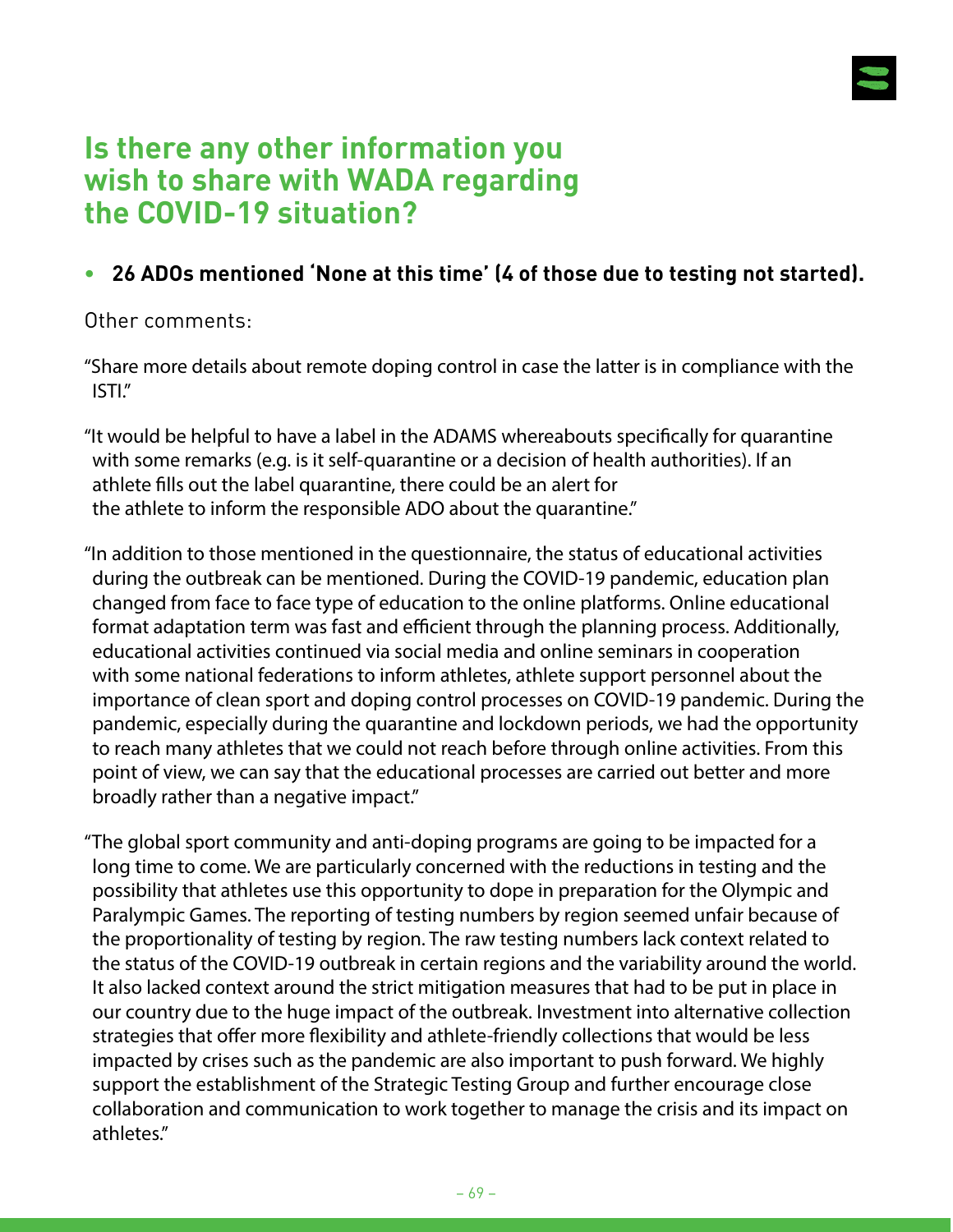# Is there any other information you wish to share with WADA regarding the COVID-19 situation?

- **26 ADOs mentioned 'None at this time' (4 of those due to testing not started).**

Other comments:

"Share more details about remote doping control in case the latter is in compliance with the ISTI."

"It would be helpful to have a label in the ADAMS whereabouts specifically for quarantine with some remarks (e.g. is it self-quarantine or a decision of health authorities). If an athlete fills out the label quarantine, there could be an alert for the athlete to inform the responsible ADO about the quarantine."

"In addition to those mentioned in the questionnaire, the status of educational activities during the outbreak can be mentioned. During the COVID-19 pandemic, education plan changed from face to face type of education to the online platforms. Online educational format adaptation term was fast and efficient through the planning process. Additionally, educational activities continued via social media and online seminars in cooperation with some national federations to inform athletes, athlete support personnel about the importance of clean sport and doping control processes on COVID-19 pandemic. During the pandemic, especially during the quarantine and lockdown periods, we had the opportunity to reach many athletes that we could not reach before through online activities. From this point of view, we can say that the educational processes are carried out better and more broadly rather than a negative impact."

"The global sport community and anti-doping programs are going to be impacted for a long time to come. We are particularly concerned with the reductions in testing and the possibility that athletes use this opportunity to dope in preparation for the Olympic and Paralympic Games. The reporting of testing numbers by region seemed unfair because of the proportionality of testing by region. The raw testing numbers lack context related to the status of the COVID-19 outbreak in certain regions and the variability around the world. It also lacked context around the strict mitigation measures that had to be put in place in our country due to the huge impact of the outbreak. Investment into alternative collection strategies that offer more flexibility and athlete-friendly collections that would be less impacted by crises such as the pandemic are also important to push forward. We highly support the establishment of the Strategic Testing Group and further encourage close collaboration and communication to work together to manage the crisis and its impact on athletes."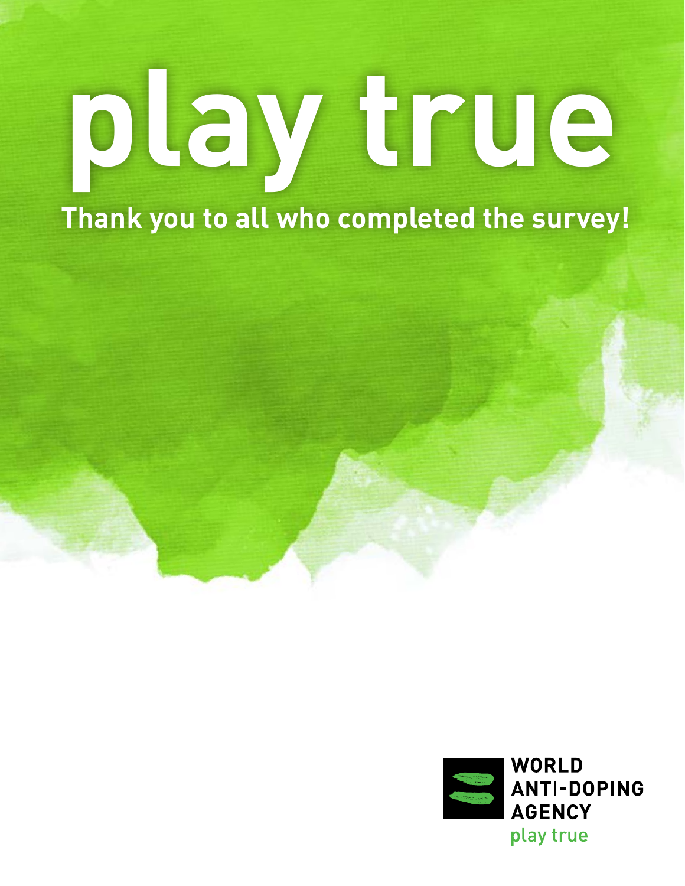# play true

**Thank you to all who completed the survey!**

WORLD
ANTI-DOPING
AGENCY
play true